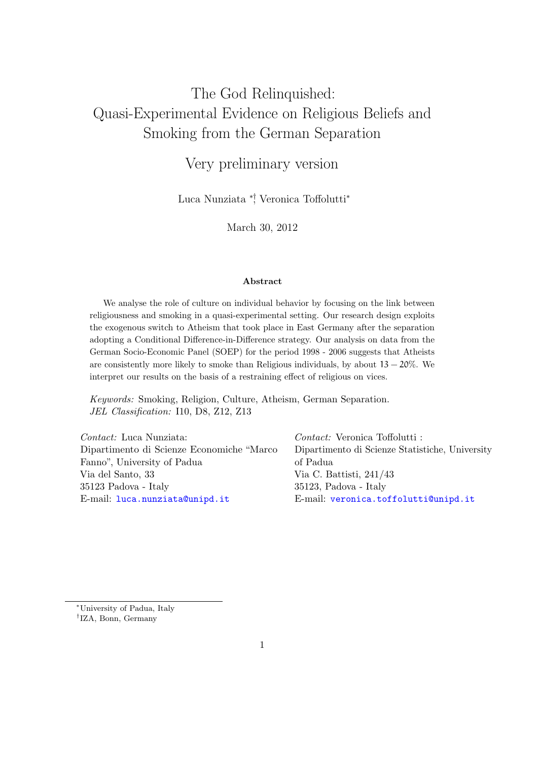# The God Relinquished: Quasi-Experimental Evidence on Religious Beliefs and Smoking from the German Separation

## Very preliminary version

Luca Nunziata [\*,†], Veronica Toffolutti[\*]

March 30, 2012

### Abstract

We analyse the role of culture on individual behavior by focusing on the link between religiousness and smoking in a quasi-experimental setting. Our research design exploits the exogenous switch to Atheism that took place in East Germany after the separation adopting a Conditional Difference-in-Difference strategy. Our analysis on data from the German Socio-Economic Panel (SOEP) for the period 1998 - 2006 suggests that Atheists are consistently more likely to smoke than Religious individuals, by about $13-20\%$. We interpret our results on the basis of a restraining effect of religious on vices.

*Keywords:* Smoking, Religion, Culture, Atheism, German Separation.
*JEL Classification:* I10, D8, Z12, Z13

*Contact:* Luca Nunziata:
Dipartimento di Scienze Economiche "Marco Fanno", University of Padua
Via del Santo, 33
35123 Padova - Italy
E-mail: luca.nunziata@unipd.it

*Contact:* Veronica Toffolutti :
Dipartimento di Scienze Statistiche, University of Padua
Via C. Battisti, 241/43
35123, Padova - Italy
E-mail: veronica.toffolutti@unipd.it

[\*]University of Padua, Italy
[†]IZA, Bonn, Germany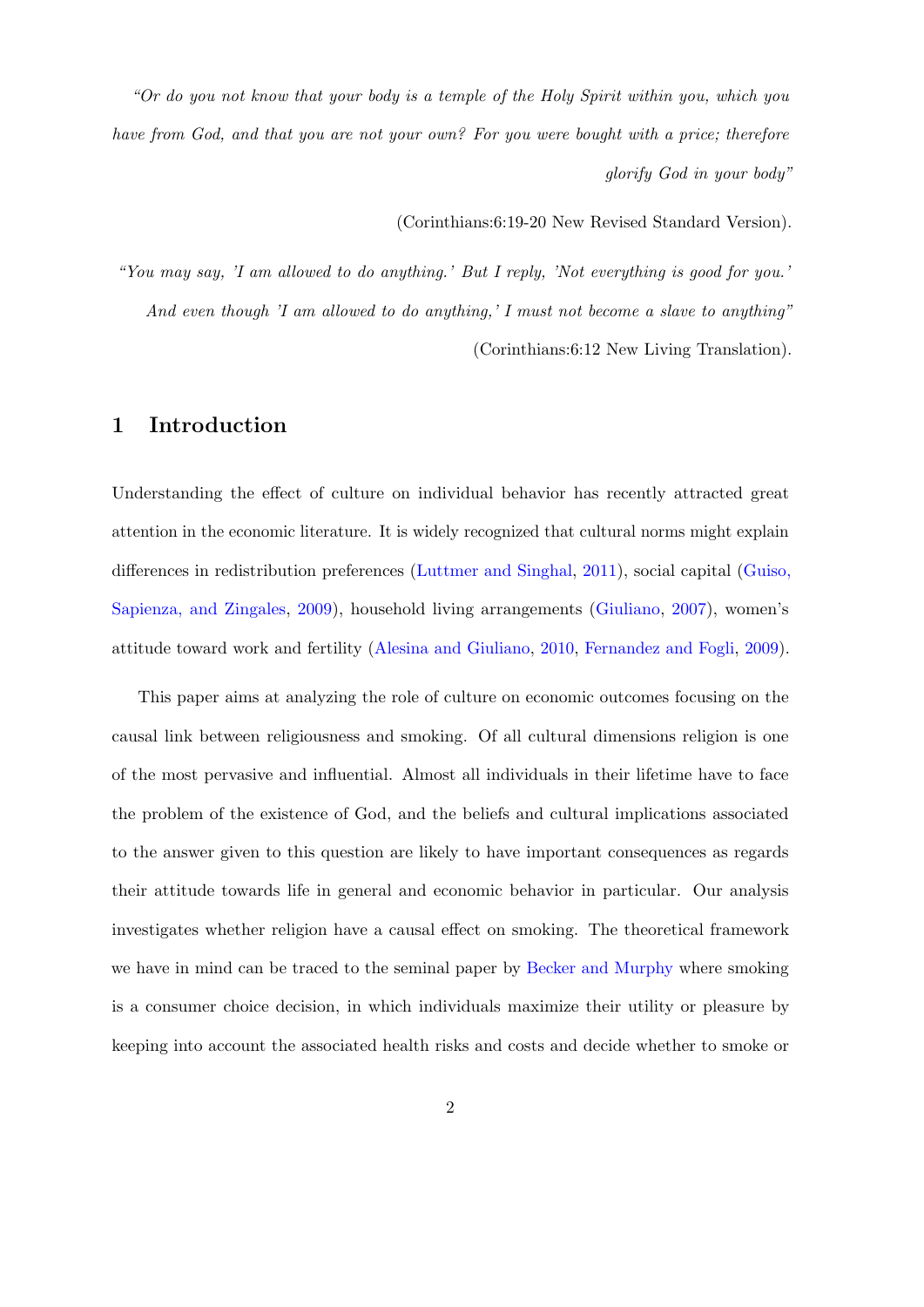*"Or do you not know that your body is a temple of the Holy Spirit within you, which you have from God, and that you are not your own? For you were bought with a price; therefore glorify God in your body"*

(Corinthians:6:19-20 New Revised Standard Version).

*"You may say, 'I am allowed to do anything.' But I reply, 'Not everything is good for you.' And even though 'I am allowed to do anything,' I must not become a slave to anything"*

(Corinthians:6:12 New Living Translation).

## 1 Introduction

Understanding the effect of culture on individual behavior has recently attracted great attention in the economic literature. It is widely recognized that cultural norms might explain differences in redistribution preferences (Luttmer and Singhal, 2011), social capital (Guiso, Sapienza, and Zingales, 2009), household living arrangements (Giuliano, 2007), women's attitude toward work and fertility (Alesina and Giuliano, 2010, Fernandez and Fogli, 2009).

This paper aims at analyzing the role of culture on economic outcomes focusing on the causal link between religiousness and smoking. Of all cultural dimensions religion is one of the most pervasive and influential. Almost all individuals in their lifetime have to face the problem of the existence of God, and the beliefs and cultural implications associated to the answer given to this question are likely to have important consequences as regards their attitude towards life in general and economic behavior in particular. Our analysis investigates whether religion have a causal effect on smoking. The theoretical framework we have in mind can be traced to the seminal paper by Becker and Murphy where smoking is a consumer choice decision, in which individuals maximize their utility or pleasure by keeping into account the associated health risks and costs and decide whether to smoke or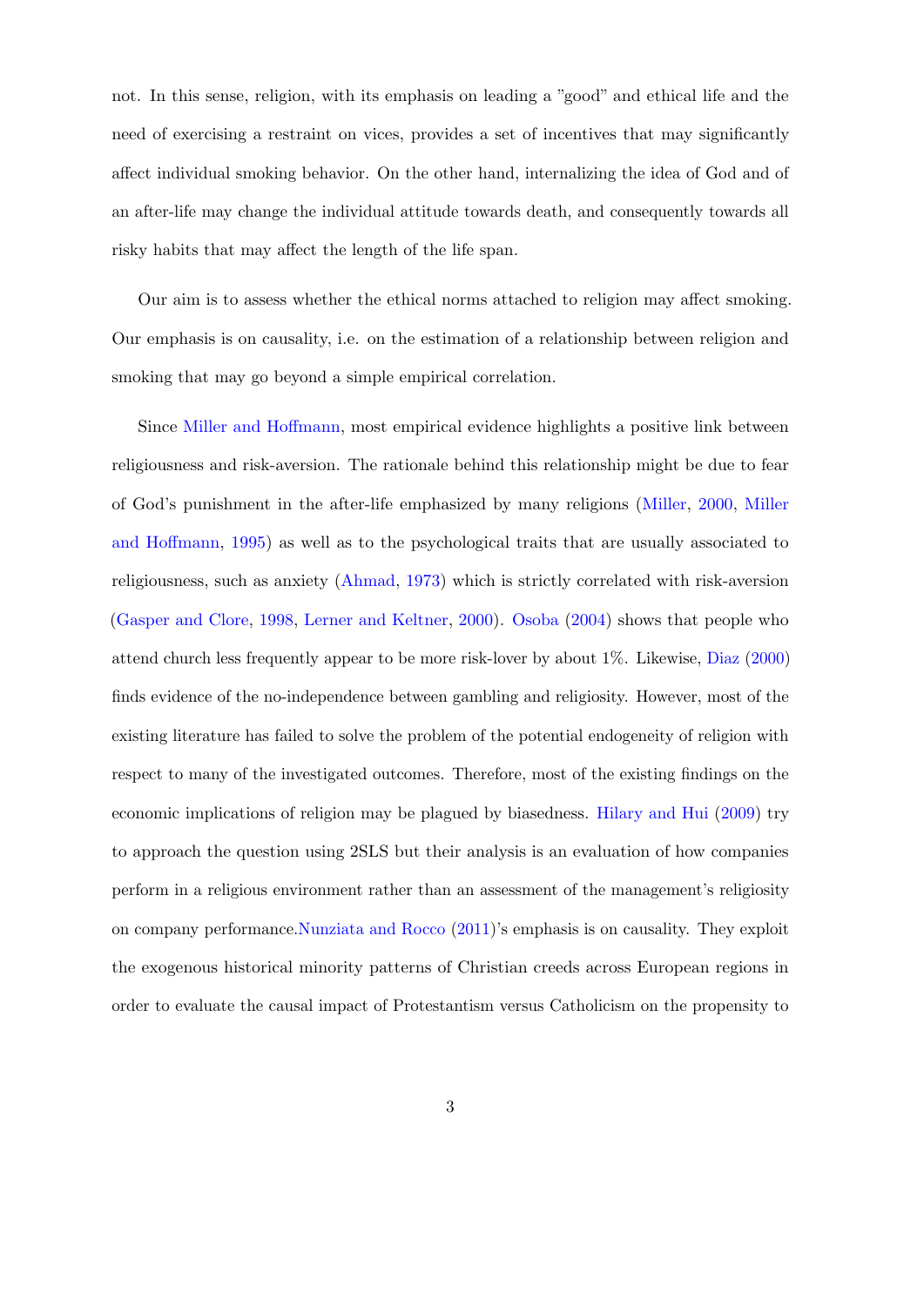not. In this sense, religion, with its emphasis on leading a "good" and ethical life and the need of exercising a restraint on vices, provides a set of incentives that may significantly affect individual smoking behavior. On the other hand, internalizing the idea of God and of an after-life may change the individual attitude towards death, and consequently towards all risky habits that may affect the length of the life span.

Our aim is to assess whether the ethical norms attached to religion may affect smoking. Our emphasis is on causality, i.e. on the estimation of a relationship between religion and smoking that may go beyond a simple empirical correlation.

Since Miller and Hoffmann, most empirical evidence highlights a positive link between religiousness and risk-aversion. The rationale behind this relationship might be due to fear of God's punishment in the after-life emphasized by many religions (Miller, 2000, Miller and Hoffmann, 1995) as well as to the psychological traits that are usually associated to religiousness, such as anxiety (Ahmad, 1973) which is strictly correlated with risk-aversion (Gasper and Clore, 1998, Lerner and Keltner, 2000). Osoba (2004) shows that people who attend church less frequently appear to be more risk-lover by about 1%. Likewise, Diaz (2000) finds evidence of the no-independence between gambling and religiosity. However, most of the existing literature has failed to solve the problem of the potential endogeneity of religion with respect to many of the investigated outcomes. Therefore, most of the existing findings on the economic implications of religion may be plagued by biasedness. Hilary and Hui (2009) try to approach the question using 2SLS but their analysis is an evaluation of how companies perform in a religious environment rather than an assessment of the management's religiosity on company performance.Nunziata and Rocco (2011)'s emphasis is on causality. They exploit the exogenous historical minority patterns of Christian creeds across European regions in order to evaluate the causal impact of Protestantism versus Catholicism on the propensity to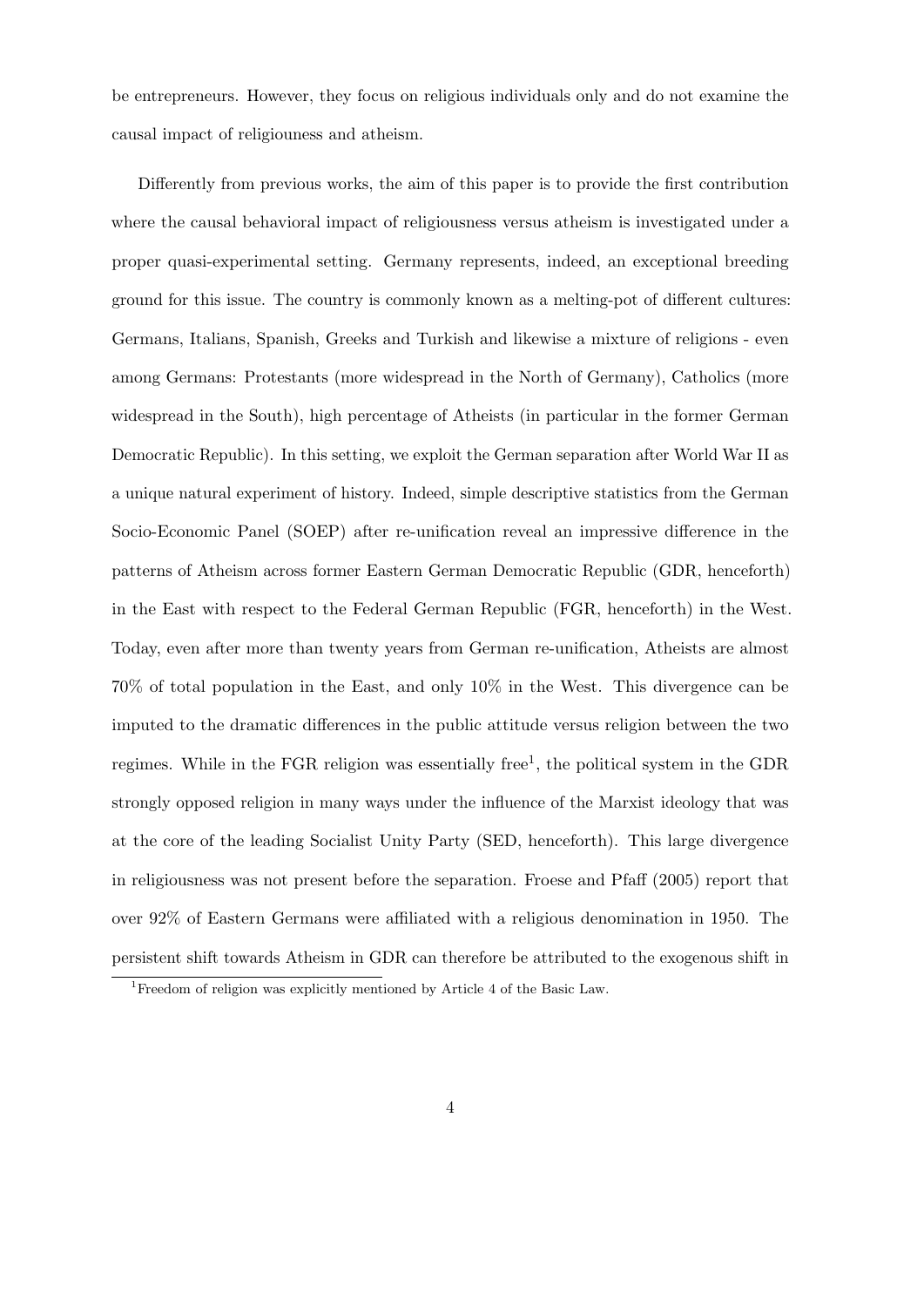be entrepreneurs. However, they focus on religious individuals only and do not examine the causal impact of religiouness and atheism.

Differently from previous works, the aim of this paper is to provide the first contribution where the causal behavioral impact of religiousness versus atheism is investigated under a proper quasi-experimental setting. Germany represents, indeed, an exceptional breeding ground for this issue. The country is commonly known as a melting-pot of different cultures: Germans, Italians, Spanish, Greeks and Turkish and likewise a mixture of religions - even among Germans: Protestants (more widespread in the North of Germany), Catholics (more widespread in the South), high percentage of Atheists (in particular in the former German Democratic Republic). In this setting, we exploit the German separation after World War II as a unique natural experiment of history. Indeed, simple descriptive statistics from the German Socio-Economic Panel (SOEP) after re-unification reveal an impressive difference in the patterns of Atheism across former Eastern German Democratic Republic (GDR, henceforth) in the East with respect to the Federal German Republic (FGR, henceforth) in the West. Today, even after more than twenty years from German re-unification, Atheists are almost 70% of total population in the East, and only 10% in the West. This divergence can be imputed to the dramatic differences in the public attitude versus religion between the two regimes. While in the FGR religion was essentially free[1], the political system in the GDR strongly opposed religion in many ways under the influence of the Marxist ideology that was at the core of the leading Socialist Unity Party (SED, henceforth). This large divergence in religiousness was not present before the separation. Froese and Pfaff (2005) report that over 92% of Eastern Germans were affiliated with a religious denomination in 1950. The persistent shift towards Atheism in GDR can therefore be attributed to the exogenous shift in

[1] Freedom of religion was explicitly mentioned by Article 4 of the Basic Law.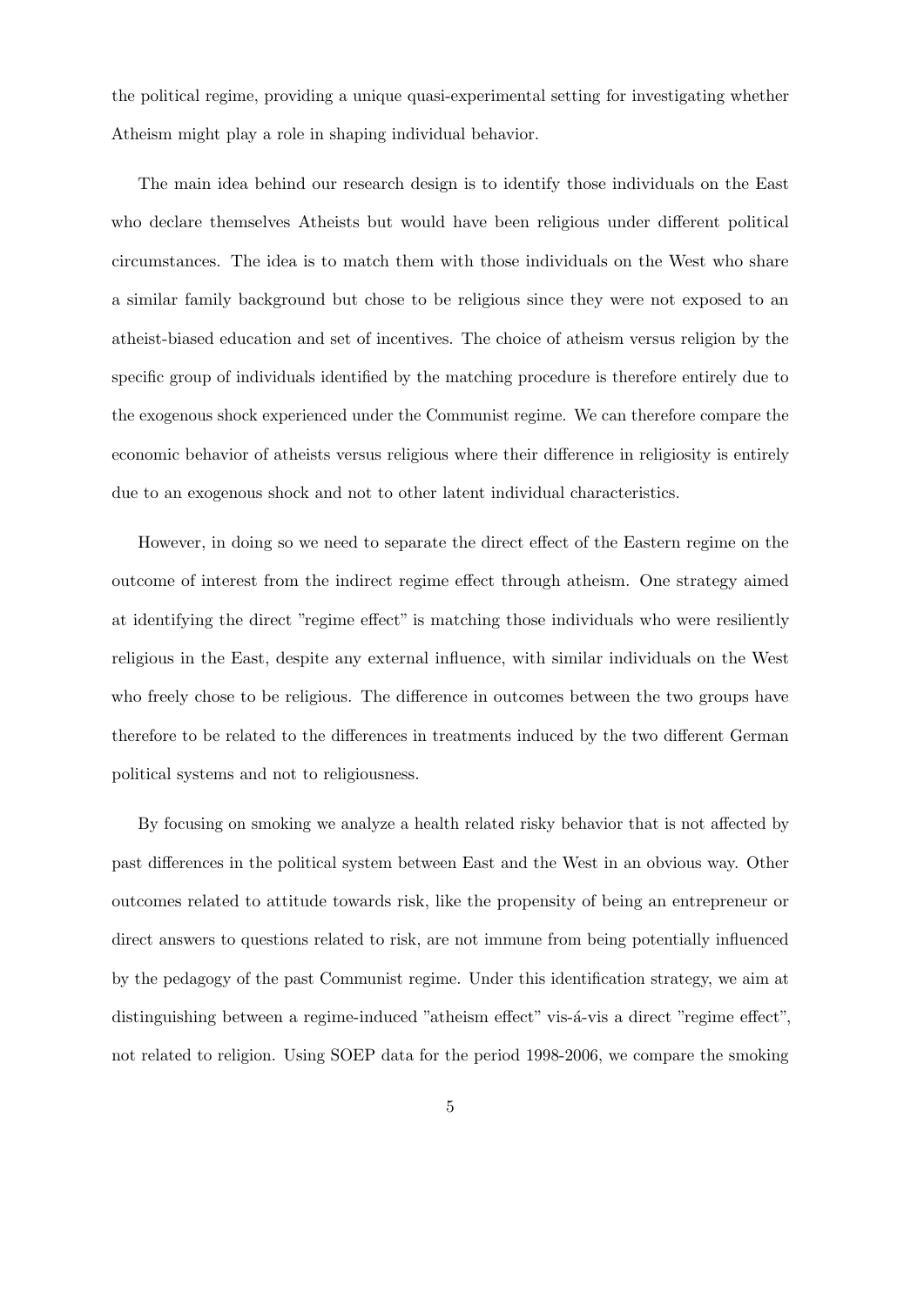the political regime, providing a unique quasi-experimental setting for investigating whether Atheism might play a role in shaping individual behavior.

The main idea behind our research design is to identify those individuals on the East who declare themselves Atheists but would have been religious under different political circumstances. The idea is to match them with those individuals on the West who share a similar family background but chose to be religious since they were not exposed to an atheist-biased education and set of incentives. The choice of atheism versus religion by the specific group of individuals identified by the matching procedure is therefore entirely due to the exogenous shock experienced under the Communist regime. We can therefore compare the economic behavior of atheists versus religious where their difference in religiosity is entirely due to an exogenous shock and not to other latent individual characteristics.

However, in doing so we need to separate the direct effect of the Eastern regime on the outcome of interest from the indirect regime effect through atheism. One strategy aimed at identifying the direct "regime effect" is matching those individuals who were resiliently religious in the East, despite any external influence, with similar individuals on the West who freely chose to be religious. The difference in outcomes between the two groups have therefore to be related to the differences in treatments induced by the two different German political systems and not to religiousness.

By focusing on smoking we analyze a health related risky behavior that is not affected by past differences in the political system between East and the West in an obvious way. Other outcomes related to attitude towards risk, like the propensity of being an entrepreneur or direct answers to questions related to risk, are not immune from being potentially influenced by the pedagogy of the past Communist regime. Under this identification strategy, we aim at distinguishing between a regime-induced "atheism effect" vis-á-vis a direct "regime effect", not related to religion. Using SOEP data for the period 1998-2006, we compare the smoking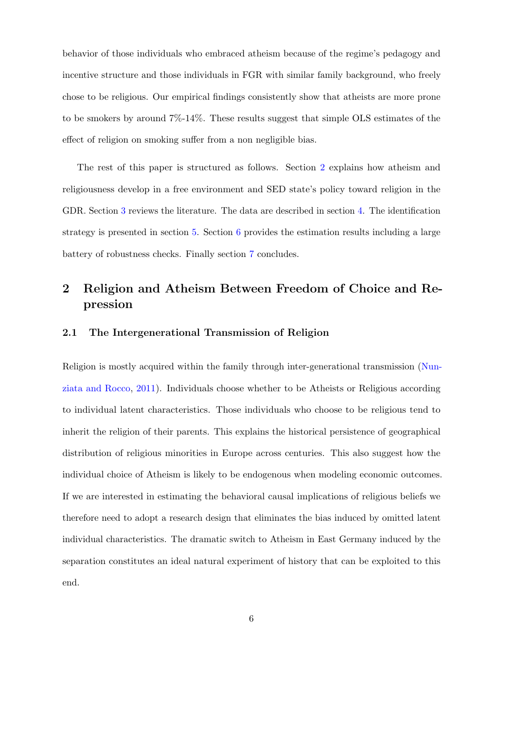behavior of those individuals who embraced atheism because of the regime's pedagogy and incentive structure and those individuals in FGR with similar family background, who freely chose to be religious. Our empirical findings consistently show that atheists are more prone to be smokers by around 7%-14%. These results suggest that simple OLS estimates of the effect of religion on smoking suffer from a non negligible bias.

The rest of this paper is structured as follows. Section 2 explains how atheism and religiousness develop in a free environment and SED state's policy toward religion in the GDR. Section 3 reviews the literature. The data are described in section 4. The identification strategy is presented in section 5. Section 6 provides the estimation results including a large battery of robustness checks. Finally section 7 concludes.

## 2 Religion and Atheism Between Freedom of Choice and Repression

### 2.1 The Intergenerational Transmission of Religion

Religion is mostly acquired within the family through inter-generational transmission (Nunziata and Rocco, 2011). Individuals choose whether to be Atheists or Religious according to individual latent characteristics. Those individuals who choose to be religious tend to inherit the religion of their parents. This explains the historical persistence of geographical distribution of religious minorities in Europe across centuries. This also suggest how the individual choice of Atheism is likely to be endogenous when modeling economic outcomes. If we are interested in estimating the behavioral causal implications of religious beliefs we therefore need to adopt a research design that eliminates the bias induced by omitted latent individual characteristics. The dramatic switch to Atheism in East Germany induced by the separation constitutes an ideal natural experiment of history that can be exploited to this end.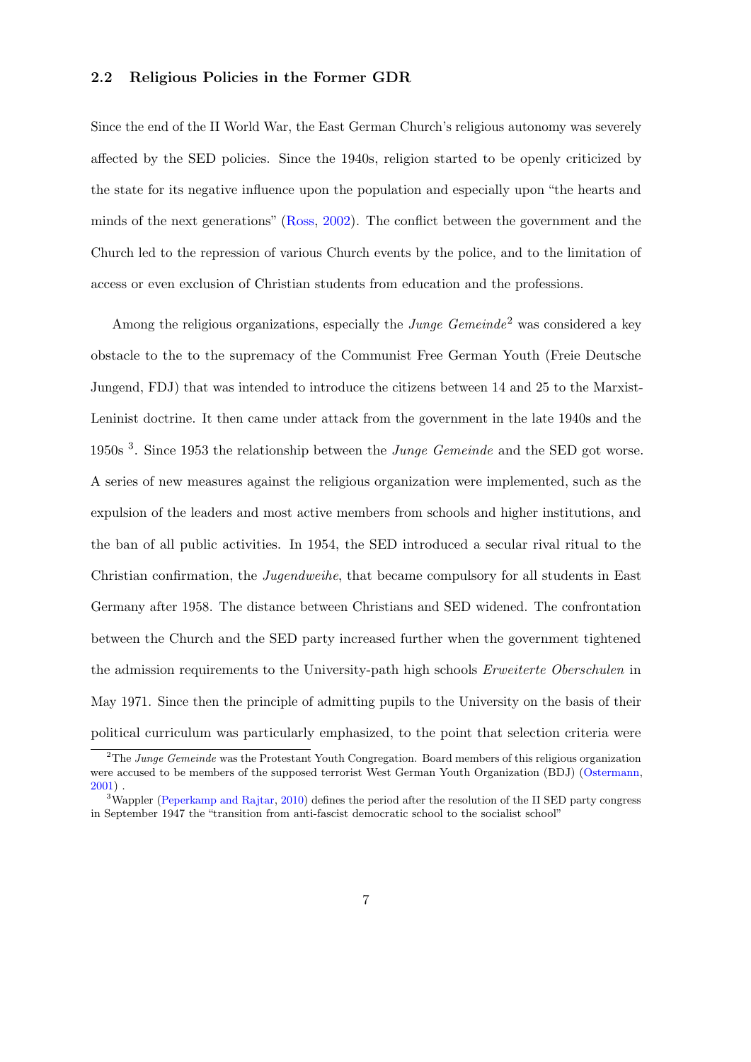### 2.2 Religious Policies in the Former GDR

Since the end of the II World War, the East German Church's religious autonomy was severely affected by the SED policies. Since the 1940s, religion started to be openly criticized by the state for its negative influence upon the population and especially upon "the hearts and minds of the next generations" (Ross, 2002). The conflict between the government and the Church led to the repression of various Church events by the police, and to the limitation of access or even exclusion of Christian students from education and the professions.

Among the religious organizations, especially the *Junge Gemeinde*[2] was considered a key obstacle to the to the supremacy of the Communist Free German Youth (Freie Deutsche Jungend, FDJ) that was intended to introduce the citizens between 14 and 25 to the Marxist-Leninist doctrine. It then came under attack from the government in the late 1940s and the 1950s [3]. Since 1953 the relationship between the *Junge Gemeinde* and the SED got worse. A series of new measures against the religious organization were implemented, such as the expulsion of the leaders and most active members from schools and higher institutions, and the ban of all public activities. In 1954, the SED introduced a secular rival ritual to the Christian confirmation, the *Jugendweihe*, that became compulsory for all students in East Germany after 1958. The distance between Christians and SED widened. The confrontation between the Church and the SED party increased further when the government tightened the admission requirements to the University-path high schools *Erweiterte Oberschulen* in May 1971. Since then the principle of admitting pupils to the University on the basis of their political curriculum was particularly emphasized, to the point that selection criteria were

[2] The *Junge Gemeinde* was the Protestant Youth Congregation. Board members of this religious organization were accused to be members of the supposed terrorist West German Youth Organization (BDJ) (Ostermann, 2001) .

[3] Wappler (Peperkamp and Rajtar, 2010) defines the period after the resolution of the II SED party congress in September 1947 the "transition from anti-fascist democratic school to the socialist school"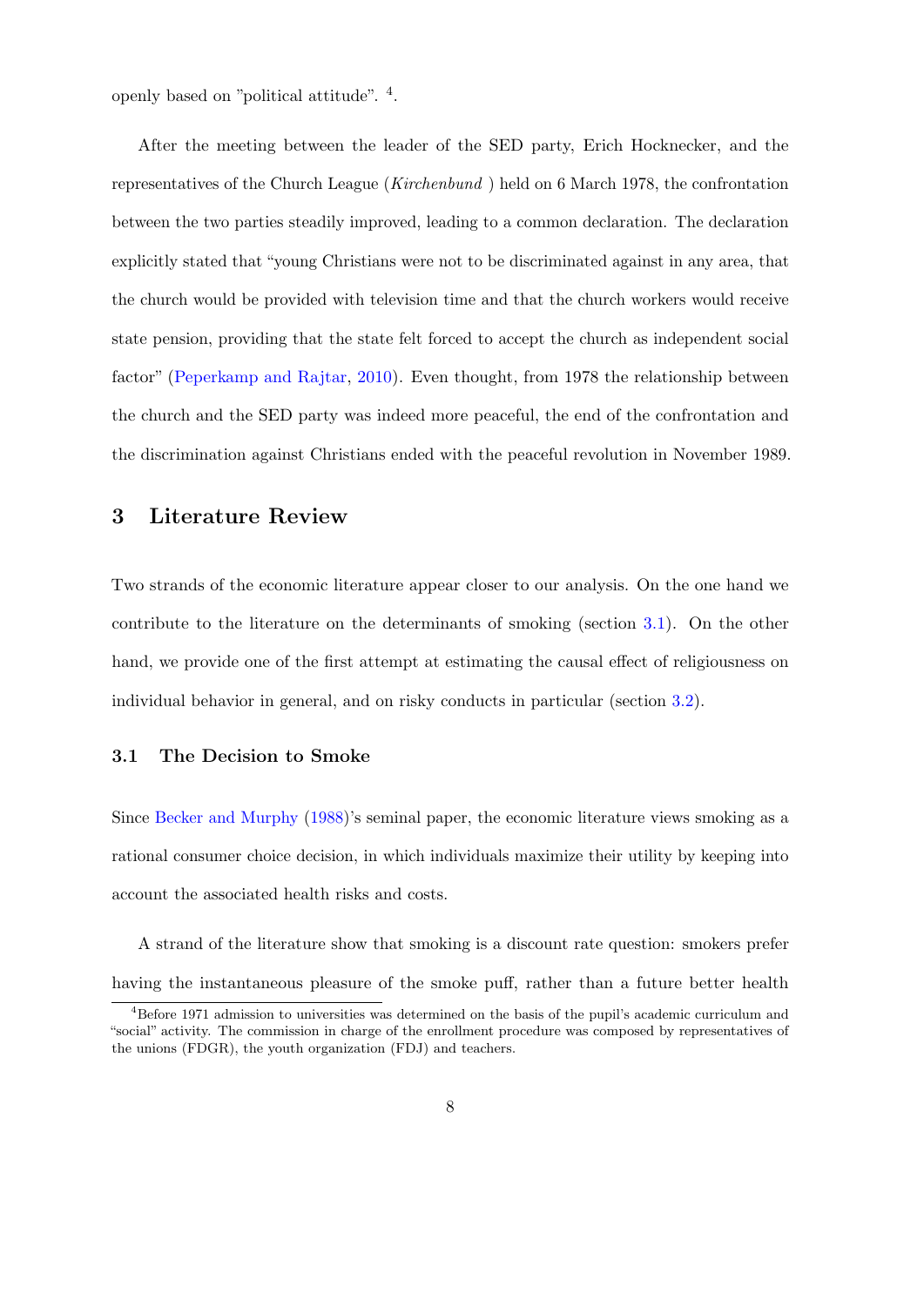openly based on "political attitude". [4].

After the meeting between the leader of the SED party, Erich Hocknecker, and the representatives of the Church League (*Kirchenbund* ) held on 6 March 1978, the confrontation between the two parties steadily improved, leading to a common declaration. The declaration explicitly stated that "young Christians were not to be discriminated against in any area, that the church would be provided with television time and that the church workers would receive state pension, providing that the state felt forced to accept the church as independent social factor" (Peperkamp and Rajtar, 2010). Even thought, from 1978 the relationship between the church and the SED party was indeed more peaceful, the end of the confrontation and the discrimination against Christians ended with the peaceful revolution in November 1989.

## 3 Literature Review

Two strands of the economic literature appear closer to our analysis. On the one hand we contribute to the literature on the determinants of smoking (section 3.1). On the other hand, we provide one of the first attempt at estimating the causal effect of religiousness on individual behavior in general, and on risky conducts in particular (section 3.2).

### 3.1 The Decision to Smoke

Since Becker and Murphy (1988)'s seminal paper, the economic literature views smoking as a rational consumer choice decision, in which individuals maximize their utility by keeping into account the associated health risks and costs.

A strand of the literature show that smoking is a discount rate question: smokers prefer having the instantaneous pleasure of the smoke puff, rather than a future better health

[4] Before 1971 admission to universities was determined on the basis of the pupil's academic curriculum and "social" activity. The commission in charge of the enrollment procedure was composed by representatives of the unions (FDGR), the youth organization (FDJ) and teachers.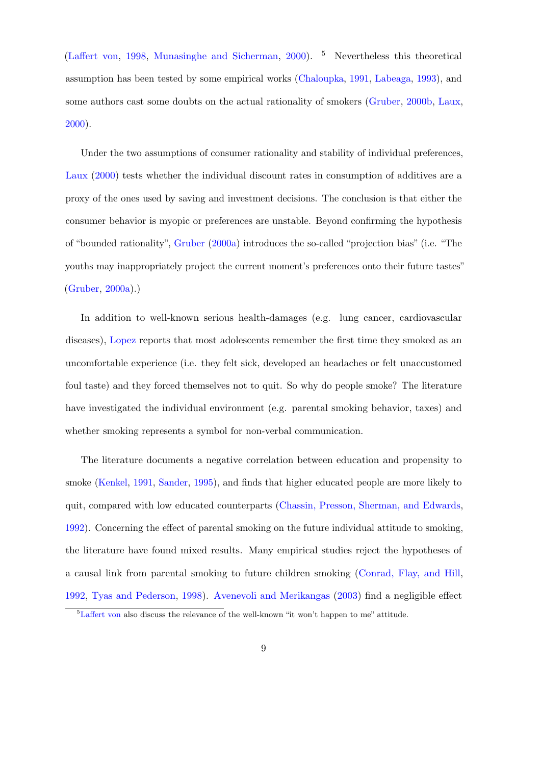(Laffert von, 1998, Munasinghe and Sicherman, 2000). [5] Nevertheless this theoretical assumption has been tested by some empirical works (Chaloupka, 1991, Labeaga, 1993), and some authors cast some doubts on the actual rationality of smokers (Gruber, 2000b, Laux, 2000).

Under the two assumptions of consumer rationality and stability of individual preferences, Laux (2000) tests whether the individual discount rates in consumption of additives are a proxy of the ones used by saving and investment decisions. The conclusion is that either the consumer behavior is myopic or preferences are unstable. Beyond confirming the hypothesis of "bounded rationality", Gruber (2000a) introduces the so-called "projection bias" (i.e. "The youths may inappropriately project the current moment's preferences onto their future tastes" (Gruber, 2000a).)

In addition to well-known serious health-damages (e.g. lung cancer, cardiovascular diseases), Lopez reports that most adolescents remember the first time they smoked as an uncomfortable experience (i.e. they felt sick, developed an headaches or felt unaccustomed foul taste) and they forced themselves not to quit. So why do people smoke? The literature have investigated the individual environment (e.g. parental smoking behavior, taxes) and whether smoking represents a symbol for non-verbal communication.

The literature documents a negative correlation between education and propensity to smoke (Kenkel, 1991, Sander, 1995), and finds that higher educated people are more likely to quit, compared with low educated counterparts (Chassin, Presson, Sherman, and Edwards, 1992). Concerning the effect of parental smoking on the future individual attitude to smoking, the literature have found mixed results. Many empirical studies reject the hypotheses of a causal link from parental smoking to future children smoking (Conrad, Flay, and Hill, 1992, Tyas and Pederson, 1998). Avenevoli and Merikangas (2003) find a negligible effect

[5] Laffert von also discuss the relevance of the well-known "it won't happen to me" attitude.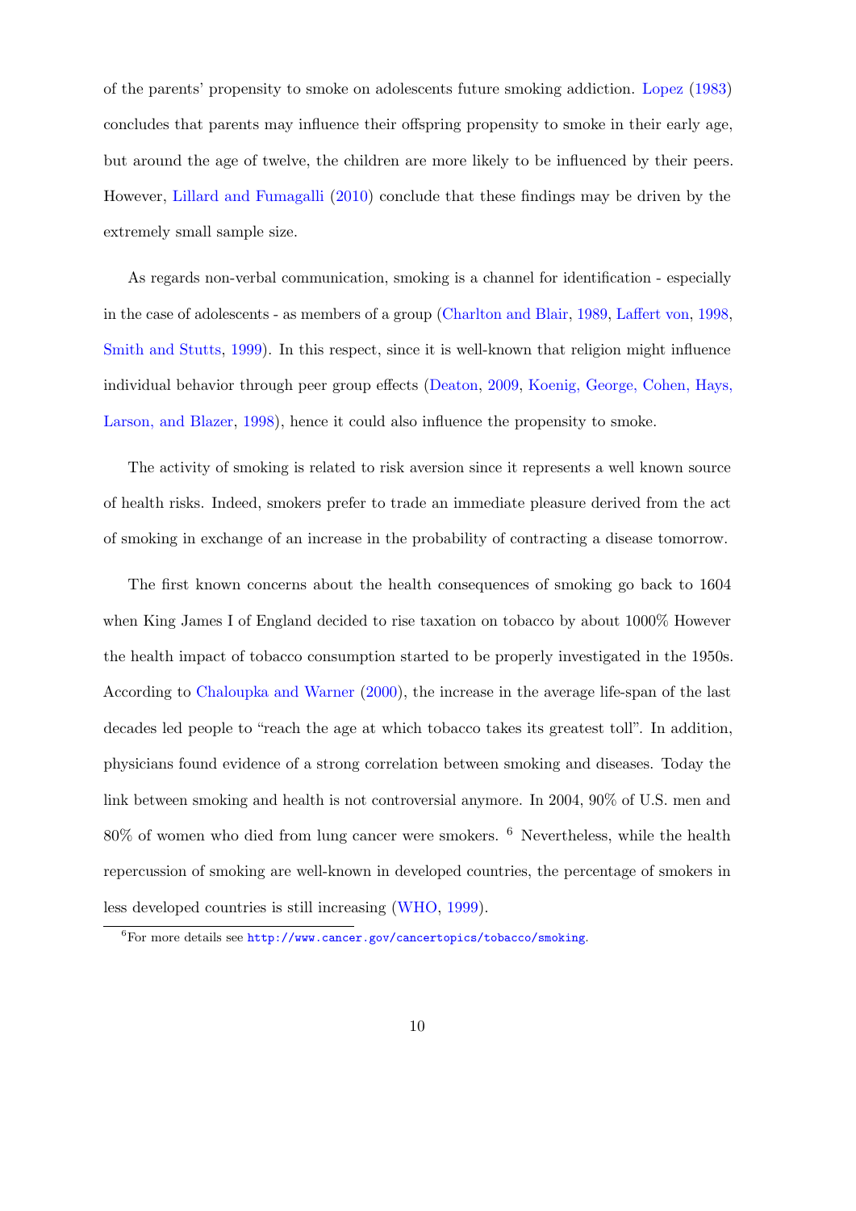of the parents' propensity to smoke on adolescents future smoking addiction. Lopez (1983) concludes that parents may influence their offspring propensity to smoke in their early age, but around the age of twelve, the children are more likely to be influenced by their peers. However, Lillard and Fumagalli (2010) conclude that these findings may be driven by the extremely small sample size.

As regards non-verbal communication, smoking is a channel for identification - especially in the case of adolescents - as members of a group (Charlton and Blair, 1989, Laffert von, 1998, Smith and Stutts, 1999). In this respect, since it is well-known that religion might influence individual behavior through peer group effects (Deaton, 2009, Koenig, George, Cohen, Hays, Larson, and Blazer, 1998), hence it could also influence the propensity to smoke.

The activity of smoking is related to risk aversion since it represents a well known source of health risks. Indeed, smokers prefer to trade an immediate pleasure derived from the act of smoking in exchange of an increase in the probability of contracting a disease tomorrow.

The first known concerns about the health consequences of smoking go back to 1604 when King James I of England decided to rise taxation on tobacco by about 1000% However the health impact of tobacco consumption started to be properly investigated in the 1950s. According to Chaloupka and Warner (2000), the increase in the average life-span of the last decades led people to "reach the age at which tobacco takes its greatest toll". In addition, physicians found evidence of a strong correlation between smoking and diseases. Today the link between smoking and health is not controversial anymore. In 2004, 90% of U.S. men and 80% of women who died from lung cancer were smokers. [6] Nevertheless, while the health repercussion of smoking are well-known in developed countries, the percentage of smokers in less developed countries is still increasing (WHO, 1999).

[6] For more details see http://www.cancer.gov/cancertopics/tobacco/smoking.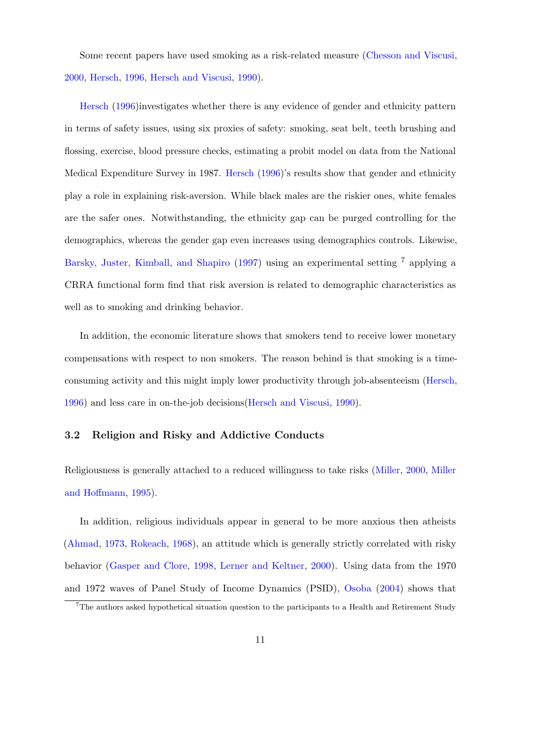Some recent papers have used smoking as a risk-related measure (Chesson and Viscusi, 2000, Hersch, 1996, Hersch and Viscusi, 1990).

Hersch (1996)investigates whether there is any evidence of gender and ethnicity pattern in terms of safety issues, using six proxies of safety: smoking, seat belt, teeth brushing and flossing, exercise, blood pressure checks, estimating a probit model on data from the National Medical Expenditure Survey in 1987. Hersch (1996)'s results show that gender and ethnicity play a role in explaining risk-aversion. While black males are the riskier ones, white females are the safer ones. Notwithstanding, the ethnicity gap can be purged controlling for the demographics, whereas the gender gap even increases using demographics controls. Likewise, Barsky, Juster, Kimball, and Shapiro (1997) using an experimental setting [7] applying a CRRA functional form find that risk aversion is related to demographic characteristics as well as to smoking and drinking behavior.

In addition, the economic literature shows that smokers tend to receive lower monetary compensations with respect to non smokers. The reason behind is that smoking is a time-consuming activity and this might imply lower productivity through job-absenteeism (Hersch, 1996) and less care in on-the-job decisions(Hersch and Viscusi, 1990).

### 3.2 Religion and Risky and Addictive Conducts

Religiousness is generally attached to a reduced willingness to take risks (Miller, 2000, Miller and Hoffmann, 1995).

In addition, religious individuals appear in general to be more anxious then atheists (Ahmad, 1973, Rokeach, 1968), an attitude which is generally strictly correlated with risky behavior (Gasper and Clore, 1998, Lerner and Keltner, 2000). Using data from the 1970 and 1972 waves of Panel Study of Income Dynamics (PSID), Osoba (2004) shows that

[7] The authors asked hypothetical situation question to the participants to a Health and Retirement Study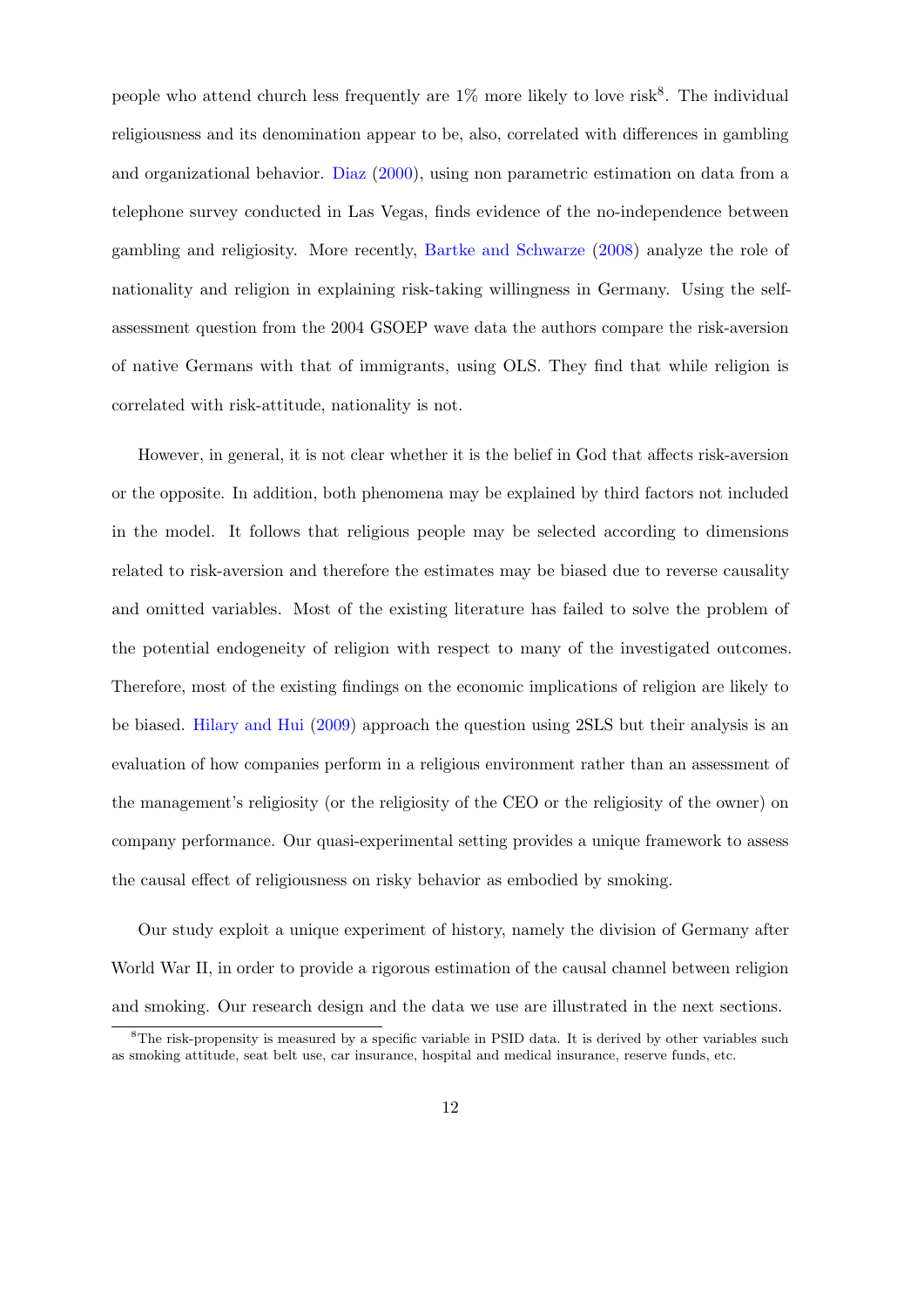people who attend church less frequently are 1% more likely to love risk[8]. The individual religiousness and its denomination appear to be, also, correlated with differences in gambling and organizational behavior. Diaz (2000), using non parametric estimation on data from a telephone survey conducted in Las Vegas, finds evidence of the no-independence between gambling and religiosity. More recently, Bartke and Schwarze (2008) analyze the role of nationality and religion in explaining risk-taking willingness in Germany. Using the self-assessment question from the 2004 GSOEP wave data the authors compare the risk-aversion of native Germans with that of immigrants, using OLS. They find that while religion is correlated with risk-attitude, nationality is not.

However, in general, it is not clear whether it is the belief in God that affects risk-aversion or the opposite. In addition, both phenomena may be explained by third factors not included in the model. It follows that religious people may be selected according to dimensions related to risk-aversion and therefore the estimates may be biased due to reverse causality and omitted variables. Most of the existing literature has failed to solve the problem of the potential endogeneity of religion with respect to many of the investigated outcomes. Therefore, most of the existing findings on the economic implications of religion are likely to be biased. Hilary and Hui (2009) approach the question using 2SLS but their analysis is an evaluation of how companies perform in a religious environment rather than an assessment of the management's religiosity (or the religiosity of the CEO or the religiosity of the owner) on company performance. Our quasi-experimental setting provides a unique framework to assess the causal effect of religiousness on risky behavior as embodied by smoking.

Our study exploit a unique experiment of history, namely the division of Germany after World War II, in order to provide a rigorous estimation of the causal channel between religion and smoking. Our research design and the data we use are illustrated in the next sections.

[8]The risk-propensity is measured by a specific variable in PSID data. It is derived by other variables such as smoking attitude, seat belt use, car insurance, hospital and medical insurance, reserve funds, etc.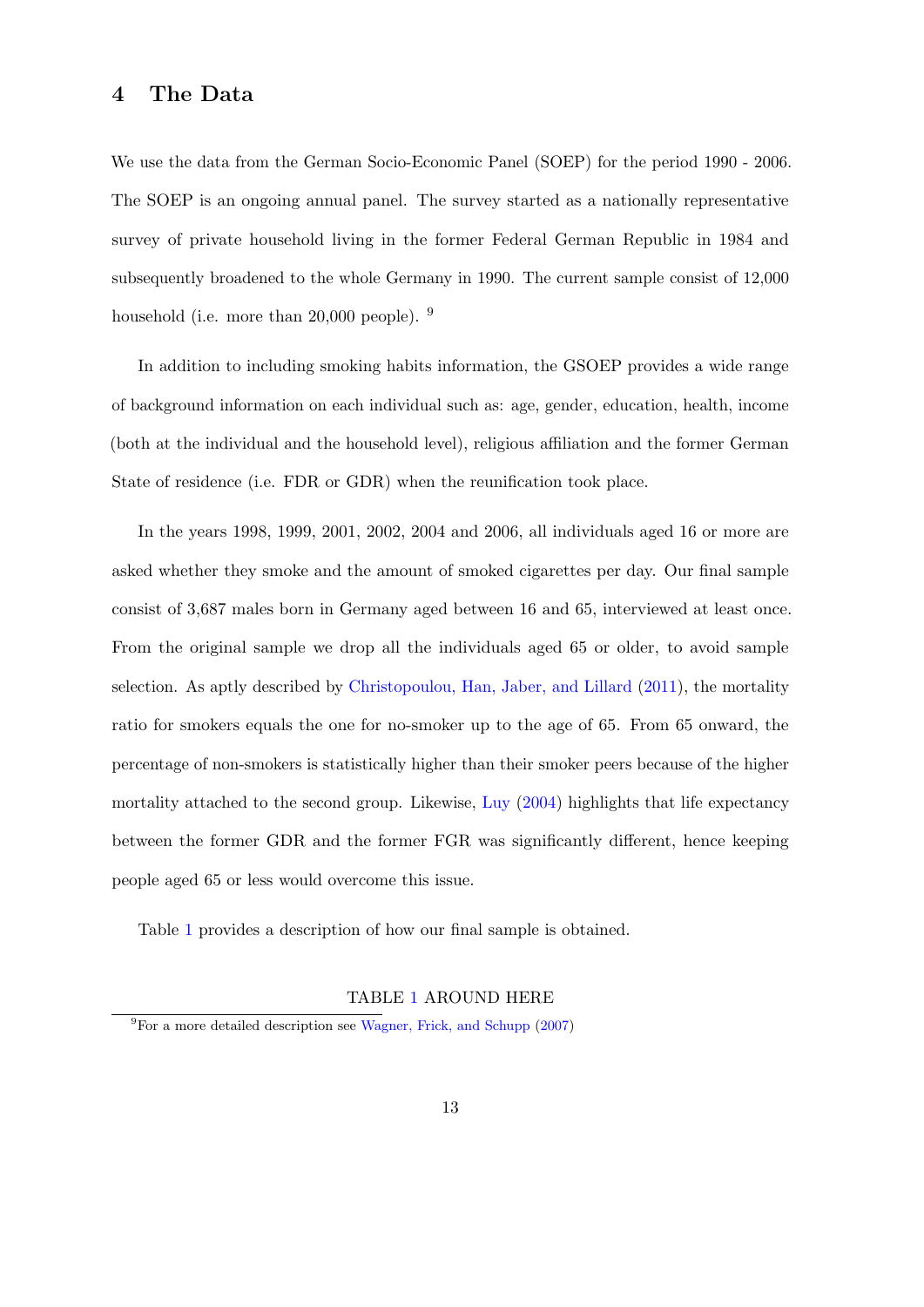## 4 The Data

We use the data from the German Socio-Economic Panel (SOEP) for the period 1990 - 2006. The SOEP is an ongoing annual panel. The survey started as a nationally representative survey of private household living in the former Federal German Republic in 1984 and subsequently broadened to the whole Germany in 1990. The current sample consist of 12,000 household (i.e. more than 20,000 people). [9]

In addition to including smoking habits information, the GSOEP provides a wide range of background information on each individual such as: age, gender, education, health, income (both at the individual and the household level), religious affiliation and the former German State of residence (i.e. FDR or GDR) when the reunification took place.

In the years 1998, 1999, 2001, 2002, 2004 and 2006, all individuals aged 16 or more are asked whether they smoke and the amount of smoked cigarettes per day. Our final sample consist of 3,687 males born in Germany aged between 16 and 65, interviewed at least once. From the original sample we drop all the individuals aged 65 or older, to avoid sample selection. As aptly described by Christopoulou, Han, Jaber, and Lillard (2011), the mortality ratio for smokers equals the one for no-smoker up to the age of 65. From 65 onward, the percentage of non-smokers is statistically higher than their smoker peers because of the higher mortality attached to the second group. Likewise, Luy (2004) highlights that life expectancy between the former GDR and the former FGR was significantly different, hence keeping people aged 65 or less would overcome this issue.

Table 1 provides a description of how our final sample is obtained.

TABLE 1 AROUND HERE

[9] For a more detailed description see Wagner, Frick, and Schupp (2007)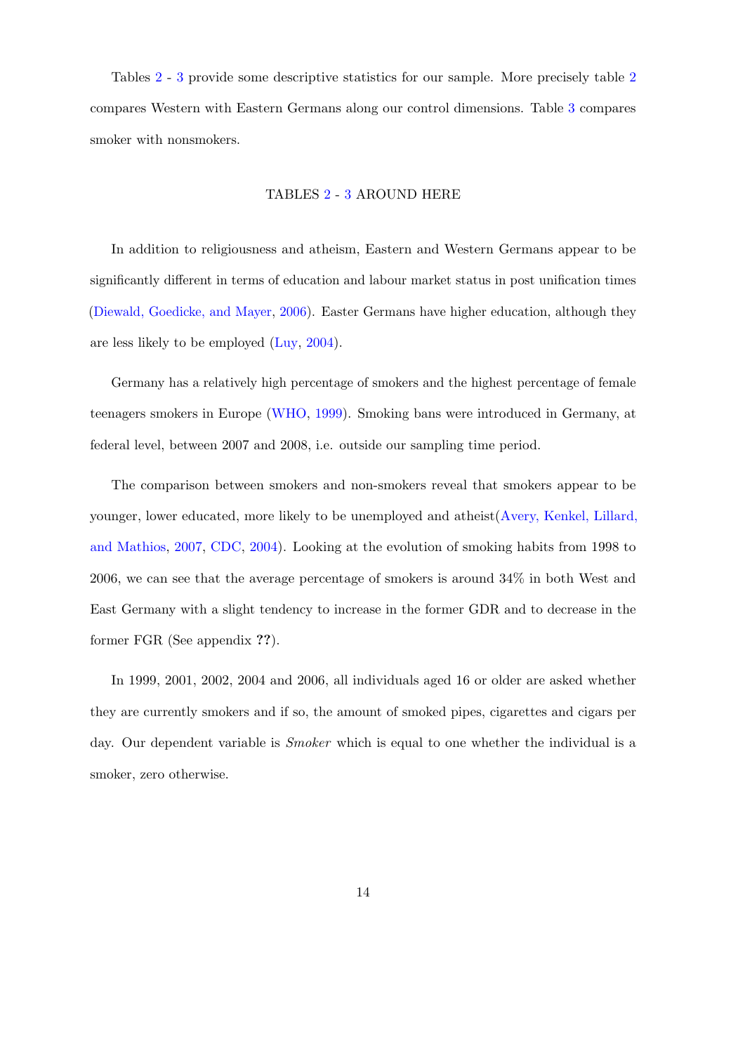Tables 2 - 3 provide some descriptive statistics for our sample. More precisely table 2 compares Western with Eastern Germans along our control dimensions. Table 3 compares smoker with nonsmokers.

TABLES 2 - 3 AROUND HERE

In addition to religiousness and atheism, Eastern and Western Germans appear to be significantly different in terms of education and labour market status in post unification times (Diewald, Goedicke, and Mayer, 2006). Easter Germans have higher education, although they are less likely to be employed (Luy, 2004).

Germany has a relatively high percentage of smokers and the highest percentage of female teenagers smokers in Europe (WHO, 1999). Smoking bans were introduced in Germany, at federal level, between 2007 and 2008, i.e. outside our sampling time period.

The comparison between smokers and non-smokers reveal that smokers appear to be younger, lower educated, more likely to be unemployed and atheist(Avery, Kenkel, Lillard, and Mathios, 2007, CDC, 2004). Looking at the evolution of smoking habits from 1998 to 2006, we can see that the average percentage of smokers is around 34% in both West and East Germany with a slight tendency to increase in the former GDR and to decrease in the former FGR (See appendix **??**).

In 1999, 2001, 2002, 2004 and 2006, all individuals aged 16 or older are asked whether they are currently smokers and if so, the amount of smoked pipes, cigarettes and cigars per day. Our dependent variable is *Smoker* which is equal to one whether the individual is a smoker, zero otherwise.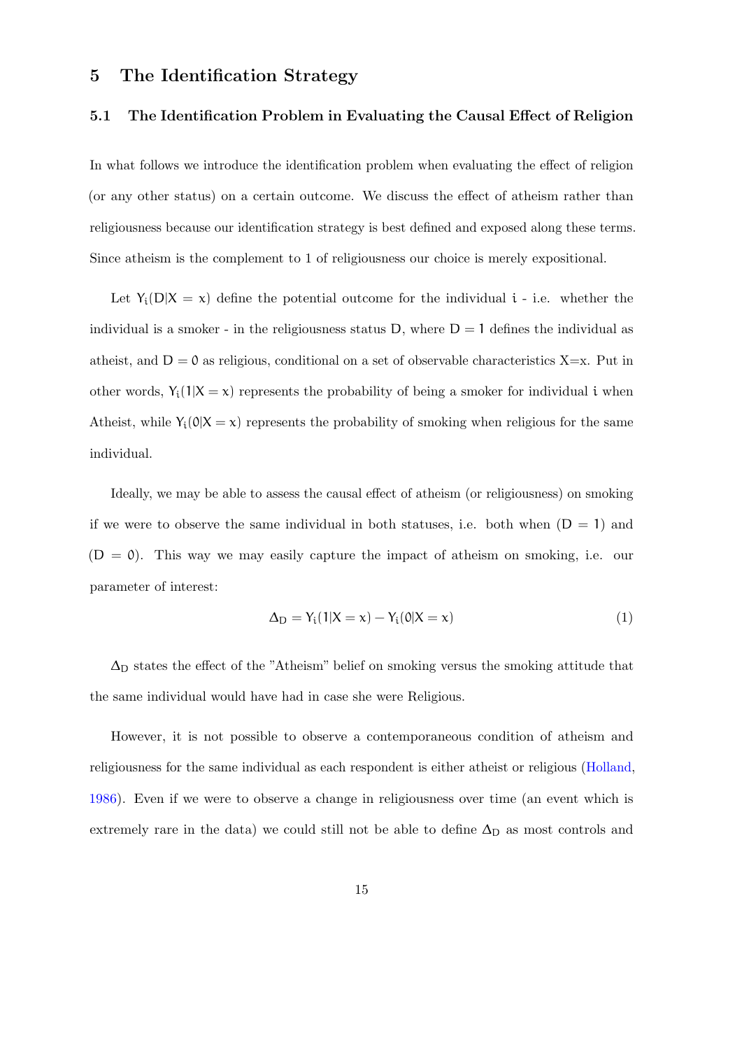## 5 The Identification Strategy

### 5.1 The Identification Problem in Evaluating the Causal Effect of Religion

In what follows we introduce the identification problem when evaluating the effect of religion (or any other status) on a certain outcome. We discuss the effect of atheism rather than religiousness because our identification strategy is best defined and exposed along these terms. Since atheism is the complement to 1 of religiousness our choice is merely expositional.

Let $Y_i(D|X = x)$ define the potential outcome for the individual $i$ - i.e. whether the individual is a smoker - in the religiousness status $D$, where $D = 1$ defines the individual as atheist, and $D = 0$ as religious, conditional on a set of observable characteristics X=x. Put in other words, $Y_i(1|X = x)$ represents the probability of being a smoker for individual $i$ when Atheist, while $Y_i(0|X = x)$ represents the probability of smoking when religious for the same individual.

Ideally, we may be able to assess the causal effect of atheism (or religiousness) on smoking if we were to observe the same individual in both statuses, i.e. both when $(D = 1)$ and $(D = 0)$. This way we may easily capture the impact of atheism on smoking, i.e. our parameter of interest:

$$\Delta_D = Y_i(1|X = x) - Y_i(0|X = x) \tag{1}$$

$\Delta_D$ states the effect of the "Atheism" belief on smoking versus the smoking attitude that the same individual would have had in case she were Religious.

However, it is not possible to observe a contemporaneous condition of atheism and religiousness for the same individual as each respondent is either atheist or religious (Holland, 1986). Even if we were to observe a change in religiousness over time (an event which is extremely rare in the data) we could still not be able to define $\Delta_D$ as most controls and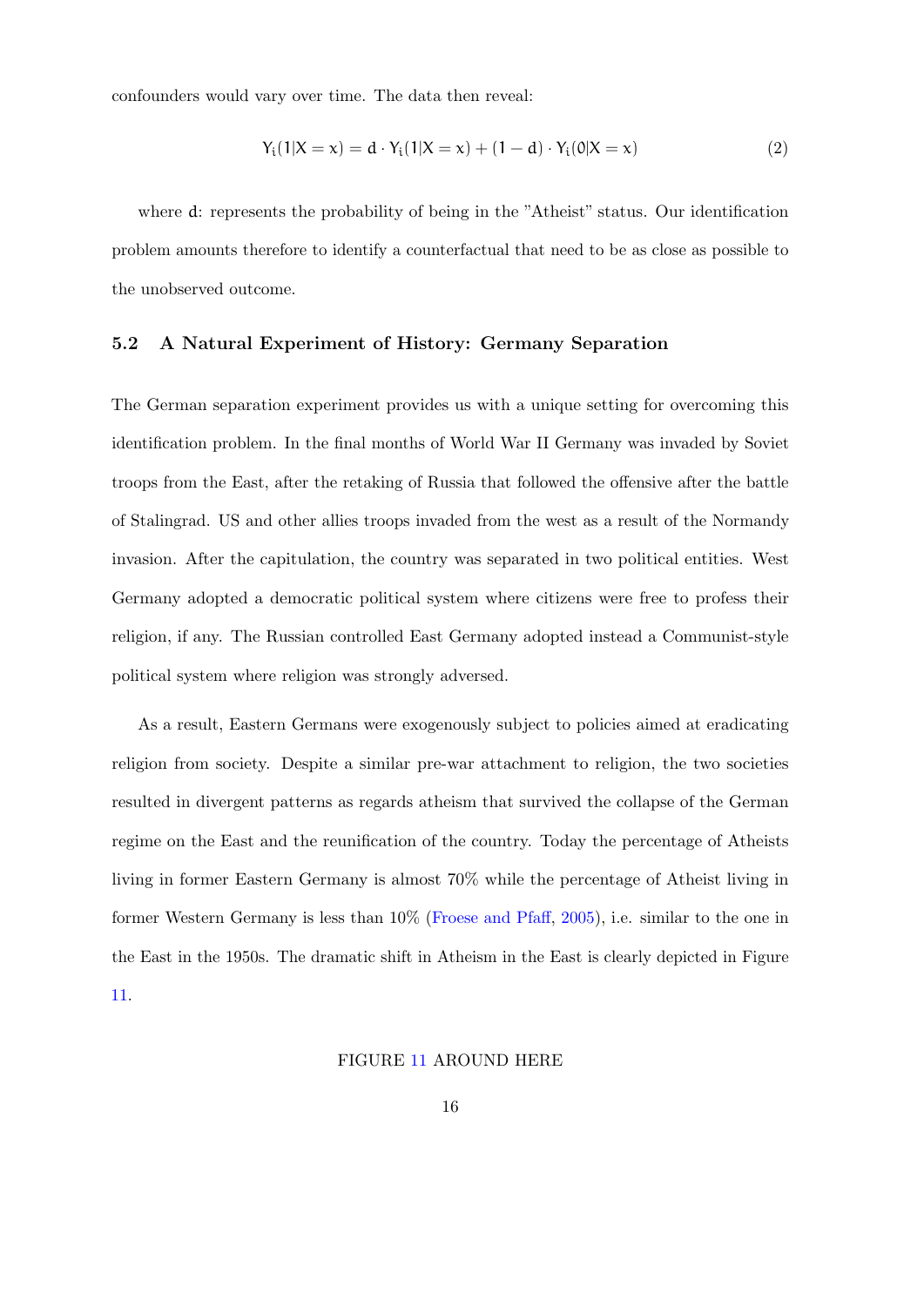confounders would vary over time. The data then reveal:

$$Y_i(1|X = x) = d \cdot Y_i(1|X = x) + (1 - d) \cdot Y_i(0|X = x) \tag{2}$$

where d: represents the probability of being in the "Atheist" status. Our identification problem amounts therefore to identify a counterfactual that need to be as close as possible to the unobserved outcome.

### 5.2 A Natural Experiment of History: Germany Separation

The German separation experiment provides us with a unique setting for overcoming this identification problem. In the final months of World War II Germany was invaded by Soviet troops from the East, after the retaking of Russia that followed the offensive after the battle of Stalingrad. US and other allies troops invaded from the west as a result of the Normandy invasion. After the capitulation, the country was separated in two political entities. West Germany adopted a democratic political system where citizens were free to profess their religion, if any. The Russian controlled East Germany adopted instead a Communist-style political system where religion was strongly adversed.

As a result, Eastern Germans were exogenously subject to policies aimed at eradicating religion from society. Despite a similar pre-war attachment to religion, the two societies resulted in divergent patterns as regards atheism that survived the collapse of the German regime on the East and the reunification of the country. Today the percentage of Atheists living in former Eastern Germany is almost 70% while the percentage of Atheist living in former Western Germany is less than 10% (Froese and Pfaff, 2005), i.e. similar to the one in the East in the 1950s. The dramatic shift in Atheism in the East is clearly depicted in Figure 11.

FIGURE 11 AROUND HERE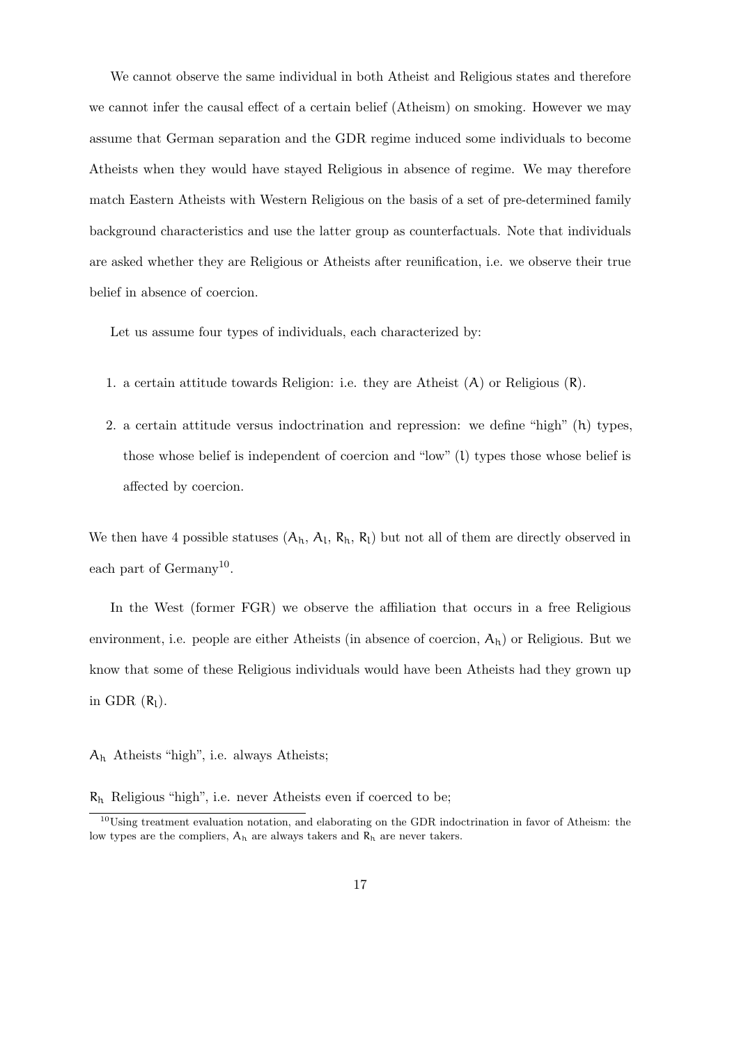We cannot observe the same individual in both Atheist and Religious states and therefore we cannot infer the causal effect of a certain belief (Atheism) on smoking. However we may assume that German separation and the GDR regime induced some individuals to become Atheists when they would have stayed Religious in absence of regime. We may therefore match Eastern Atheists with Western Religious on the basis of a set of pre-determined family background characteristics and use the latter group as counterfactuals. Note that individuals are asked whether they are Religious or Atheists after reunification, i.e. we observe their true belief in absence of coercion.

Let us assume four types of individuals, each characterized by:

1. a certain attitude towards Religion: i.e. they are Atheist ($A$) or Religious ($R$).
2. a certain attitude versus indoctrination and repression: we define "high" ($h$) types, those whose belief is independent of coercion and "low" ($l$) types those whose belief is affected by coercion.

We then have 4 possible statuses ($A_h$, $A_l$, $R_h$, $R_l$) but not all of them are directly observed in each part of Germany[10].

In the West (former FGR) we observe the affiliation that occurs in a free Religious environment, i.e. people are either Atheists (in absence of coercion, $A_h$) or Religious. But we know that some of these Religious individuals would have been Atheists had they grown up in GDR ($R_l$).

$A_h$ Atheists "high", i.e. always Atheists;

$R_h$ Religious "high", i.e. never Atheists even if coerced to be;

[10] Using treatment evaluation notation, and elaborating on the GDR indoctrination in favor of Atheism: the low types are the compliers, $A_h$ are always takers and $R_h$ are never takers.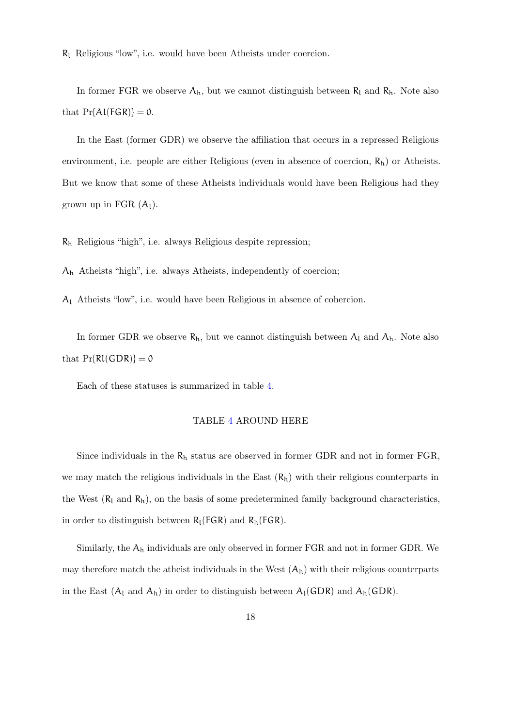$\mathsf{R_l}$ Religious "low", i.e. would have been Atheists under coercion.

In former FGR we observe $\mathsf{A_h}$, but we cannot distinguish between $\mathsf{R_l}$ and $\mathsf{R_h}$. Note also that $\Pr\{\mathsf{Al(FGR)}\} = 0$.

In the East (former GDR) we observe the affiliation that occurs in a repressed Religious environment, i.e. people are either Religious (even in absence of coercion, $\mathsf{R_h}$) or Atheists. But we know that some of these Atheists individuals would have been Religious had they grown up in FGR ($\mathsf{A_l}$).

$\mathsf{R_h}$ Religious "high", i.e. always Religious despite repression;

$\mathsf{A_h}$ Atheists "high", i.e. always Atheists, independently of coercion;

$\mathsf{A_l}$ Atheists "low", i.e. would have been Religious in absence of cohercion.

In former GDR we observe $\mathsf{R_h}$, but we cannot distinguish between $\mathsf{A_l}$ and $\mathsf{A_h}$. Note also that $\Pr\{\mathsf{Rl(GDR)}\} = 0$

Each of these statuses is summarized in table 4.

TABLE 4 AROUND HERE

Since individuals in the $\mathsf{R_h}$ status are observed in former GDR and not in former FGR, we may match the religious individuals in the East ($\mathsf{R_h}$) with their religious counterparts in the West ($\mathsf{R_l}$ and $\mathsf{R_h}$), on the basis of some predetermined family background characteristics, in order to distinguish between $\mathsf{R_l(FGR)}$ and $\mathsf{R_h(FGR)}$.

Similarly, the $\mathsf{A_h}$ individuals are only observed in former FGR and not in former GDR. We may therefore match the atheist individuals in the West ($\mathsf{A_h}$) with their religious counterparts in the East ($\mathsf{A_l}$ and $\mathsf{A_h}$) in order to distinguish between $\mathsf{A_l(GDR)}$ and $\mathsf{A_h(GDR)}$.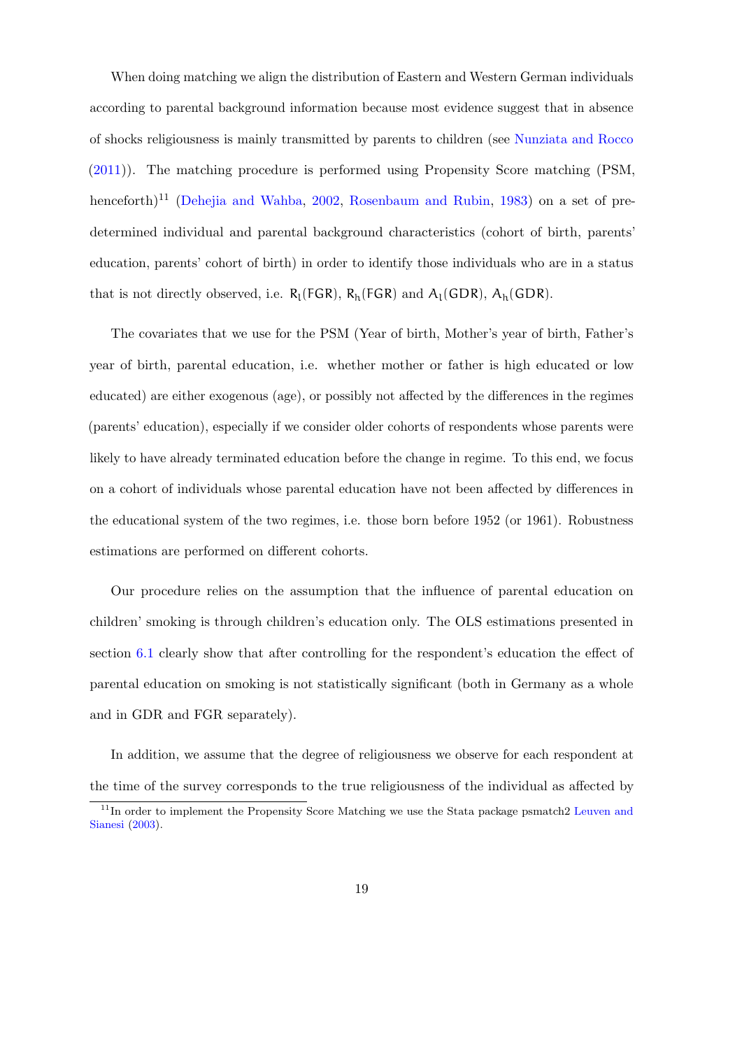When doing matching we align the distribution of Eastern and Western German individuals according to parental background information because most evidence suggest that in absence of shocks religiousness is mainly transmitted by parents to children (see Nunziata and Rocco (2011)). The matching procedure is performed using Propensity Score matching (PSM, henceforth)[11] (Dehejia and Wahba, 2002, Rosenbaum and Rubin, 1983) on a set of predetermined individual and parental background characteristics (cohort of birth, parents' education, parents' cohort of birth) in order to identify those individuals who are in a status that is not directly observed, i.e. $\mathsf{R}_\mathsf{l}(\mathsf{FGR})$, $\mathsf{R}_\mathsf{h}(\mathsf{FGR})$ and $\mathsf{A}_\mathsf{l}(\mathsf{GDR})$, $\mathsf{A}_\mathsf{h}(\mathsf{GDR})$.

The covariates that we use for the PSM (Year of birth, Mother's year of birth, Father's year of birth, parental education, i.e. whether mother or father is high educated or low educated) are either exogenous (age), or possibly not affected by the differences in the regimes (parents' education), especially if we consider older cohorts of respondents whose parents were likely to have already terminated education before the change in regime. To this end, we focus on a cohort of individuals whose parental education have not been affected by differences in the educational system of the two regimes, i.e. those born before 1952 (or 1961). Robustness estimations are performed on different cohorts.

Our procedure relies on the assumption that the influence of parental education on children' smoking is through children's education only. The OLS estimations presented in section 6.1 clearly show that after controlling for the respondent's education the effect of parental education on smoking is not statistically significant (both in Germany as a whole and in GDR and FGR separately).

In addition, we assume that the degree of religiousness we observe for each respondent at the time of the survey corresponds to the true religiousness of the individual as affected by

[11] In order to implement the Propensity Score Matching we use the Stata package psmatch2 Leuven and Sianesi (2003).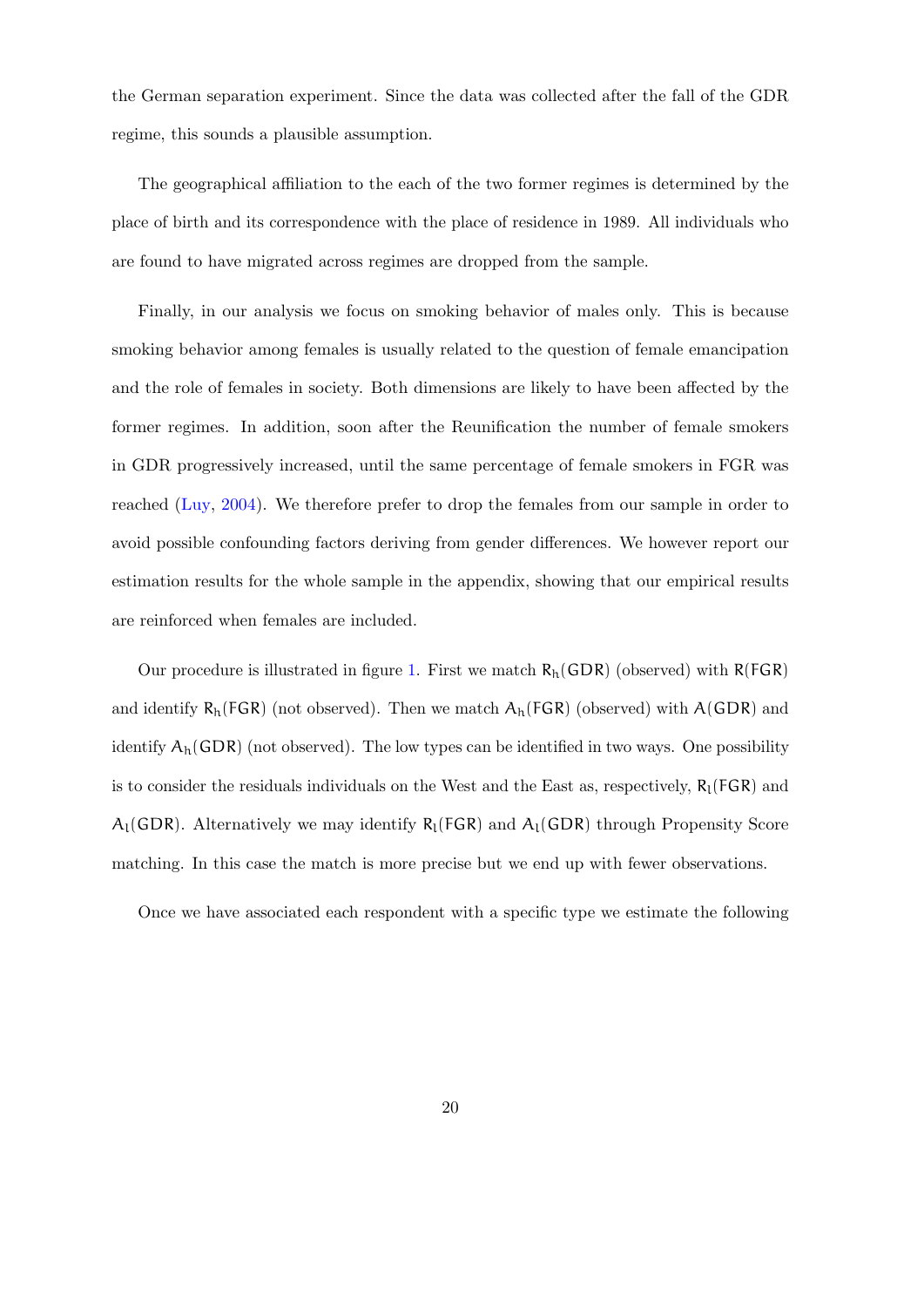the German separation experiment. Since the data was collected after the fall of the GDR regime, this sounds a plausible assumption.

The geographical affiliation to the each of the two former regimes is determined by the place of birth and its correspondence with the place of residence in 1989. All individuals who are found to have migrated across regimes are dropped from the sample.

Finally, in our analysis we focus on smoking behavior of males only. This is because smoking behavior among females is usually related to the question of female emancipation and the role of females in society. Both dimensions are likely to have been affected by the former regimes. In addition, soon after the Reunification the number of female smokers in GDR progressively increased, until the same percentage of female smokers in FGR was reached (Luy, 2004). We therefore prefer to drop the females from our sample in order to avoid possible confounding factors deriving from gender differences. We however report our estimation results for the whole sample in the appendix, showing that our empirical results are reinforced when females are included.

Our procedure is illustrated in figure 1. First we match $\mathsf{R}_\mathsf{h}(\mathsf{GDR})$ (observed) with $\mathsf{R}(\mathsf{FGR})$ and identify $\mathsf{R}_\mathsf{h}(\mathsf{FGR})$ (not observed). Then we match $\mathsf{A}_\mathsf{h}(\mathsf{FGR})$ (observed) with $\mathsf{A}(\mathsf{GDR})$ and identify $\mathsf{A}_\mathsf{h}(\mathsf{GDR})$ (not observed). The low types can be identified in two ways. One possibility is to consider the residuals individuals on the West and the East as, respectively, $\mathsf{R}_\mathsf{l}(\mathsf{FGR})$ and $\mathsf{A}_\mathsf{l}(\mathsf{GDR})$. Alternatively we may identify $\mathsf{R}_\mathsf{l}(\mathsf{FGR})$ and $\mathsf{A}_\mathsf{l}(\mathsf{GDR})$ through Propensity Score matching. In this case the match is more precise but we end up with fewer observations.

Once we have associated each respondent with a specific type we estimate the following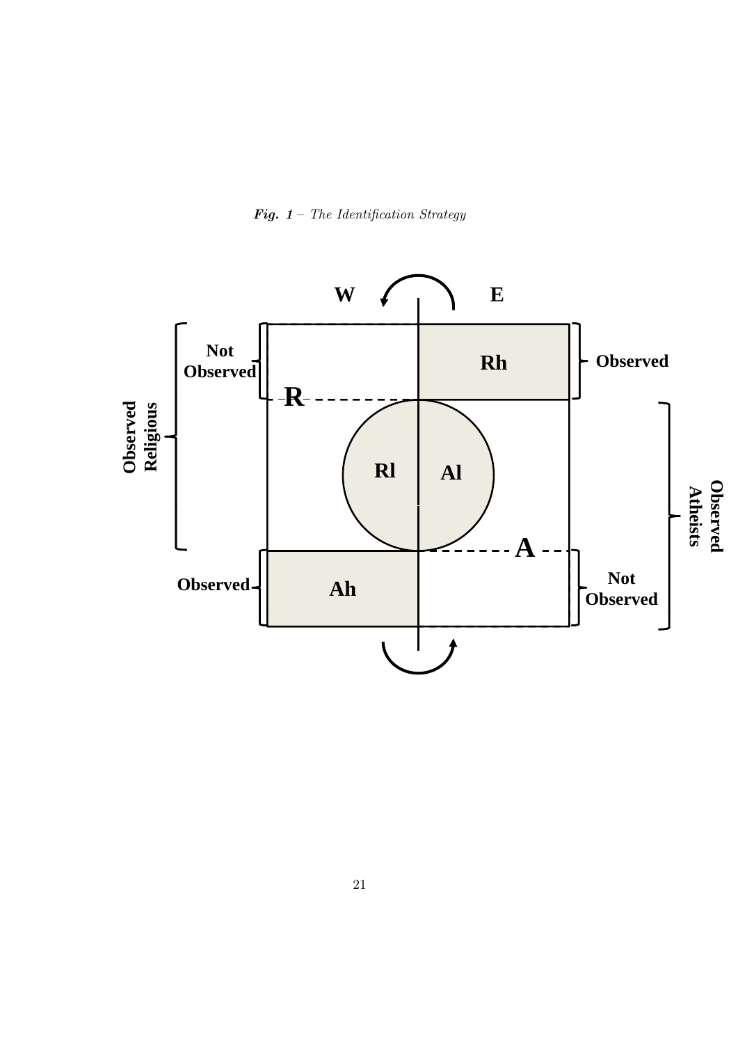***Fig. 1*** – *The Identification Strategy*

W E

Not Observed

Rh

Observed

R

Observed Religious

Rl Al

Observed Atheists

A

Observed

Ah

Not Observed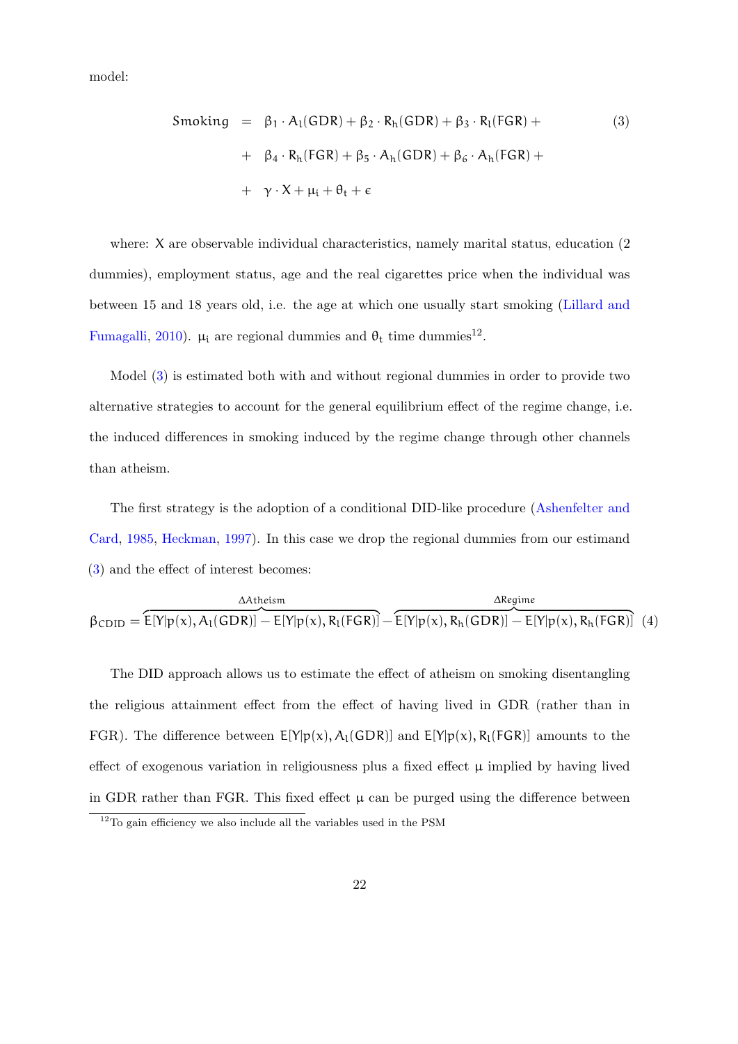model:

$$
\begin{aligned}
Smoking &= \beta_1 \cdot A_l(GDR) + \beta_2 \cdot R_h(GDR) + \beta_3 \cdot R_l(FGR) + \\
&+ \beta_4 \cdot R_h(FGR) + \beta_5 \cdot A_h(GDR) + \beta_6 \cdot A_h(FGR) + \\
&+ \gamma \cdot X + \mu_i + \theta_t + \epsilon
\end{aligned} \tag{3}
$$

where: $X$ are observable individual characteristics, namely marital status, education (2 dummies), employment status, age and the real cigarettes price when the individual was between 15 and 18 years old, i.e. the age at which one usually start smoking (Lillard and Fumagalli, 2010). $\mu_i$ are regional dummies and $\theta_t$ time dummies[12].

Model (3) is estimated both with and without regional dummies in order to provide two alternative strategies to account for the general equilibrium effect of the regime change, i.e. the induced differences in smoking induced by the regime change through other channels than atheism.

The first strategy is the adoption of a conditional DID-like procedure (Ashenfelter and Card, 1985, Heckman, 1997). In this case we drop the regional dummies from our estimand (3) and the effect of interest becomes:

$$
\beta_{CDID} = \overbrace{E[Y|p(x), A_l(GDR)] - E[Y|p(x), R_l(FGR)]}^{\Delta Atheism} - \overbrace{E[Y|p(x), R_h(GDR)] - E[Y|p(x), R_h(FGR)]}^{\Delta Regime} \tag{4}
$$

The DID approach allows us to estimate the effect of atheism on smoking disentangling the religious attainment effect from the effect of having lived in GDR (rather than in FGR). The difference between $E[Y|p(x), A_l(GDR)]$ and $E[Y|p(x), R_l(FGR)]$ amounts to the effect of exogenous variation in religiousness plus a fixed effect $\mu$ implied by having lived in GDR rather than FGR. This fixed effect $\mu$ can be purged using the difference between

[12] To gain efficiency we also include all the variables used in the PSM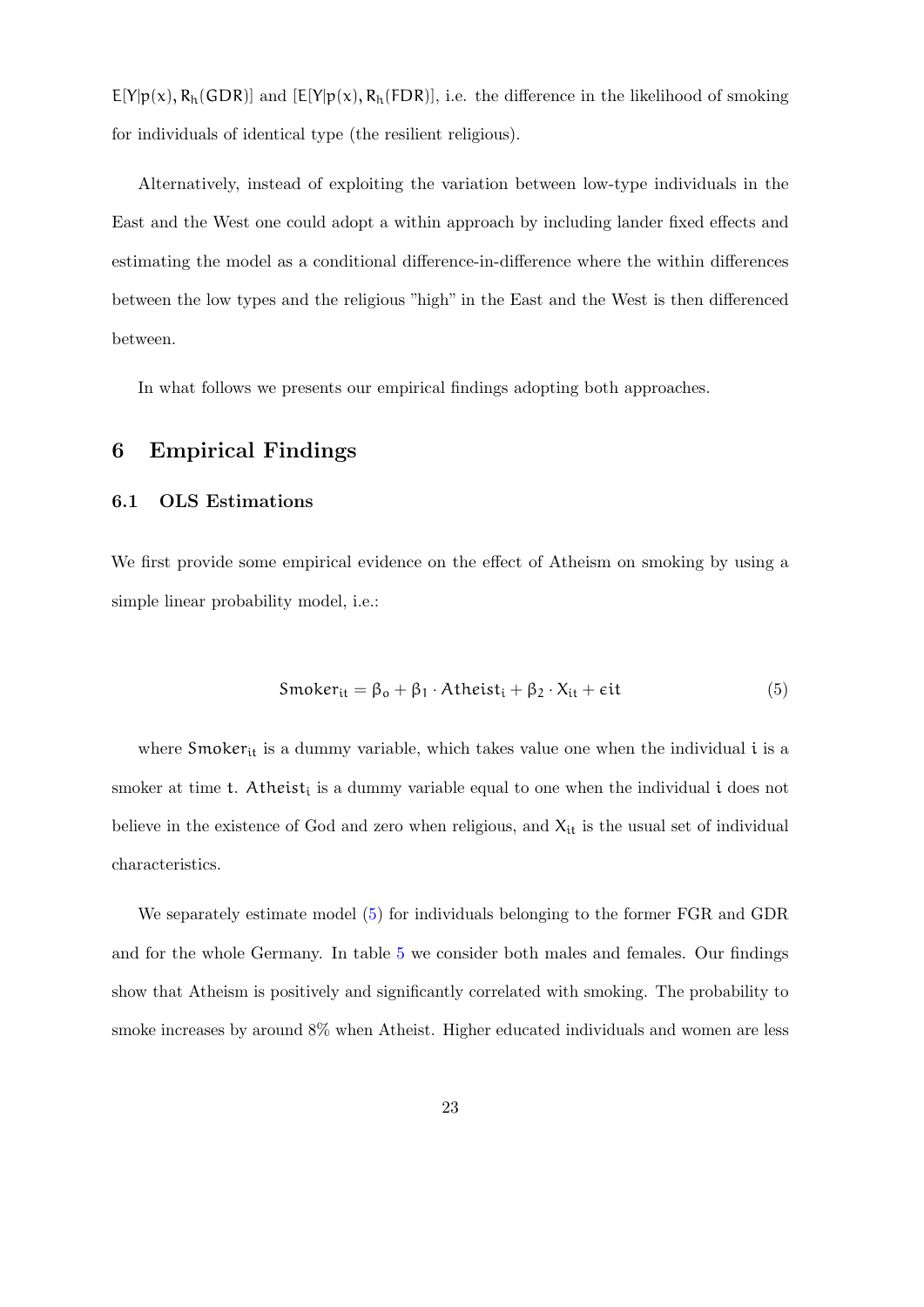$E[Y|p(x), R_h(GDR)]$ and $[E[Y|p(x), R_h(FDR)]$, i.e. the difference in the likelihood of smoking for individuals of identical type (the resilient religious).

Alternatively, instead of exploiting the variation between low-type individuals in the East and the West one could adopt a within approach by including lander fixed effects and estimating the model as a conditional difference-in-difference where the within differences between the low types and the religious "high" in the East and the West is then differenced between.

In what follows we presents our empirical findings adopting both approaches.

# 6 Empirical Findings

## 6.1 OLS Estimations

We first provide some empirical evidence on the effect of Atheism on smoking by using a simple linear probability model, i.e.:

$$\mathsf{Smoker}_{it} = \beta_o + \beta_1 \cdot \mathsf{Atheist}_i + \beta_2 \cdot X_{it} + \epsilon it \tag{5}$$

where $\mathsf{Smoker}_{it}$ is a dummy variable, which takes value one when the individual $i$ is a smoker at time $t$. $\mathsf{Atheist}_i$ is a dummy variable equal to one when the individual $i$ does not believe in the existence of God and zero when religious, and $X_{it}$ is the usual set of individual characteristics.

We separately estimate model (5) for individuals belonging to the former FGR and GDR and for the whole Germany. In table 5 we consider both males and females. Our findings show that Atheism is positively and significantly correlated with smoking. The probability to smoke increases by around 8% when Atheist. Higher educated individuals and women are less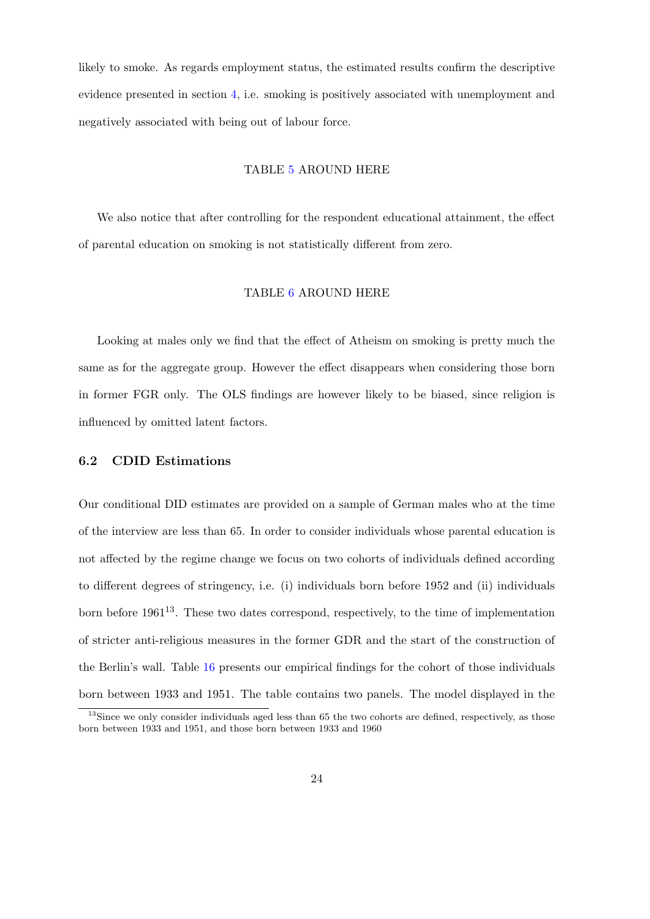likely to smoke. As regards employment status, the estimated results confirm the descriptive evidence presented in section 4, i.e. smoking is positively associated with unemployment and negatively associated with being out of labour force.

TABLE 5 AROUND HERE

We also notice that after controlling for the respondent educational attainment, the effect of parental education on smoking is not statistically different from zero.

TABLE 6 AROUND HERE

Looking at males only we find that the effect of Atheism on smoking is pretty much the same as for the aggregate group. However the effect disappears when considering those born in former FGR only. The OLS findings are however likely to be biased, since religion is influenced by omitted latent factors.

### 6.2 CDID Estimations

Our conditional DID estimates are provided on a sample of German males who at the time of the interview are less than 65. In order to consider individuals whose parental education is not affected by the regime change we focus on two cohorts of individuals defined according to different degrees of stringency, i.e. (i) individuals born before 1952 and (ii) individuals born before 1961[13]. These two dates correspond, respectively, to the time of implementation of stricter anti-religious measures in the former GDR and the start of the construction of the Berlin's wall. Table 16 presents our empirical findings for the cohort of those individuals born between 1933 and 1951. The table contains two panels. The model displayed in the

[13]Since we only consider individuals aged less than 65 the two cohorts are defined, respectively, as those born between 1933 and 1951, and those born between 1933 and 1960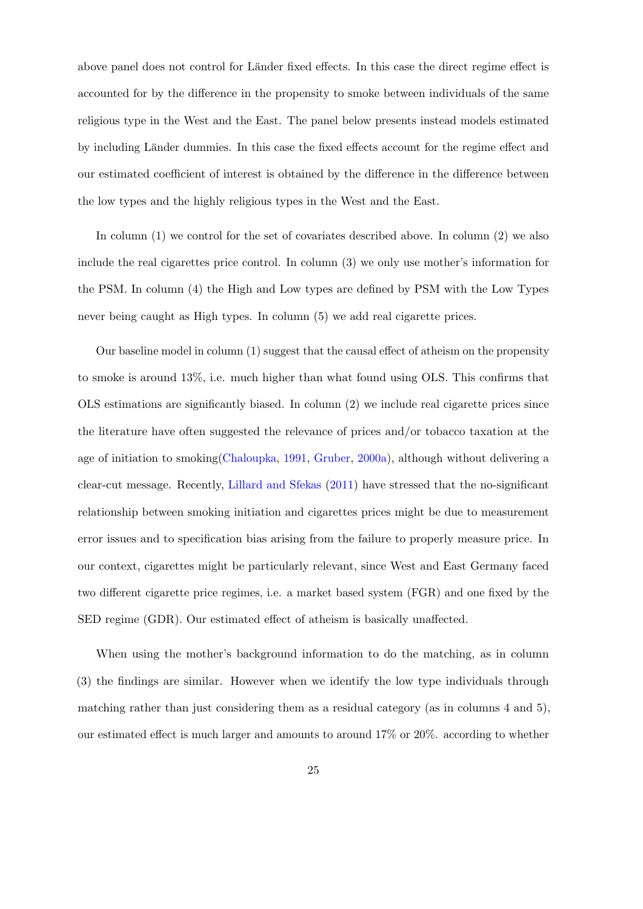above panel does not control for Länder fixed effects. In this case the direct regime effect is accounted for by the difference in the propensity to smoke between individuals of the same religious type in the West and the East. The panel below presents instead models estimated by including Länder dummies. In this case the fixed effects account for the regime effect and our estimated coefficient of interest is obtained by the difference in the difference between the low types and the highly religious types in the West and the East.

In column (1) we control for the set of covariates described above. In column (2) we also include the real cigarettes price control. In column (3) we only use mother's information for the PSM. In column (4) the High and Low types are defined by PSM with the Low Types never being caught as High types. In column (5) we add real cigarette prices.

Our baseline model in column (1) suggest that the causal effect of atheism on the propensity to smoke is around 13%, i.e. much higher than what found using OLS. This confirms that OLS estimations are significantly biased. In column (2) we include real cigarette prices since the literature have often suggested the relevance of prices and/or tobacco taxation at the age of initiation to smoking(Chaloupka, 1991, Gruber, 2000a), although without delivering a clear-cut message. Recently, Lillard and Sfekas (2011) have stressed that the no-significant relationship between smoking initiation and cigarettes prices might be due to measurement error issues and to specification bias arising from the failure to properly measure price. In our context, cigarettes might be particularly relevant, since West and East Germany faced two different cigarette price regimes, i.e. a market based system (FGR) and one fixed by the SED regime (GDR). Our estimated effect of atheism is basically unaffected.

When using the mother's background information to do the matching, as in column (3) the findings are similar. However when we identify the low type individuals through matching rather than just considering them as a residual category (as in columns 4 and 5), our estimated effect is much larger and amounts to around 17% or 20%. according to whether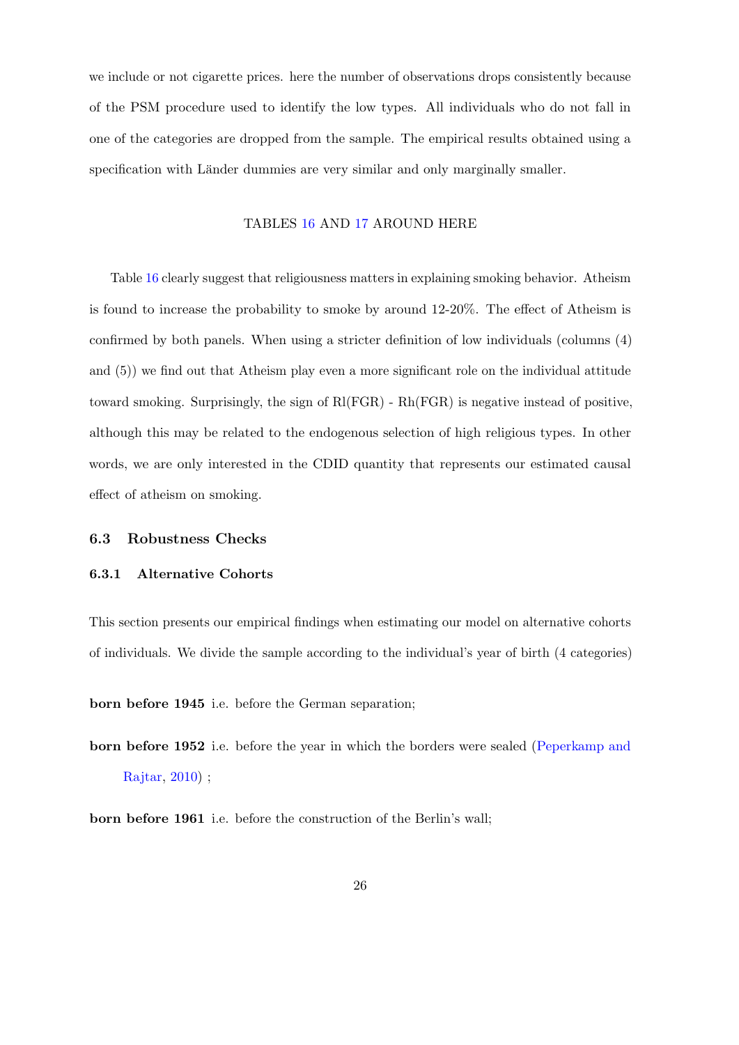we include or not cigarette prices. here the number of observations drops consistently because of the PSM procedure used to identify the low types. All individuals who do not fall in one of the categories are dropped from the sample. The empirical results obtained using a specification with Länder dummies are very similar and only marginally smaller.

TABLES 16 AND 17 AROUND HERE

Table 16 clearly suggest that religiousness matters in explaining smoking behavior. Atheism is found to increase the probability to smoke by around 12-20%. The effect of Atheism is confirmed by both panels. When using a stricter definition of low individuals (columns (4) and (5)) we find out that Atheism play even a more significant role on the individual attitude toward smoking. Surprisingly, the sign of Rl(FGR) - Rh(FGR) is negative instead of positive, although this may be related to the endogenous selection of high religious types. In other words, we are only interested in the CDID quantity that represents our estimated causal effect of atheism on smoking.

### 6.3 Robustness Checks

#### 6.3.1 Alternative Cohorts

This section presents our empirical findings when estimating our model on alternative cohorts of individuals. We divide the sample according to the individual's year of birth (4 categories)

**born before 1945** i.e. before the German separation;

**born before 1952** i.e. before the year in which the borders were sealed (Peperkamp and Rajtar, 2010) ;

**born before 1961** i.e. before the construction of the Berlin's wall;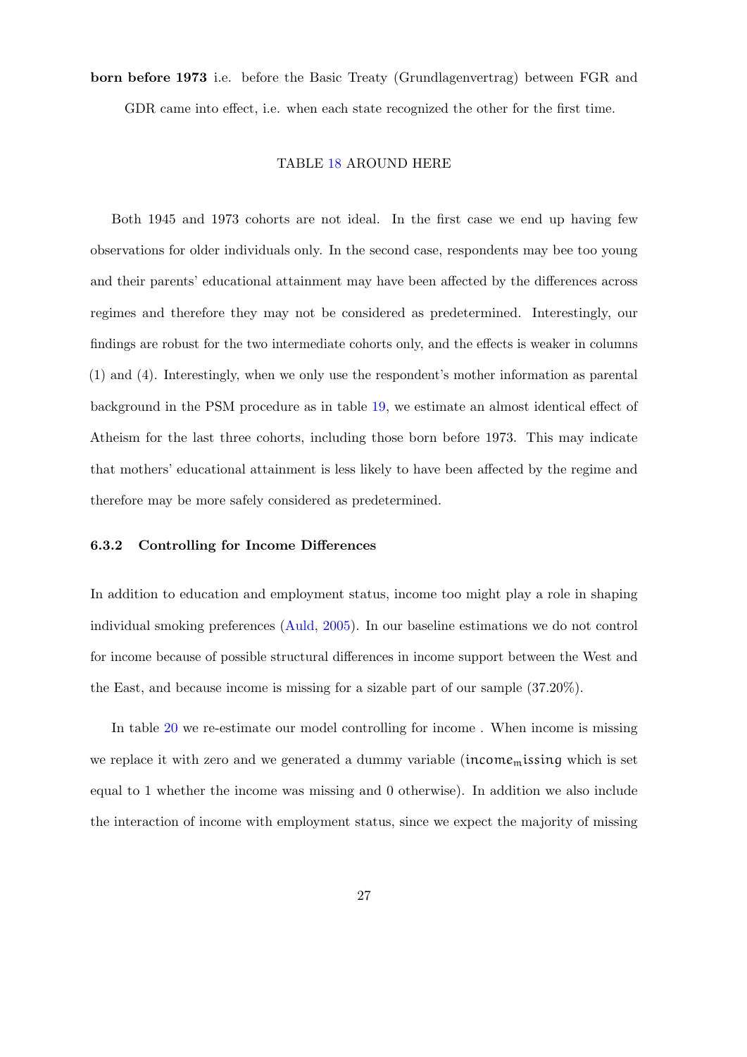**born before 1973** i.e. before the Basic Treaty (Grundlagenvertrag) between FGR and GDR came into effect, i.e. when each state recognized the other for the first time.

TABLE 18 AROUND HERE

Both 1945 and 1973 cohorts are not ideal. In the first case we end up having few observations for older individuals only. In the second case, respondents may bee too young and their parents' educational attainment may have been affected by the differences across regimes and therefore they may not be considered as predetermined. Interestingly, our findings are robust for the two intermediate cohorts only, and the effects is weaker in columns (1) and (4). Interestingly, when we only use the respondent's mother information as parental background in the PSM procedure as in table 19, we estimate an almost identical effect of Atheism for the last three cohorts, including those born before 1973. This may indicate that mothers' educational attainment is less likely to have been affected by the regime and therefore may be more safely considered as predetermined.

### 6.3.2 Controlling for Income Differences

In addition to education and employment status, income too might play a role in shaping individual smoking preferences (Auld, 2005). In our baseline estimations we do not control for income because of possible structural differences in income support between the West and the East, and because income is missing for a sizable part of our sample (37.20%).

In table 20 we re-estimate our model controlling for income . When income is missing we replace it with zero and we generated a dummy variable ($income_m issing$ which is set equal to 1 whether the income was missing and 0 otherwise). In addition we also include the interaction of income with employment status, since we expect the majority of missing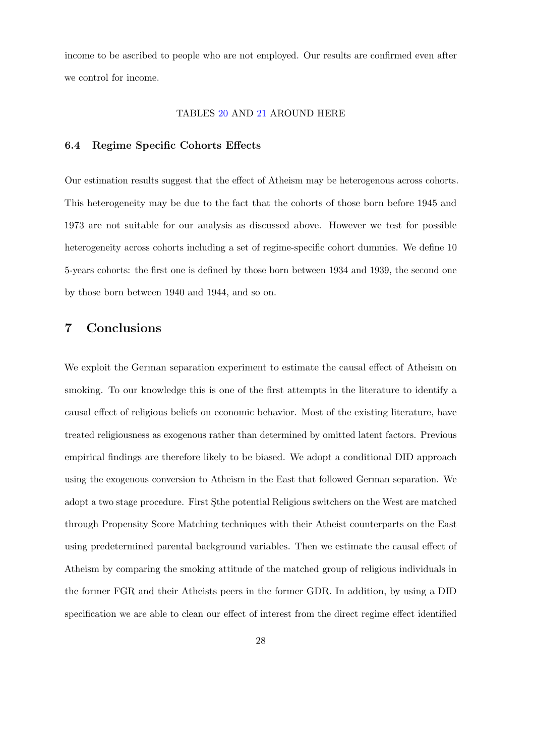income to be ascribed to people who are not employed. Our results are confirmed even after we control for income.

TABLES 20 AND 21 AROUND HERE

### 6.4 Regime Specific Cohorts Effects

Our estimation results suggest that the effect of Atheism may be heterogenous across cohorts. This heterogeneity may be due to the fact that the cohorts of those born before 1945 and 1973 are not suitable for our analysis as discussed above. However we test for possible heterogeneity across cohorts including a set of regime-specific cohort dummies. We define 10 5-years cohorts: the first one is defined by those born between 1934 and 1939, the second one by those born between 1940 and 1944, and so on.

## 7 Conclusions

We exploit the German separation experiment to estimate the causal effect of Atheism on smoking. To our knowledge this is one of the first attempts in the literature to identify a causal effect of religious beliefs on economic behavior. Most of the existing literature, have treated religiousness as exogenous rather than determined by omitted latent factors. Previous empirical findings are therefore likely to be biased. We adopt a conditional DID approach using the exogenous conversion to Atheism in the East that followed German separation. We adopt a two stage procedure. First Şthe potential Religious switchers on the West are matched through Propensity Score Matching techniques with their Atheist counterparts on the East using predetermined parental background variables. Then we estimate the causal effect of Atheism by comparing the smoking attitude of the matched group of religious individuals in the former FGR and their Atheists peers in the former GDR. In addition, by using a DID specification we are able to clean our effect of interest from the direct regime effect identified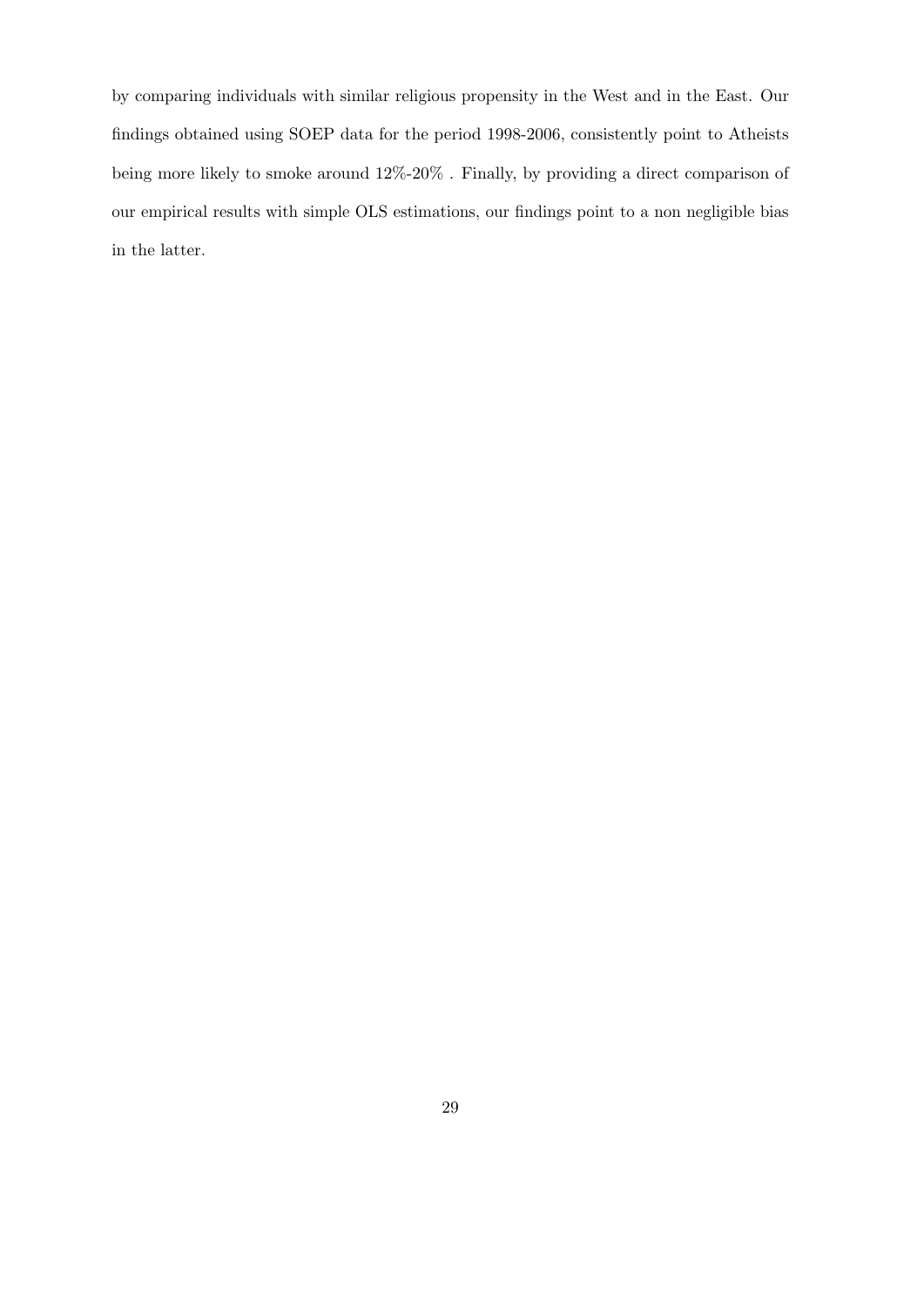by comparing individuals with similar religious propensity in the West and in the East. Our findings obtained using SOEP data for the period 1998-2006, consistently point to Atheists being more likely to smoke around 12%-20% . Finally, by providing a direct comparison of our empirical results with simple OLS estimations, our findings point to a non negligible bias in the latter.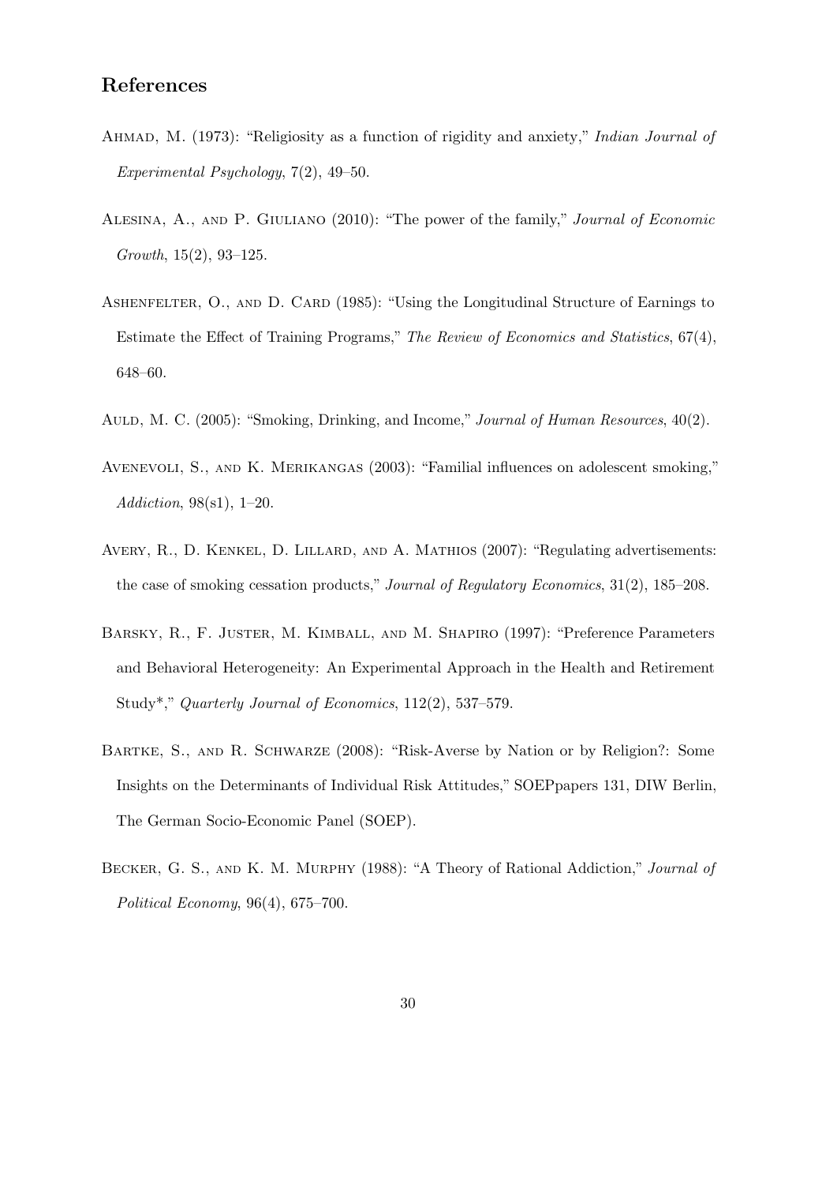## References

Ahmad, M. (1973): "Religiosity as a function of rigidity and anxiety," *Indian Journal of Experimental Psychology*, 7(2), 49–50.

Alesina, A., and P. Giuliano (2010): "The power of the family," *Journal of Economic Growth*, 15(2), 93–125.

Ashenfelter, O., and D. Card (1985): "Using the Longitudinal Structure of Earnings to Estimate the Effect of Training Programs," *The Review of Economics and Statistics*, 67(4), 648–60.

Auld, M. C. (2005): "Smoking, Drinking, and Income," *Journal of Human Resources*, 40(2).

Avenevoli, S., and K. Merikangas (2003): "Familial influences on adolescent smoking," *Addiction*, 98(s1), 1–20.

Avery, R., D. Kenkel, D. Lillard, and A. Mathios (2007): "Regulating advertisements: the case of smoking cessation products," *Journal of Regulatory Economics*, 31(2), 185–208.

Barsky, R., F. Juster, M. Kimball, and M. Shapiro (1997): "Preference Parameters and Behavioral Heterogeneity: An Experimental Approach in the Health and Retirement Study*," *Quarterly Journal of Economics*, 112(2), 537–579.

Bartke, S., and R. Schwarze (2008): "Risk-Averse by Nation or by Religion?: Some Insights on the Determinants of Individual Risk Attitudes," SOEPpapers 131, DIW Berlin, The German Socio-Economic Panel (SOEP).

Becker, G. S., and K. M. Murphy (1988): "A Theory of Rational Addiction," *Journal of Political Economy*, 96(4), 675–700.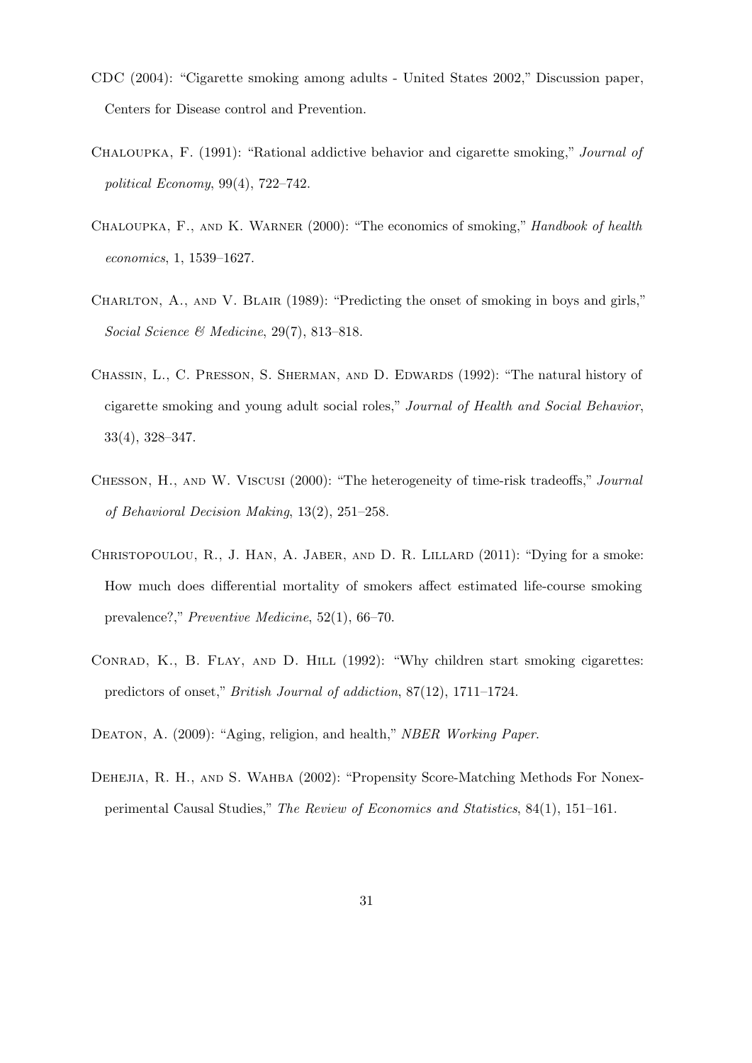CDC (2004): "Cigarette smoking among adults - United States 2002," Discussion paper, Centers for Disease control and Prevention.

Chaloupka, F. (1991): "Rational addictive behavior and cigarette smoking," *Journal of political Economy*, 99(4), 722–742.

Chaloupka, F., and K. Warner (2000): "The economics of smoking," *Handbook of health economics*, 1, 1539–1627.

Charlton, A., and V. Blair (1989): "Predicting the onset of smoking in boys and girls," *Social Science & Medicine*, 29(7), 813–818.

Chassin, L., C. Presson, S. Sherman, and D. Edwards (1992): "The natural history of cigarette smoking and young adult social roles," *Journal of Health and Social Behavior*, 33(4), 328–347.

Chesson, H., and W. Viscusi (2000): "The heterogeneity of time-risk tradeoffs," *Journal of Behavioral Decision Making*, 13(2), 251–258.

Christopoulou, R., J. Han, A. Jaber, and D. R. Lillard (2011): "Dying for a smoke: How much does differential mortality of smokers affect estimated life-course smoking prevalence?," *Preventive Medicine*, 52(1), 66–70.

Conrad, K., B. Flay, and D. Hill (1992): "Why children start smoking cigarettes: predictors of onset," *British Journal of addiction*, 87(12), 1711–1724.

Deaton, A. (2009): "Aging, religion, and health," *NBER Working Paper*.

Dehejia, R. H., and S. Wahba (2002): "Propensity Score-Matching Methods For Nonexperimental Causal Studies," *The Review of Economics and Statistics*, 84(1), 151–161.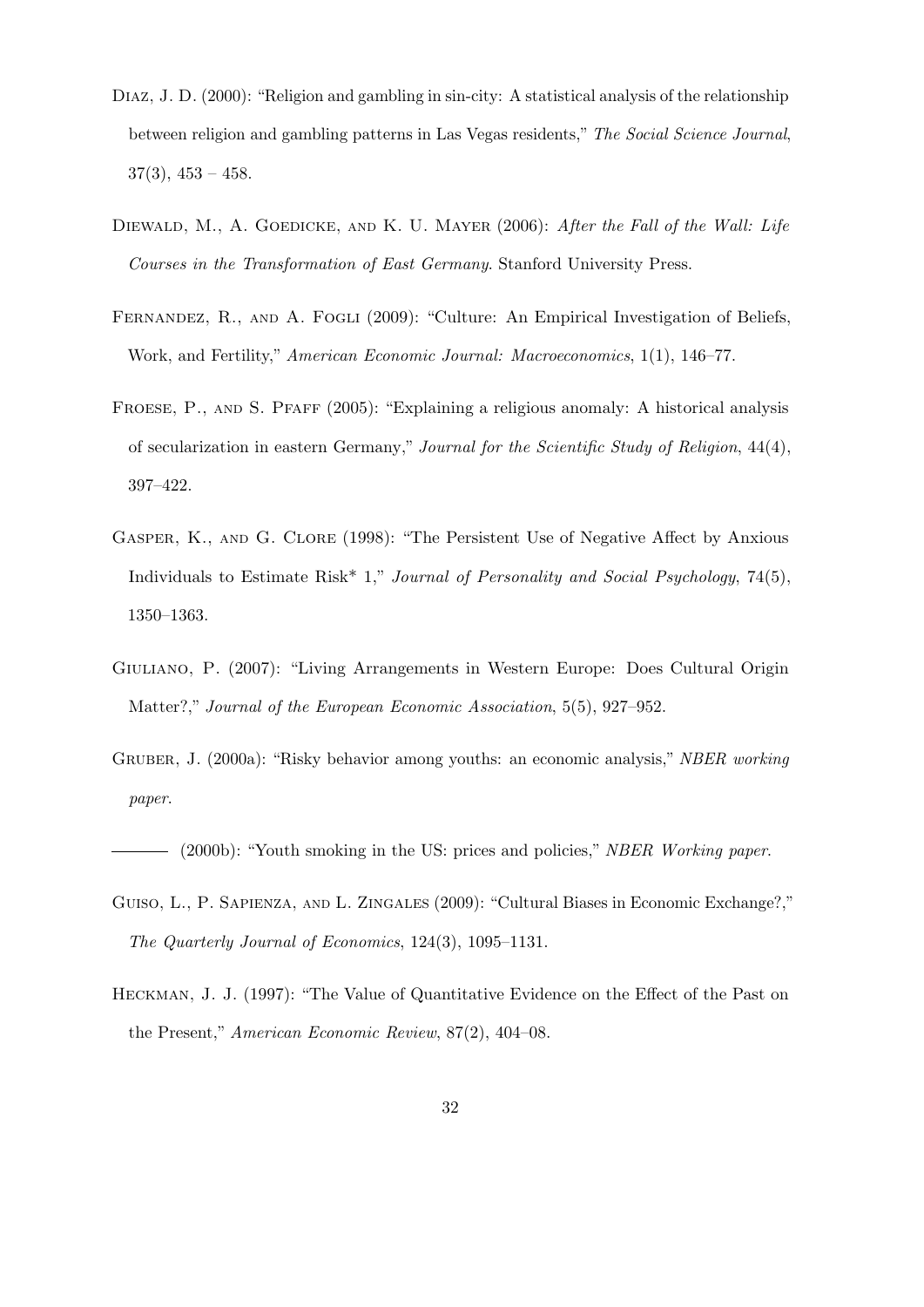Diaz, J. D. (2000): "Religion and gambling in sin-city: A statistical analysis of the relationship between religion and gambling patterns in Las Vegas residents," *The Social Science Journal*, 37(3), 453 – 458.

Diewald, M., A. Goedicke, and K. U. Mayer (2006): *After the Fall of the Wall: Life Courses in the Transformation of East Germany*. Stanford University Press.

Fernandez, R., and A. Fogli (2009): "Culture: An Empirical Investigation of Beliefs, Work, and Fertility," *American Economic Journal: Macroeconomics*, 1(1), 146–77.

Froese, P., and S. Pfaff (2005): "Explaining a religious anomaly: A historical analysis of secularization in eastern Germany," *Journal for the Scientific Study of Religion*, 44(4), 397–422.

Gasper, K., and G. Clore (1998): "The Persistent Use of Negative Affect by Anxious Individuals to Estimate Risk* 1," *Journal of Personality and Social Psychology*, 74(5), 1350–1363.

Giuliano, P. (2007): "Living Arrangements in Western Europe: Does Cultural Origin Matter?," *Journal of the European Economic Association*, 5(5), 927–952.

Gruber, J. (2000a): "Risky behavior among youths: an economic analysis," *NBER working paper*.

——— (2000b): "Youth smoking in the US: prices and policies," *NBER Working paper*.

Guiso, L., P. Sapienza, and L. Zingales (2009): "Cultural Biases in Economic Exchange?," *The Quarterly Journal of Economics*, 124(3), 1095–1131.

Heckman, J. J. (1997): "The Value of Quantitative Evidence on the Effect of the Past on the Present," *American Economic Review*, 87(2), 404–08.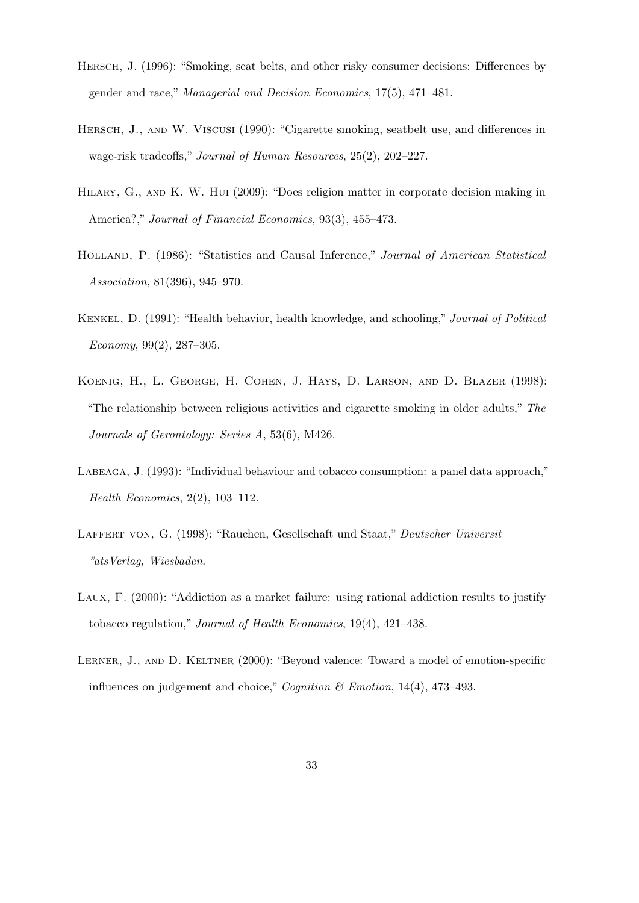Hersch, J. (1996): "Smoking, seat belts, and other risky consumer decisions: Differences by gender and race," *Managerial and Decision Economics*, 17(5), 471–481.

Hersch, J., and W. Viscusi (1990): "Cigarette smoking, seatbelt use, and differences in wage-risk tradeoffs," *Journal of Human Resources*, 25(2), 202–227.

Hilary, G., and K. W. Hui (2009): "Does religion matter in corporate decision making in America?," *Journal of Financial Economics*, 93(3), 455–473.

Holland, P. (1986): "Statistics and Causal Inference," *Journal of American Statistical Association*, 81(396), 945–970.

Kenkel, D. (1991): "Health behavior, health knowledge, and schooling," *Journal of Political Economy*, 99(2), 287–305.

Koenig, H., L. George, H. Cohen, J. Hays, D. Larson, and D. Blazer (1998): "The relationship between religious activities and cigarette smoking in older adults," *The Journals of Gerontology: Series A*, 53(6), M426.

Labeaga, J. (1993): "Individual behaviour and tobacco consumption: a panel data approach," *Health Economics*, 2(2), 103–112.

Laffert von, G. (1998): "Rauchen, Gesellschaft und Staat," *Deutscher Universit "atsVerlag, Wiesbaden*.

Laux, F. (2000): "Addiction as a market failure: using rational addiction results to justify tobacco regulation," *Journal of Health Economics*, 19(4), 421–438.

Lerner, J., and D. Keltner (2000): "Beyond valence: Toward a model of emotion-specific influences on judgement and choice," *Cognition & Emotion*, 14(4), 473–493.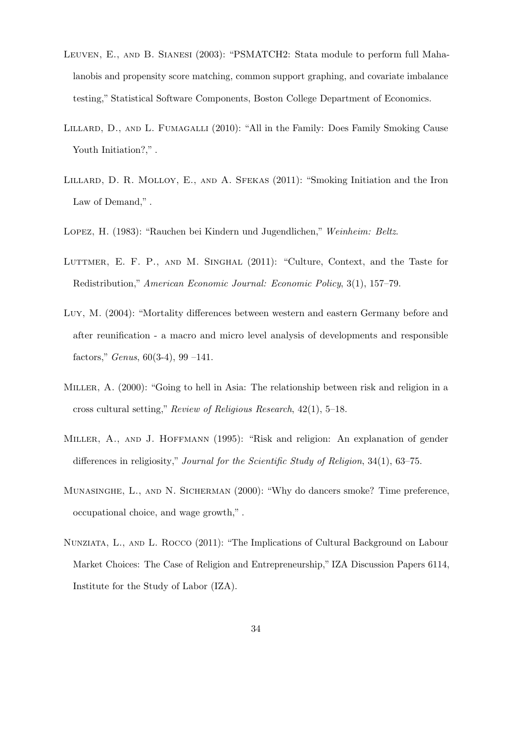Leuven, E., and B. Sianesi (2003): "PSMATCH2: Stata module to perform full Mahalanobis and propensity score matching, common support graphing, and covariate imbalance testing," Statistical Software Components, Boston College Department of Economics.

Lillard, D., and L. Fumagalli (2010): "All in the Family: Does Family Smoking Cause Youth Initiation?," .

Lillard, D. R. Molloy, E., and A. Sfekas (2011): "Smoking Initiation and the Iron Law of Demand," .

Lopez, H. (1983): "Rauchen bei Kindern und Jugendlichen," *Weinheim: Beltz*.

Luttmer, E. F. P., and M. Singhal (2011): "Culture, Context, and the Taste for Redistribution," *American Economic Journal: Economic Policy*, 3(1), 157–79.

Luy, M. (2004): "Mortality differences between western and eastern Germany before and after reunification - a macro and micro level analysis of developments and responsible factors," *Genus*, 60(3-4), 99 –141.

Miller, A. (2000): "Going to hell in Asia: The relationship between risk and religion in a cross cultural setting," *Review of Religious Research*, 42(1), 5–18.

Miller, A., and J. Hoffmann (1995): "Risk and religion: An explanation of gender differences in religiosity," *Journal for the Scientific Study of Religion*, 34(1), 63–75.

Munasinghe, L., and N. Sicherman (2000): "Why do dancers smoke? Time preference, occupational choice, and wage growth," .

Nunziata, L., and L. Rocco (2011): "The Implications of Cultural Background on Labour Market Choices: The Case of Religion and Entrepreneurship," IZA Discussion Papers 6114, Institute for the Study of Labor (IZA).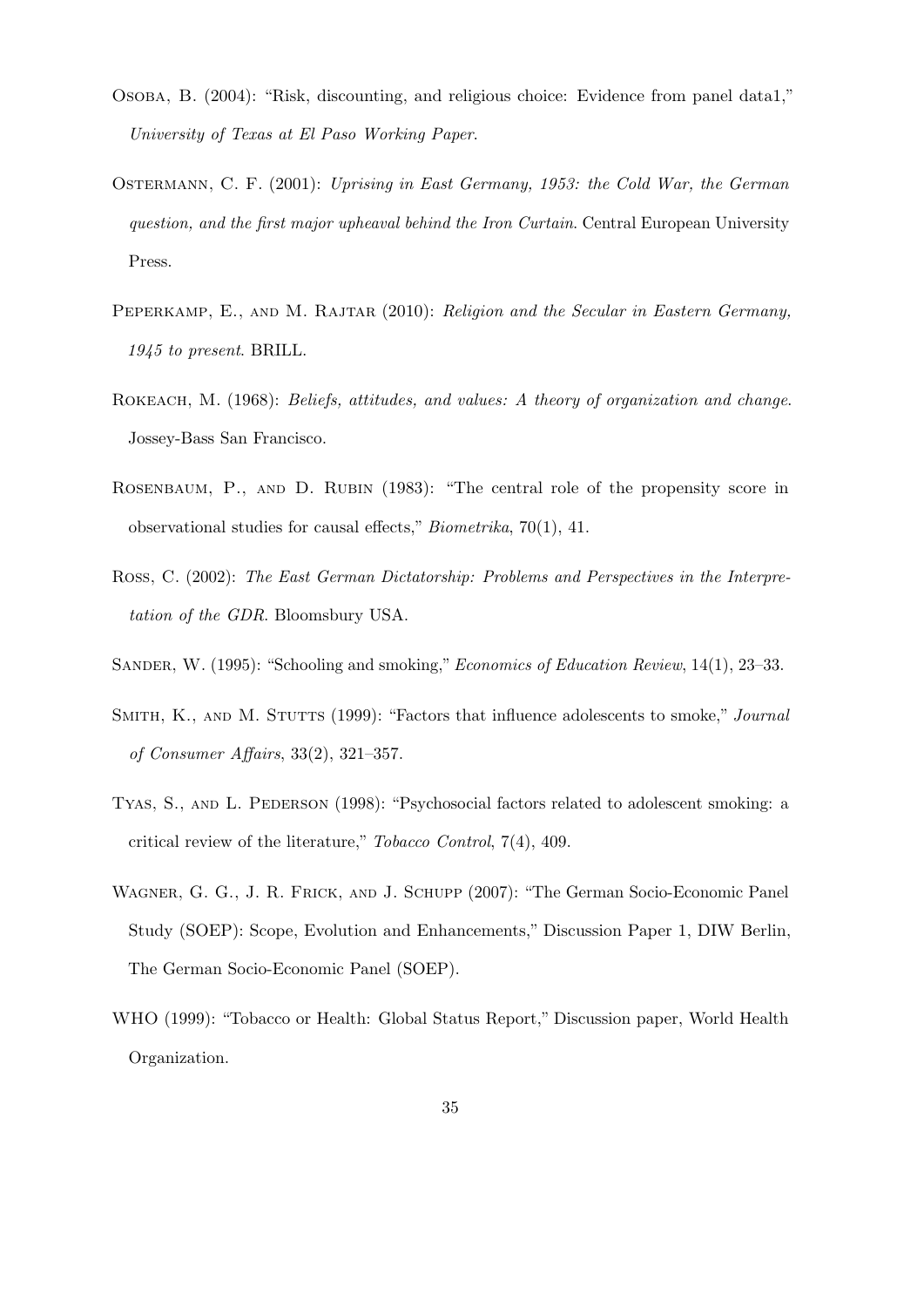Osoba, B. (2004): "Risk, discounting, and religious choice: Evidence from panel data1," *University of Texas at El Paso Working Paper*.

Ostermann, C. F. (2001): *Uprising in East Germany, 1953: the Cold War, the German question, and the first major upheaval behind the Iron Curtain*. Central European University Press.

Peperkamp, E., and M. Rajtar (2010): *Religion and the Secular in Eastern Germany, 1945 to present*. BRILL.

Rokeach, M. (1968): *Beliefs, attitudes, and values: A theory of organization and change*. Jossey-Bass San Francisco.

Rosenbaum, P., and D. Rubin (1983): "The central role of the propensity score in observational studies for causal effects," *Biometrika*, 70(1), 41.

Ross, C. (2002): *The East German Dictatorship: Problems and Perspectives in the Interpretation of the GDR*. Bloomsbury USA.

Sander, W. (1995): "Schooling and smoking," *Economics of Education Review*, 14(1), 23–33.

Smith, K., and M. Stutts (1999): "Factors that influence adolescents to smoke," *Journal of Consumer Affairs*, 33(2), 321–357.

Tyas, S., and L. Pederson (1998): "Psychosocial factors related to adolescent smoking: a critical review of the literature," *Tobacco Control*, 7(4), 409.

Wagner, G. G., J. R. Frick, and J. Schupp (2007): "The German Socio-Economic Panel Study (SOEP): Scope, Evolution and Enhancements," Discussion Paper 1, DIW Berlin, The German Socio-Economic Panel (SOEP).

WHO (1999): "Tobacco or Health: Global Status Report," Discussion paper, World Health Organization.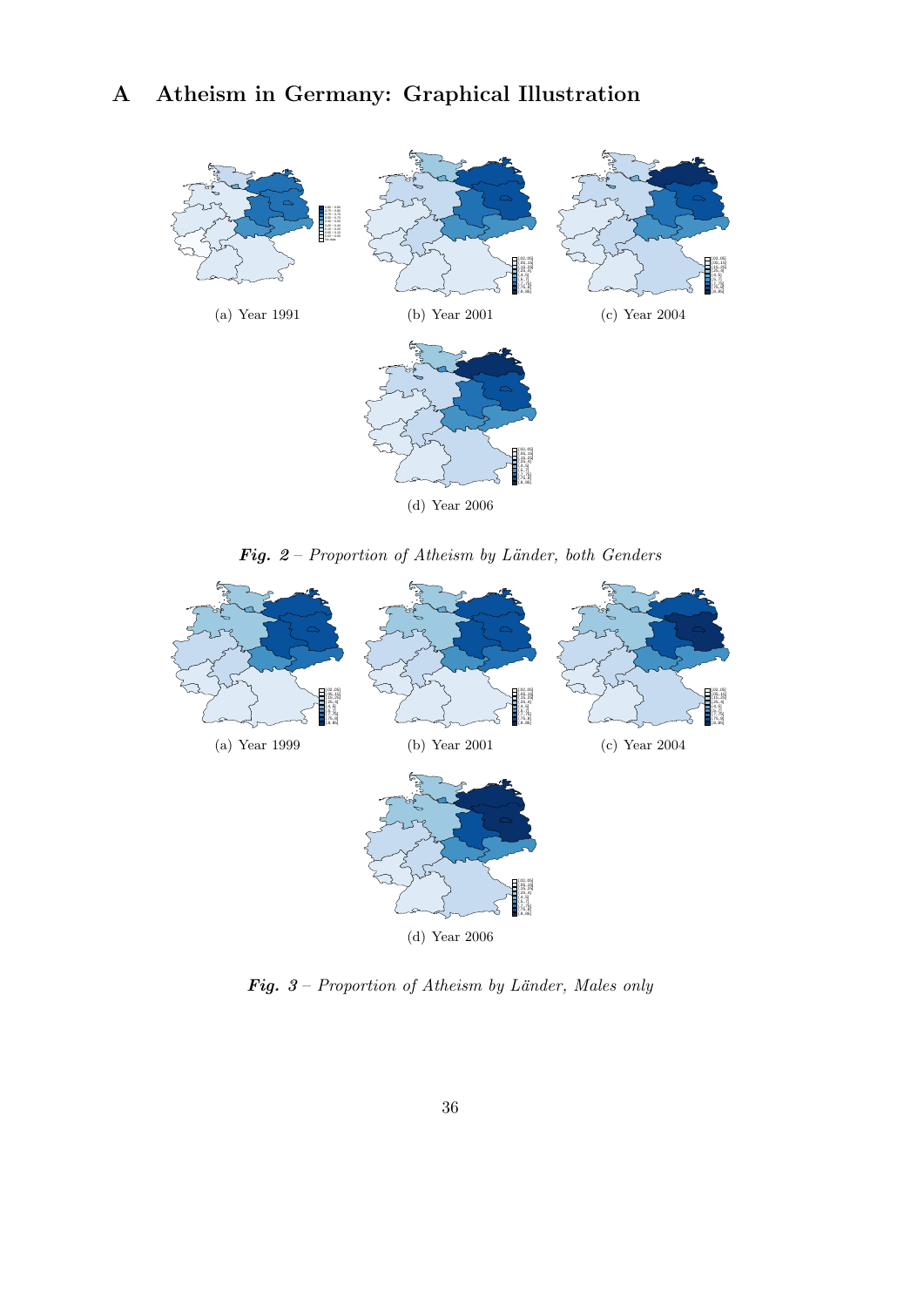# A Atheism in Germany: Graphical Illustration

(a) Year 1991

(b) Year 2001

(c) Year 2004

(d) Year 2006

***Fig. 2*** *– Proportion of Atheism by Länder, both Genders*

(a) Year 1999

(b) Year 2001

(c) Year 2004

(d) Year 2006

***Fig. 3*** *– Proportion of Atheism by Länder, Males only*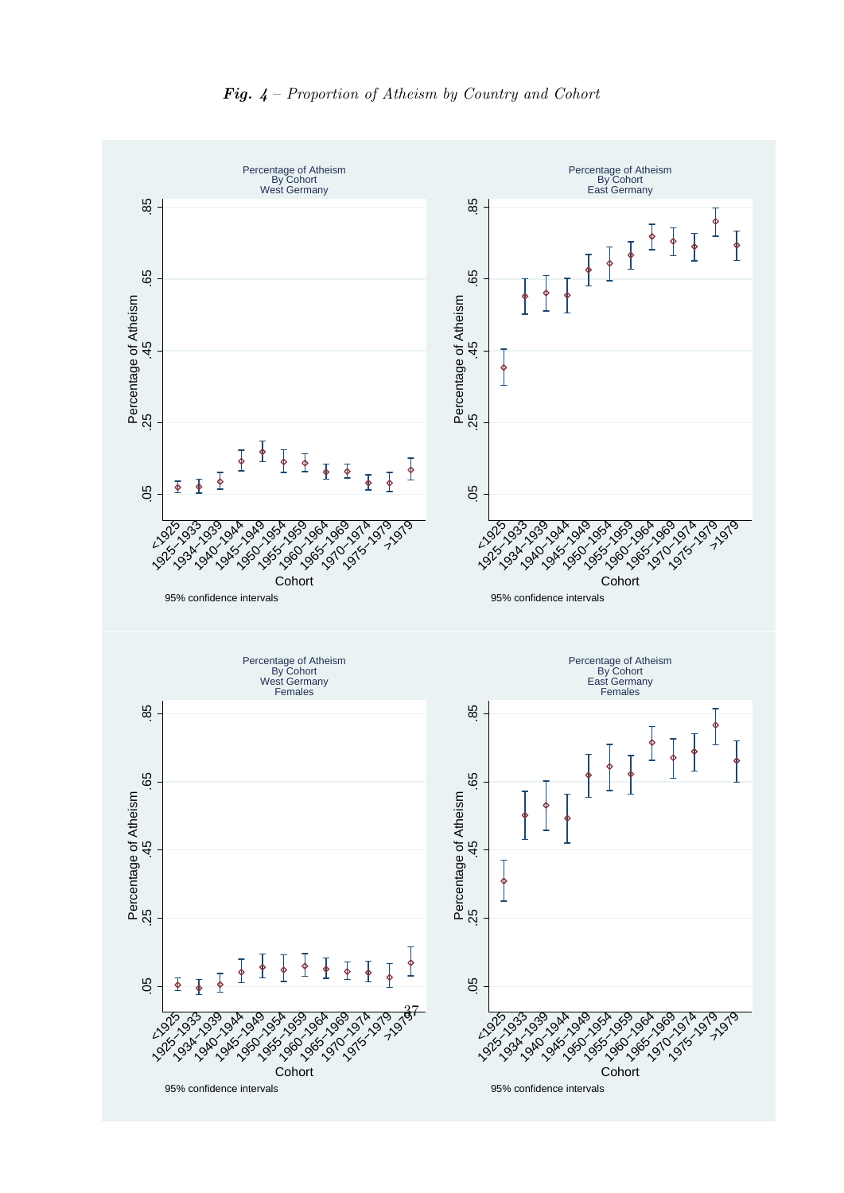***Fig. 4** – Proportion of Atheism by Country and Cohort*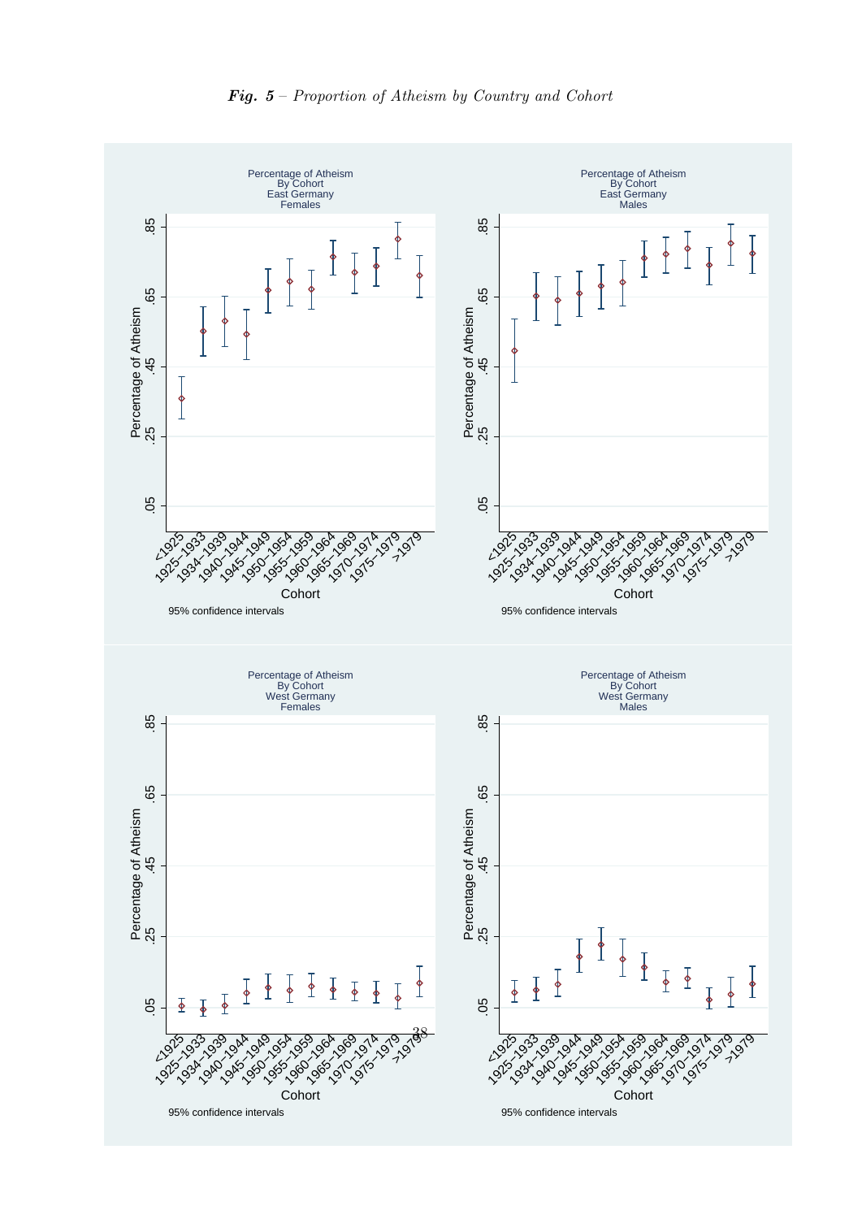***Fig. 5** – Proportion of Atheism by Country and Cohort*

Percentage of Atheism
By Cohort
East Germany
Females

Percentage of Atheism
By Cohort
East Germany
Males

Percentage of Atheism
By Cohort
West Germany
Females

Percentage of Atheism
By Cohort
West Germany
Males

Percentage of Atheism

Cohort

<1925, 1925–1933, 1934–1939, 1940–1944, 1945–1949, 1950–1954, 1955–1959, 1960–1964, 1965–1969, 1970–1974, 1975–1979, >1979

.05 .25 .45 .65 .85

95% confidence intervals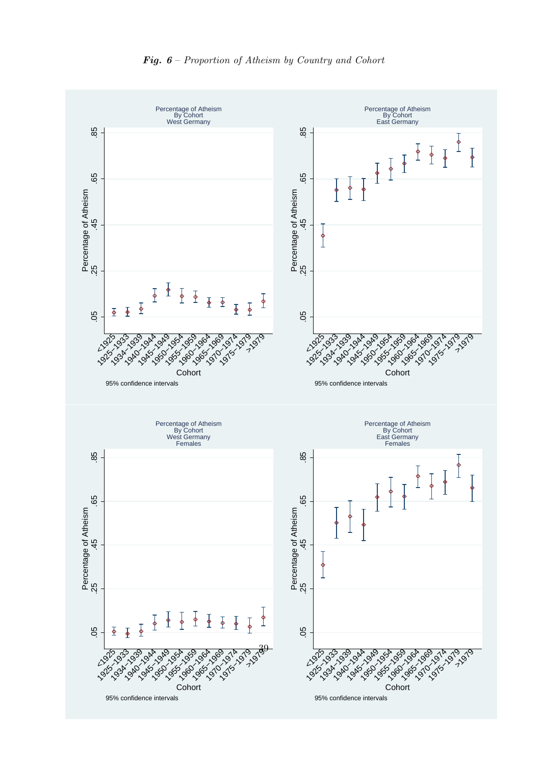***Fig. 6*** – *Proportion of Atheism by Country and Cohort*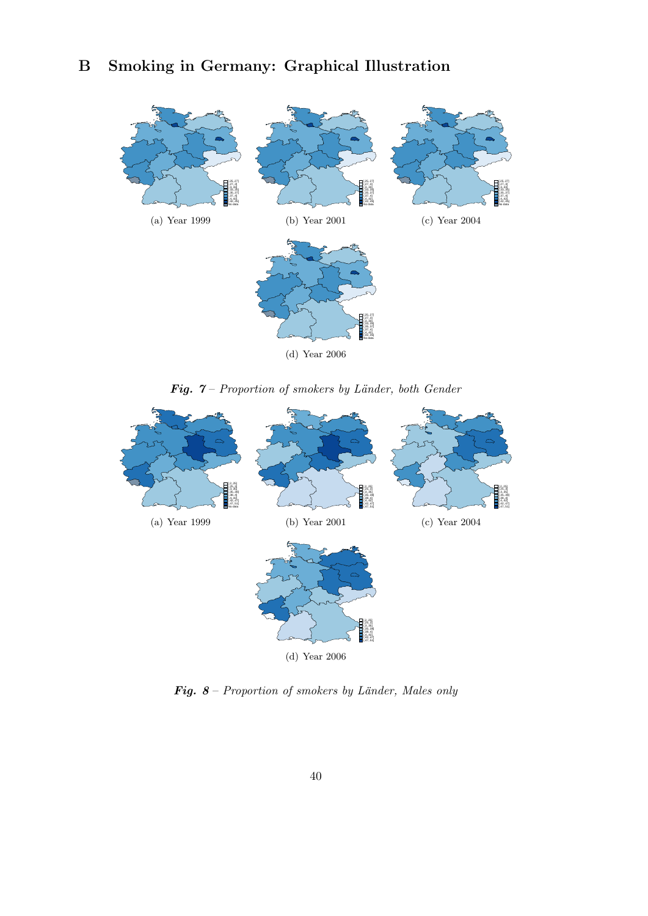# B Smoking in Germany: Graphical Illustration

(a) Year 1999

(b) Year 2001

(c) Year 2004

(d) Year 2006

***Fig. 7*** – *Proportion of smokers by Länder, both Gender*

(a) Year 1999

(b) Year 2001

(c) Year 2004

(d) Year 2006

***Fig. 8*** – *Proportion of smokers by Länder, Males only*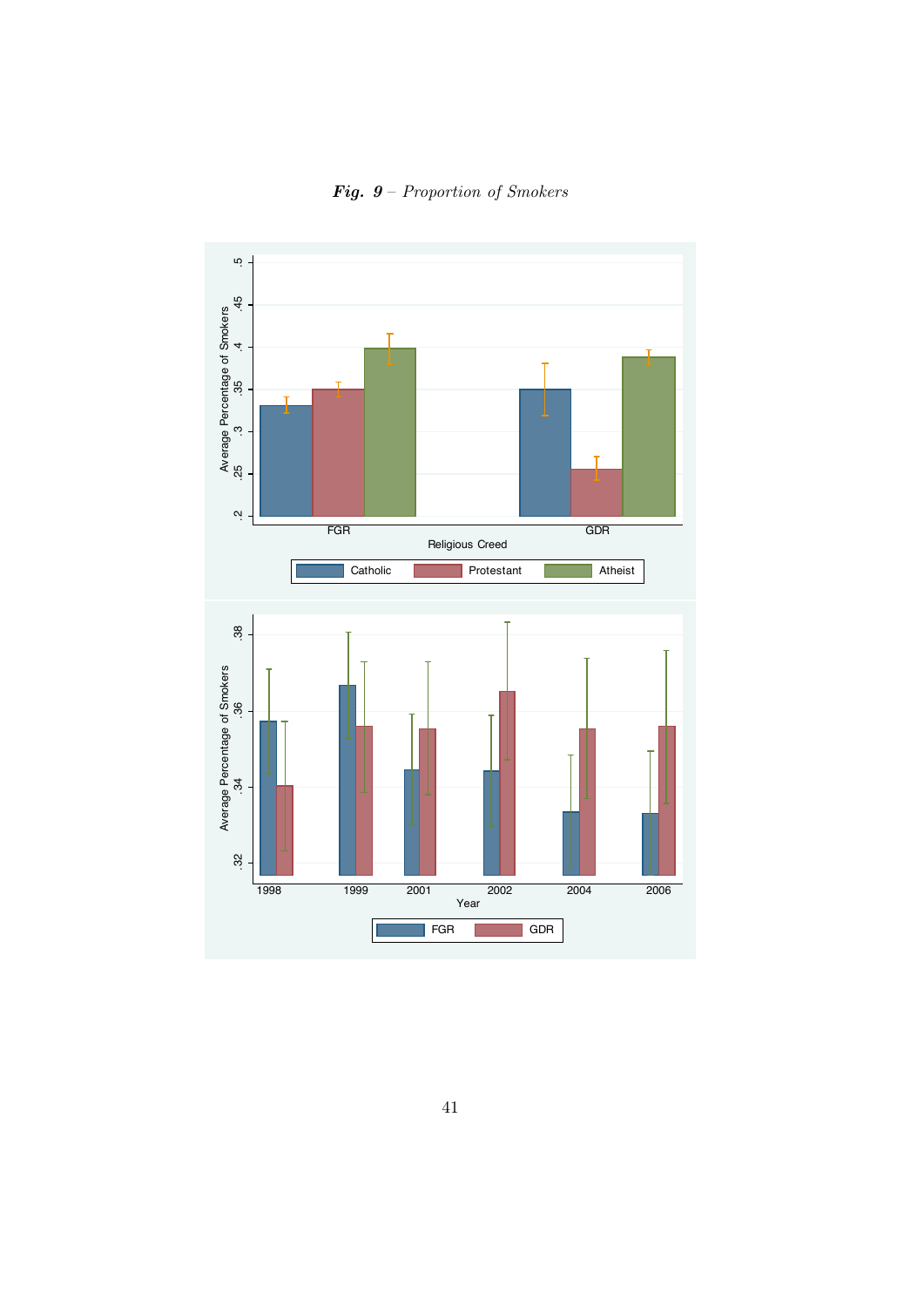***Fig. 9*** *– Proportion of Smokers*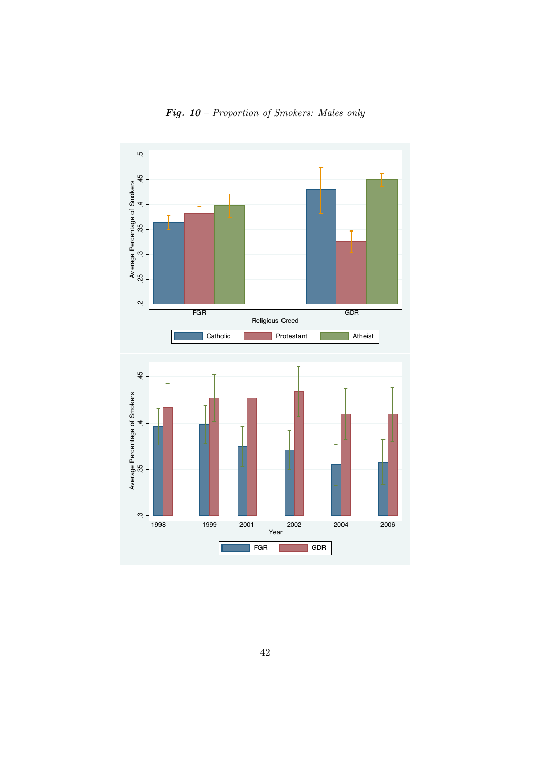***Fig. 10*** – *Proportion of Smokers: Males only*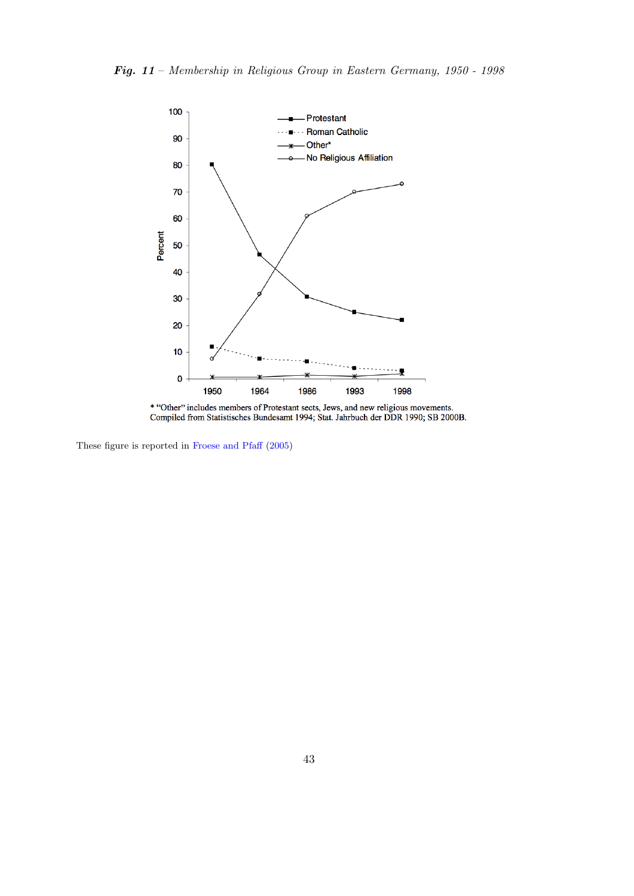***Fig. 11*** – *Membership in Religious Group in Eastern Germany, 1950 - 1998*

\* "Other" includes members of Protestant sects, Jews, and new religious movements.
Compiled from Statistisches Bundesamt 1994; Stat. Jahrbuch der DDR 1990; SB 2000B.

These figure is reported in Froese and Pfaff (2005)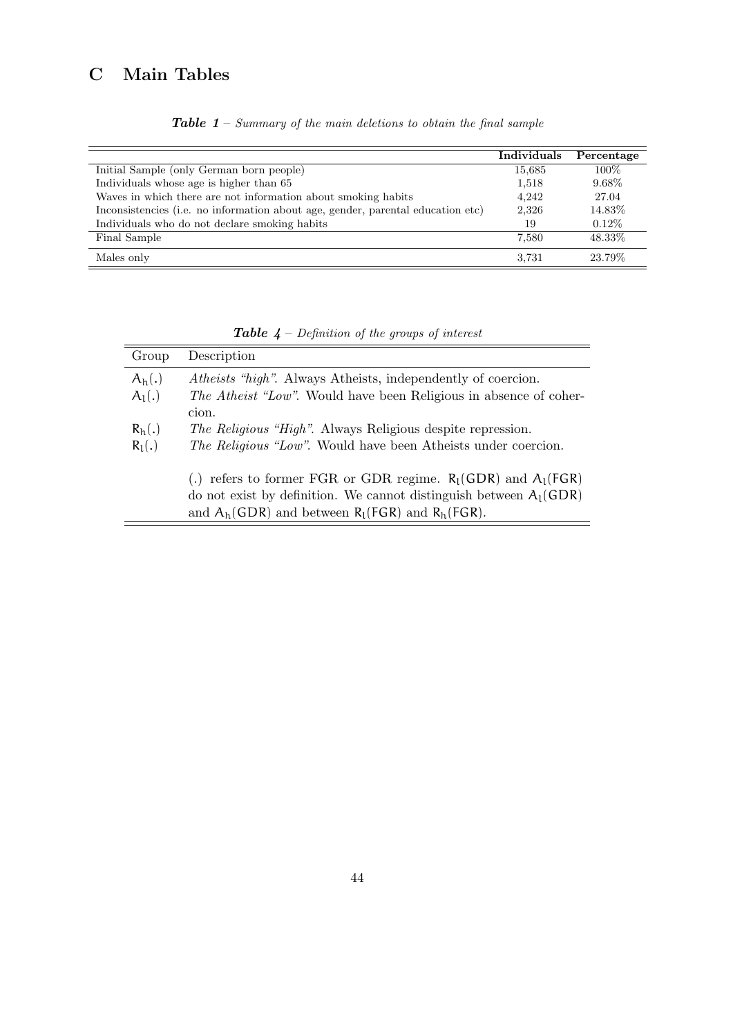# C Main Tables

***Table 1*** *– Summary of the main deletions to obtain the final sample*

| | **Individuals** | **Percentage** |
|---|---|---|
| Initial Sample (only German born people) | 15,685 | 100% |
| Individuals whose age is higher than 65 | 1,518 | 9.68% |
| Waves in which there are not information about smoking habits | 4,242 | 27.04 |
| Inconsistencies (i.e. no information about age, gender, parental education etc) | 2,326 | 14.83% |
| Individuals who do not declare smoking habits | 19 | 0.12% |
| Final Sample | 7,580 | 48.33% |
| Males only | 3,731 | 23.79% |

***Table 4*** *– Definition of the groups of interest*

| Group | Description |
|---|---|
| $A_h(.)$ | *Atheists "high"*. Always Atheists, independently of coercion. |
| $A_l(.)$ | *The Atheist "Low"*. Would have been Religious in absence of cohercion. |
| $R_h(.)$ | *The Religious "High"*. Always Religious despite repression. |
| $R_l(.)$ | *The Religious "Low"*. Would have been Atheists under coercion. |
| | (.) refers to former FGR or GDR regime. $R_l(GDR)$ and $A_l(FGR)$ do not exist by definition. We cannot distinguish between $A_l(GDR)$ and $A_h(GDR)$ and between $R_l(FGR)$ and $R_h(FGR)$. |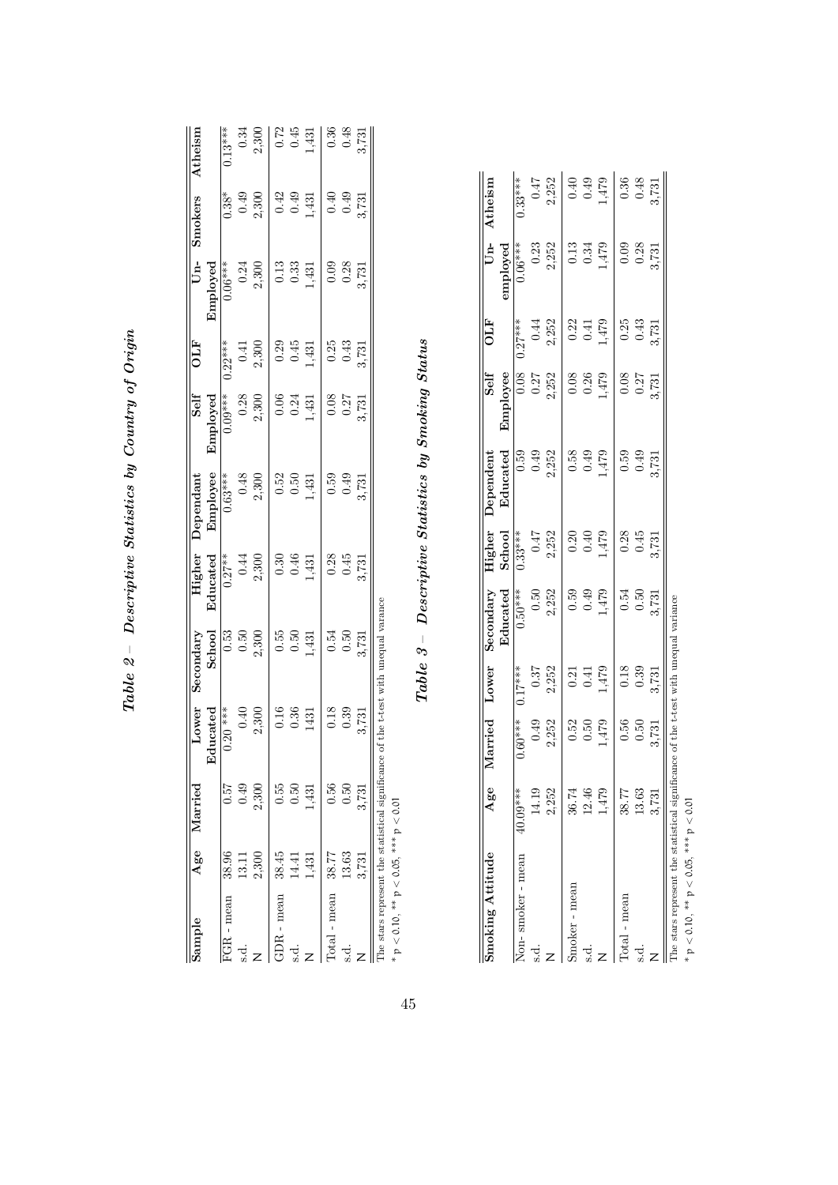## *Table 2 – Descriptive Statistics by Country of Origin*

| Sample | Age | Married | Lower Educated | Secondary School | Higher Educated | Dependant Employee | Self Employed | OLF | Un-Employed | Smokers | Atheism |
|---|---|---|---|---|---|---|---|---|---|---|---|
| FGR - mean | 38.96 | 0.57 | 0.20 *** | 0.53 | 0.27** | 0.63*** | 0.09*** | 0.22*** | 0.06*** | 0.38* | 0.13*** |
| s.d. | 13.11 | 0.49 | 0.40 | 0.50 | 0.44 | 0.48 | 0.28 | 0.41 | 0.24 | 0.49 | 0.34 |
| N | 2,300 | 2,300 | 2,300 | 2,300 | 2,300 | 2,300 | 2,300 | 2,300 | 2,300 | 2,300 | 2,300 |
| GDR - mean | 38.45 | 0.55 | 0.16 | 0.55 | 0.30 | 0.52 | 0.06 | 0.29 | 0.13 | 0.42 | 0.72 |
| s.d. | 14.41 | 0.50 | 0.36 | 0.50 | 0.46 | 0.50 | 0.24 | 0.45 | 0.33 | 0.49 | 0.45 |
| N | 1,431 | 1,431 | 1431 | 1,431 | 1,431 | 1,431 | 1,431 | 1,431 | 1,431 | 1,431 | 1,431 |
| Total - mean | 38.77 | 0.56 | 0.18 | 0.54 | 0.28 | 0.59 | 0.08 | 0.25 | 0.09 | 0.40 | 0.36 |
| s.d. | 13.63 | 0.50 | 0.39 | 0.50 | 0.45 | 0.49 | 0.27 | 0.43 | 0.28 | 0.49 | 0.48 |
| N | 3,731 | 3,731 | 3,731 | 3,731 | 3,731 | 3,731 | 3,731 | 3,731 | 3,731 | 3,731 | 3,731 |

The stars represent the statistical significance of the t-test with unequal variance

* $p < 0.10$, ** $p < 0.05$, *** $p < 0.01$

## *Table 3 – Descriptive Statistics by Smoking Status*

| Smoking Attitude | Age | Married | Lower | Secondary Educated | Higher School | Dependent Educated | Self Employee | OLF | Un-employed | Atheism |
|---|---|---|---|---|---|---|---|---|---|---|
| Non- smoker - mean | 40.09*** | 0.60*** | 0.17*** | 0.50*** | 0.33*** | 0.59 | 0.08 | 0.27*** | 0.06*** | 0.33*** |
| s.d. | 14.19 | 0.49 | 0.37 | 0.50 | 0.47 | 0.49 | 0.27 | 0.44 | 0.23 | 0.47 |
| N | 2,252 | 2,252 | 2,252 | 2,252 | 2,252 | 2,252 | 2,252 | 2,252 | 2,252 | 2,252 |
| Smoker - mean | 36.74 | 0.52 | 0.21 | 0.59 | 0.20 | 0.58 | 0.08 | 0.22 | 0.13 | 0.40 |
| s.d. | 12.46 | 0.50 | 0.41 | 0.49 | 0.40 | 0.49 | 0.26 | 0.41 | 0.34 | 0.49 |
| N | 1,479 | 1,479 | 1,479 | 1,479 | 1,479 | 1,479 | 1,479 | 1,479 | 1,479 | 1,479 |
| Total - mean | 38.77 | 0.56 | 0.18 | 0.54 | 0.28 | 0.59 | 0.08 | 0.25 | 0.09 | 0.36 |
| s.d. | 13.63 | 0.50 | 0.39 | 0.50 | 0.45 | 0.49 | 0.27 | 0.43 | 0.28 | 0.48 |
| N | 3,731 | 3,731 | 3,731 | 3,731 | 3,731 | 3,731 | 3,731 | 3,731 | 3,731 | 3,731 |

The stars represent the statistical significance of the t-test with unequal variance

* $p < 0.10$, ** $p < 0.05$, *** $p < 0.01$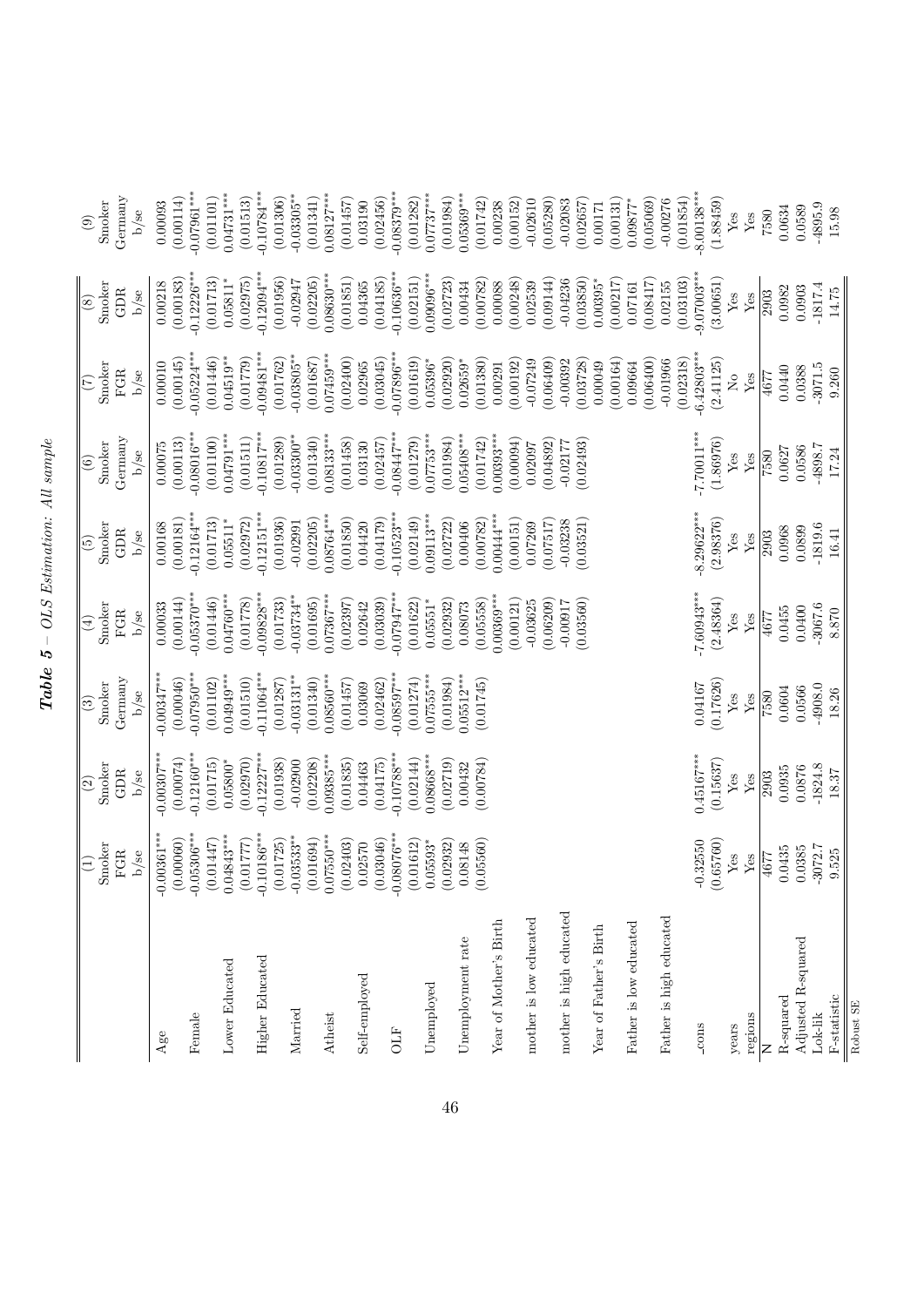***Table 5 – OLS Estimation: All sample***

| | (1) Smoker FGR b/se | (2) Smoker GDR b/se | (3) Smoker Germany b/se | (4) Smoker FGR b/se | (5) Smoker GDR b/se | (6) Smoker Germany b/se | (7) Smoker FGR b/se | (8) Smoker GDR b/se | (9) Smoker Germany b/se |
|---|---|---|---|---|---|---|---|---|---|
| Age | -0.00361*** | -0.00307*** | -0.00347*** | 0.00033 | 0.00168 | 0.00075 | 0.00010 | 0.00218 | 0.00093 |
| | (0.00060) | (0.00074) | (0.00046) | (0.00144) | (0.00181) | (0.00113) | (0.00145) | (0.00183) | (0.00114) |
| Female | -0.05306*** | -0.12160*** | -0.07950*** | -0.05370*** | -0.12164*** | -0.08016*** | -0.05224*** | -0.12226*** | -0.07961*** |
| | (0.01447) | (0.01715) | (0.01102) | (0.01446) | (0.01713) | (0.01100) | (0.01446) | (0.01713) | (0.01101) |
| Lower Educated | 0.04843*** | 0.05800* | 0.04949*** | 0.04760*** | 0.05511* | 0.04791*** | 0.04519** | 0.05811* | 0.04731*** |
| | (0.01777) | (0.02970) | (0.01510) | (0.01778) | (0.02972) | (0.01511) | (0.01779) | (0.02975) | (0.01513) |
| Higher Educated | -0.10186*** | -0.12227*** | -0.11064*** | -0.09828*** | -0.12151*** | -0.10817*** | -0.09481*** | -0.12094*** | -0.10784*** |
| | (0.01725) | (0.01938) | (0.01287) | (0.01733) | (0.01936) | (0.01289) | (0.01762) | (0.01956) | (0.01306) |
| Married | -0.03533** | -0.02900 | -0.03131** | -0.03734** | -0.02991 | -0.03300** | -0.03805** | -0.02947 | -0.03305** |
| | (0.01694) | (0.02208) | (0.01340) | (0.01695) | (0.02205) | (0.01340) | (0.01687) | (0.02205) | (0.01341) |
| Atheist | 0.07550*** | 0.09385*** | 0.08560*** | 0.07367*** | 0.08764*** | 0.08133*** | 0.07459*** | 0.08630*** | 0.08127*** |
| | (0.02403) | (0.01835) | (0.01457) | (0.02397) | (0.01850) | (0.01458) | (0.02400) | (0.01851) | (0.01457) |
| Self-employed | 0.02570 | 0.04463 | 0.03069 | 0.02642 | 0.04420 | 0.03130 | 0.02965 | 0.04365 | 0.03190 |
| | (0.03046) | (0.04175) | (0.02462) | (0.03039) | (0.04179) | (0.02457) | (0.03045) | (0.04185) | (0.02456) |
| OLF | -0.08076*** | -0.10788*** | -0.08597*** | -0.07947*** | -0.10523*** | -0.08447*** | -0.07896*** | -0.10636*** | -0.08379*** |
| | (0.01612) | (0.02144) | (0.01274) | (0.01622) | (0.02149) | (0.01279) | (0.01619) | (0.02151) | (0.01282) |
| Unemployed | 0.05593* | 0.08668*** | 0.07555*** | 0.05551* | 0.09113*** | 0.07753*** | 0.05396* | 0.09096*** | 0.07737*** |
| | (0.02932) | (0.02719) | (0.01984) | (0.02932) | (0.02722) | (0.01984) | (0.02920) | (0.02723) | (0.01984) |
| Unemployment rate | 0.08148 | 0.00432 | 0.05512*** | 0.08073 | 0.00406 | 0.05408*** | 0.02659* | 0.00434 | 0.05369*** |
| | (0.05560) | (0.00784) | (0.01745) | (0.05558) | (0.00782) | (0.01742) | (0.01380) | (0.00782) | (0.01742) |
| Year of Mother's Birth | | | | 0.00369*** | 0.00444*** | 0.00393*** | 0.00291 | 0.00088 | 0.00238 |
| | | | | (0.00121) | (0.00151) | (0.00094) | (0.00192) | (0.00248) | (0.00152) |
| mother is low educated | | | | -0.03625 | 0.07269 | 0.02097 | -0.07249 | 0.02539 | -0.02610 |
| | | | | (0.06209) | (0.07517) | (0.04892) | (0.06409) | (0.09144) | (0.05280) |
| mother is high educated | | | | -0.00917 | -0.03238 | -0.02177 | -0.00392 | -0.04236 | -0.02083 |
| | | | | (0.03560) | (0.03521) | (0.02493) | (0.03728) | (0.03850) | (0.02657) |
| Year of Father's Birth | | | | | | | 0.00049 | 0.00395* | 0.00171 |
| | | | | | | | (0.00164) | (0.00217) | (0.00131) |
| Father is low educated | | | | | | | 0.09664 | 0.07161 | 0.09877* |
| | | | | | | | (0.06400) | (0.08417) | (0.05069) |
| Father is high educated | | | | | | | -0.01966 | 0.02155 | -0.00276 |
| | | | | | | | (0.02318) | (0.03103) | (0.01854) |
| _cons | -0.32550 | 0.45167*** | 0.04167 | -7.60943*** | -8.29622*** | -7.70011*** | -6.42803*** | -9.07003*** | -8.00138*** |
| | (0.65760) | (0.15637) | (0.17626) | (2.48364) | (2.98376) | (1.86976) | (2.41125) | (3.00651) | (1.88459) |
| years | Yes | Yes | Yes | Yes | Yes | Yes | No | Yes | Yes |
| regions | Yes | Yes | Yes | Yes | Yes | Yes | Yes | Yes | Yes |
| N | 4677 | 2903 | 7580 | 4677 | 2903 | 7580 | 4677 | 2903 | 7580 |
| R-squared | 0.0435 | 0.0935 | 0.0604 | 0.0455 | 0.0968 | 0.0627 | 0.0440 | 0.0982 | 0.0634 |
| Adjusted R-squared | 0.0385 | 0.0876 | 0.0566 | 0.0400 | 0.0899 | 0.0586 | 0.0388 | 0.0903 | 0.0589 |
| Lok-lik | -3072.7 | -1824.8 | -4908.0 | -3067.6 | -1819.6 | -4898.7 | -3071.5 | -1817.4 | -4895.9 |
| F-statistic | 9.525 | 18.37 | 18.26 | 8.870 | 16.41 | 17.24 | 9.260 | 14.75 | 15.98 |

Robust SE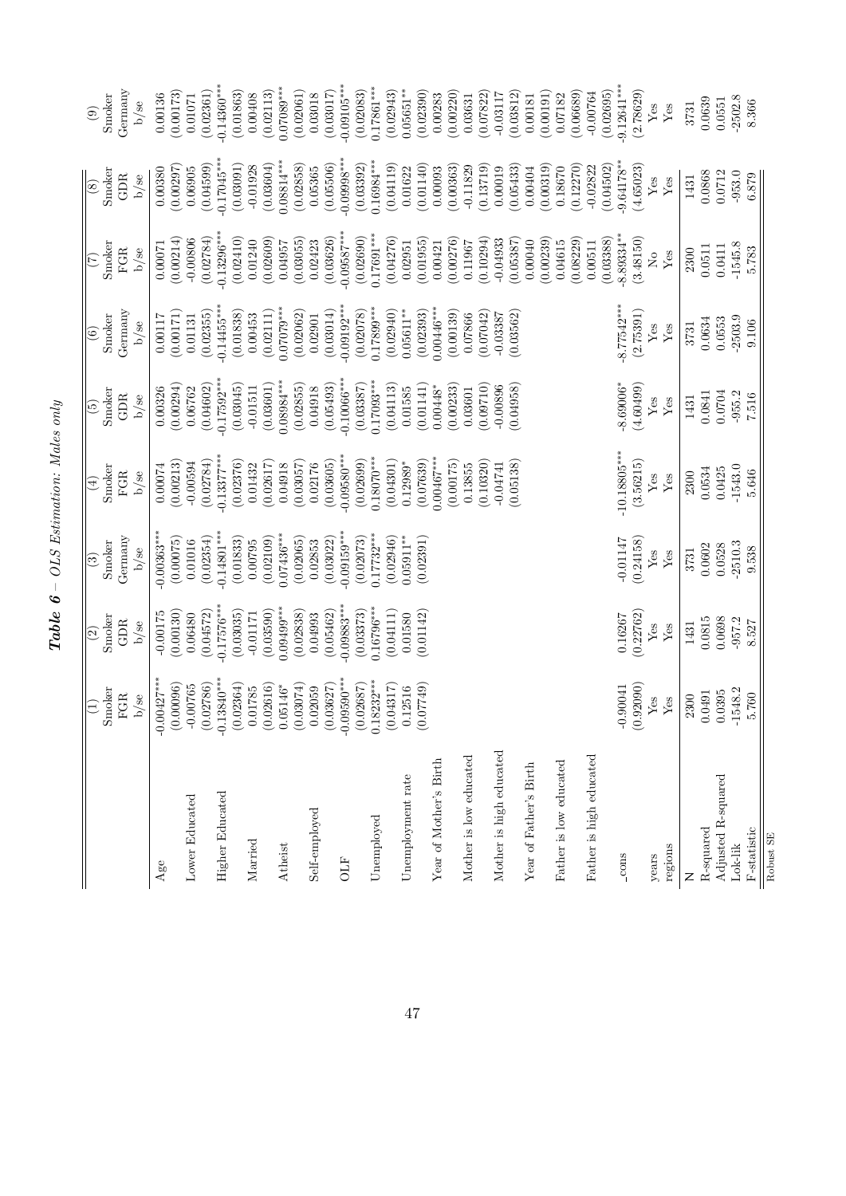***Table 6** – OLS Estimation: Males only*

| | (1) | (2) | (3) | (4) | (5) | (6) | (7) | (8) | (9) |
|---|---|---|---|---|---|---|---|---|---|
| | Smoker | Smoker | Smoker | Smoker | Smoker | Smoker | Smoker | Smoker | Smoker |
| | FGR | GDR | Germany | FGR | GDR | Germany | FGR | GDR | Germany |
| | b/se | b/se | b/se | b/se | b/se | b/se | b/se | b/se | b/se |
| Age | -0.00427*** | -0.00175 | -0.00363*** | 0.00074 | 0.00326 | 0.00117 | 0.00071 | 0.00380 | 0.00136 |
| | (0.00096) | (0.00130) | (0.00075) | (0.00213) | (0.00294) | (0.00171) | (0.00214) | (0.00297) | (0.00173) |
| Lower Educated | -0.00765 | 0.06480 | 0.01016 | -0.00594 | 0.06762 | 0.01131 | -0.00806 | 0.06905 | 0.01071 |
| | (0.02786) | (0.04572) | (0.02354) | (0.02784) | (0.04602) | (0.02355) | (0.02784) | (0.04599) | (0.02361) |
| Higher Educated | -0.13840*** | -0.17576*** | -0.14801*** | -0.13377*** | -0.17592*** | -0.14455*** | -0.13296*** | -0.17045*** | -0.14360*** |
| | (0.02364) | (0.03035) | (0.01833) | (0.02376) | (0.03045) | (0.01838) | (0.02410) | (0.03091) | (0.01863) |
| Married | 0.01785 | -0.01171 | 0.00795 | 0.01432 | -0.01511 | 0.00453 | 0.01240 | -0.01928 | 0.00408 |
| | (0.02616) | (0.03590) | (0.02109) | (0.02617) | (0.03601) | (0.02111) | (0.02609) | (0.03604) | (0.02113) |
| Atheist | 0.05146* | 0.09499*** | 0.07436*** | 0.04918 | 0.08984*** | 0.07079*** | 0.04957 | 0.08814*** | 0.07089*** |
| | (0.03074) | (0.02838) | (0.02065) | (0.03057) | (0.02855) | (0.02062) | (0.03055) | (0.02858) | (0.02061) |
| Self-employed | 0.02059 | 0.04993 | 0.02853 | 0.02176 | 0.04918 | 0.02901 | 0.02423 | 0.05365 | 0.03018 |
| | (0.03627) | (0.05462) | (0.03022) | (0.03605) | (0.05493) | (0.03014) | (0.03626) | (0.05506) | (0.03017) |
| OLF | -0.09590*** | -0.09883*** | -0.09159*** | -0.09580*** | -0.10066*** | -0.09192*** | -0.09587*** | -0.09998*** | -0.09105*** |
| | (0.02687) | (0.03373) | (0.02073) | (0.02699) | (0.03387) | (0.02078) | (0.02690) | (0.03392) | (0.02083) |
| Unemployed | 0.18232*** | 0.16796*** | 0.17732*** | 0.18070*** | 0.17093*** | 0.17899*** | 0.17691*** | 0.16984*** | 0.17861*** |
| | (0.04317) | (0.04111) | (0.02946) | (0.04301) | (0.04113) | (0.02940) | (0.04276) | (0.04119) | (0.02943) |
| Unemployment rate | 0.12516 | 0.01580 | 0.05911** | 0.12989* | 0.01585 | 0.05611** | 0.02951 | 0.01622 | 0.05651** |
| | (0.07749) | (0.01142) | (0.02391) | (0.07639) | (0.01141) | (0.02393) | (0.01955) | (0.01140) | (0.02390) |
| Year of Mother's Birth | | | | 0.00467*** | 0.00448* | 0.00446*** | 0.00421 | 0.00093 | 0.00283 |
| | | | | (0.00175) | (0.00233) | (0.00139) | (0.00276) | (0.00363) | (0.00220) |
| Mother is low educated | | | | 0.13855 | 0.03601 | 0.07866 | 0.11967 | -0.11829 | 0.03631 |
| | | | | (0.10320) | (0.09710) | (0.07042) | (0.10294) | (0.13719) | (0.07822) |
| Mother is high educated | | | | -0.04741 | -0.00896 | -0.03387 | -0.04933 | 0.00019 | -0.03117 |
| | | | | (0.05138) | (0.04958) | (0.03562) | (0.05387) | (0.05433) | (0.03812) |
| Year of Father's Birth | | | | | | | 0.00040 | 0.00404 | 0.00181 |
| | | | | | | | (0.00239) | (0.00319) | (0.00191) |
| Father is low educated | | | | | | | 0.04615 | 0.18670 | 0.07182 |
| | | | | | | | (0.08229) | (0.12270) | (0.06689) |
| Father is high educated | | | | | | | 0.00511 | -0.02822 | -0.00764 |
| | | | | | | | (0.03388) | (0.04502) | (0.02695) |
| _cons | -0.90041 | 0.16267 | -0.01147 | -10.18805*** | -8.69006* | -8.77542*** | -8.89334** | -9.64178** | -9.12641*** |
| | (0.92090) | (0.22762) | (0.24158) | (3.56215) | (4.60499) | (2.75391) | (3.48150) | (4.65023) | (2.78629) |
| years | Yes | Yes | Yes | Yes | Yes | Yes | No | Yes | Yes |
| regions | Yes | Yes | Yes | Yes | Yes | Yes | Yes | Yes | Yes |
| N | 2300 | 1431 | 3731 | 2300 | 1431 | 3731 | 2300 | 1431 | 3731 |
| R-squared | 0.0491 | 0.0815 | 0.0602 | 0.0534 | 0.0841 | 0.0634 | 0.0511 | 0.0868 | 0.0639 |
| Adjusted R-squared | 0.0395 | 0.0698 | 0.0528 | 0.0425 | 0.0704 | 0.0553 | 0.0411 | 0.0712 | 0.0551 |
| Lok-lik | -1548.2 | -957.2 | -2510.3 | -1543.0 | -955.2 | -2503.9 | -1545.8 | -953.0 | -2502.8 |
| F-statistic | 5.760 | 8.527 | 9.538 | 5.646 | 7.516 | 9.106 | 5.783 | 6.879 | 8.366 |

Robust SE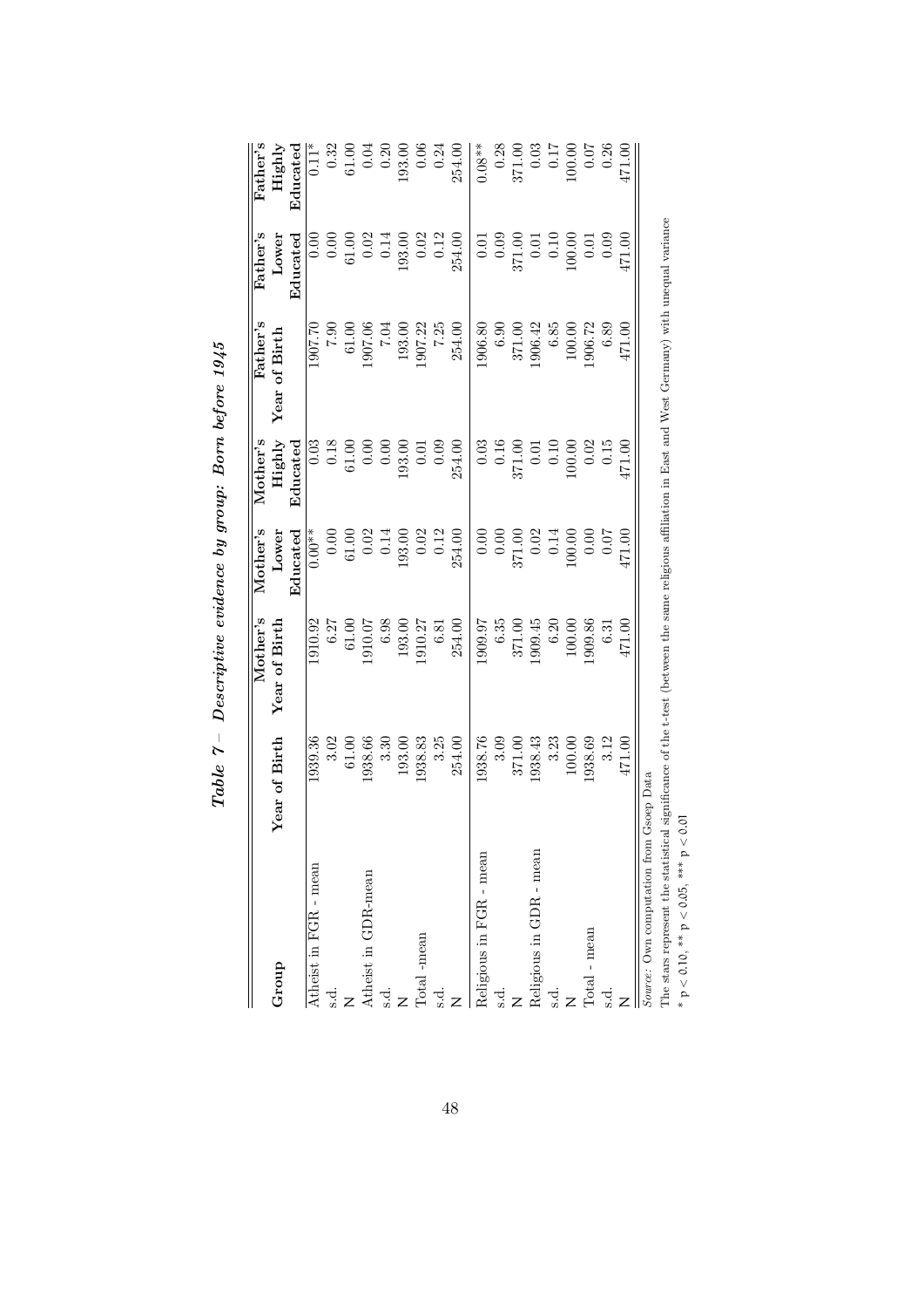***Table 7** – Descriptive evidence by group: Born before 1945*

| Group | Year of Birth | Mother's Year of Birth | Mother's Lower Educated | Mother's Highly Educated | Father's Year of Birth | Father's Lower Educated | Father's Highly Educated |
|---|---|---|---|---|---|---|---|
| Atheist in FGR - mean | 1939.36 | 1910.92 | 0.00** | 0.03 | 1907.70 | 0.00 | 0.11* |
| s.d. | 3.02 | 6.27 | 0.00 | 0.18 | 7.90 | 0.00 | 0.32 |
| N | 61.00 | 61.00 | 61.00 | 61.00 | 61.00 | 61.00 | 61.00 |
| Atheist in GDR-mean | 1938.66 | 1910.07 | 0.02 | 0.00 | 1907.06 | 0.02 | 0.04 |
| s.d. | 3.30 | 6.98 | 0.14 | 0.00 | 7.04 | 0.14 | 0.20 |
| N | 193.00 | 193.00 | 193.00 | 193.00 | 193.00 | 193.00 | 193.00 |
| Total -mean | 1938.83 | 1910.27 | 0.02 | 0.01 | 1907.22 | 0.02 | 0.06 |
| s.d. | 3.25 | 6.81 | 0.12 | 0.09 | 7.25 | 0.12 | 0.24 |
| N | 254.00 | 254.00 | 254.00 | 254.00 | 254.00 | 254.00 | 254.00 |
| Religious in FGR - mean | 1938.76 | 1909.97 | 0.00 | 0.03 | 1906.80 | 0.01 | 0.08** |
| s.d. | 3.09 | 6.35 | 0.00 | 0.16 | 6.90 | 0.09 | 0.28 |
| N | 371.00 | 371.00 | 371.00 | 371.00 | 371.00 | 371.00 | 371.00 |
| Religious in GDR - mean | 1938.43 | 1909.45 | 0.02 | 0.01 | 1906.42 | 0.01 | 0.03 |
| s.d. | 3.23 | 6.20 | 0.14 | 0.10 | 6.85 | 0.10 | 0.17 |
| N | 100.00 | 100.00 | 100.00 | 100.00 | 100.00 | 100.00 | 100.00 |
| Total - mean | 1938.69 | 1909.86 | 0.00 | 0.02 | 1906.72 | 0.01 | 0.07 |
| s.d. | 3.12 | 6.31 | 0.07 | 0.15 | 6.89 | 0.09 | 0.26 |
| N | 471.00 | 471.00 | 471.00 | 471.00 | 471.00 | 471.00 | 471.00 |

*Source:* Own computation from Gsoep Data

The stars represent the statistical significance of the t-test (between the same religious affiliation in East and West Germany) with unequal variance

\* $p < 0.10$, \*\* $p < 0.05$, \*\*\* $p < 0.01$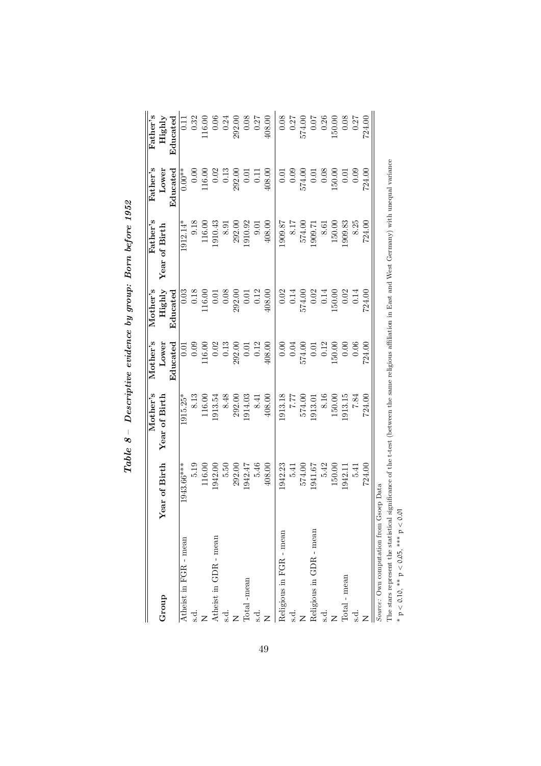# *Table 8 – Descriptive evidence by group: Born before 1952*

| Group | Year of Birth | Mother's Year of Birth | Mother's Lower Educated | Mother's Highly Educated | Father's Year of Birth | Father's Lower Educated | Father's Highly Educated |
|---|---|---|---|---|---|---|---|
| Atheist in FGR - mean | 1943.66*** | 1915.25* | 0.01 | 0.03 | 1912.14* | 0.00** | 0.11 |
| s.d. | 5.19 | 8.13 | 0.09 | 0.18 | 9.18 | 0.00 | 0.32 |
| N | 116.00 | 116.00 | 116.00 | 116.00 | 116.00 | 116.00 | 116.00 |
| Atheist in GDR - mean | 1942.00 | 1913.54 | 0.02 | 0.01 | 1910.43 | 0.02 | 0.06 |
| s.d. | 5.50 | 8.48 | 0.13 | 0.08 | 8.91 | 0.13 | 0.24 |
| N | 292.00 | 292.00 | 292.00 | 292.00 | 292.00 | 292.00 | 292.00 |
| Total -mean | 1942.47 | 1914.03 | 0.01 | 0.01 | 1910.92 | 0.01 | 0.08 |
| s.d. | 5.46 | 8.41 | 0.12 | 0.12 | 9.01 | 0.11 | 0.27 |
| N | 408.00 | 408.00 | 408.00 | 408.00 | 408.00 | 408.00 | 408.00 |
| Religious in FGR - mean | 1942.23 | 1913.18 | 0.00 | 0.02 | 1909.87 | 0.01 | 0.08 |
| s.d. | 5.41 | 7.77 | 0.04 | 0.14 | 8.17 | 0.09 | 0.27 |
| N | 574.00 | 574.00 | 574.00 | 574.00 | 574.00 | 574.00 | 574.00 |
| Religious in GDR - mean | 1941.67 | 1913.01 | 0.01 | 0.02 | 1909.71 | 0.01 | 0.07 |
| s.d. | 5.42 | 8.16 | 0.12 | 0.14 | 8.61 | 0.08 | 0.26 |
| N | 150.00 | 150.00 | 150.00 | 150.00 | 150.00 | 150.00 | 150.00 |
| Total - mean | 1942.11 | 1913.15 | 0.00 | 0.02 | 1909.83 | 0.01 | 0.08 |
| s.d. | 5.41 | 7.84 | 0.06 | 0.14 | 8.25 | 0.09 | 0.27 |
| N | 724.00 | 724.00 | 724.00 | 724.00 | 724.00 | 724.00 | 724.00 |

*Source:* Own computation from Gsoep Data

The stars represent the statistical significance of the t-test (between the same religious affiliation in East and West Germany) with unequal variance

\* $p < 0.10$, \*\* $p < 0.05$, \*\*\* $p < 0.01$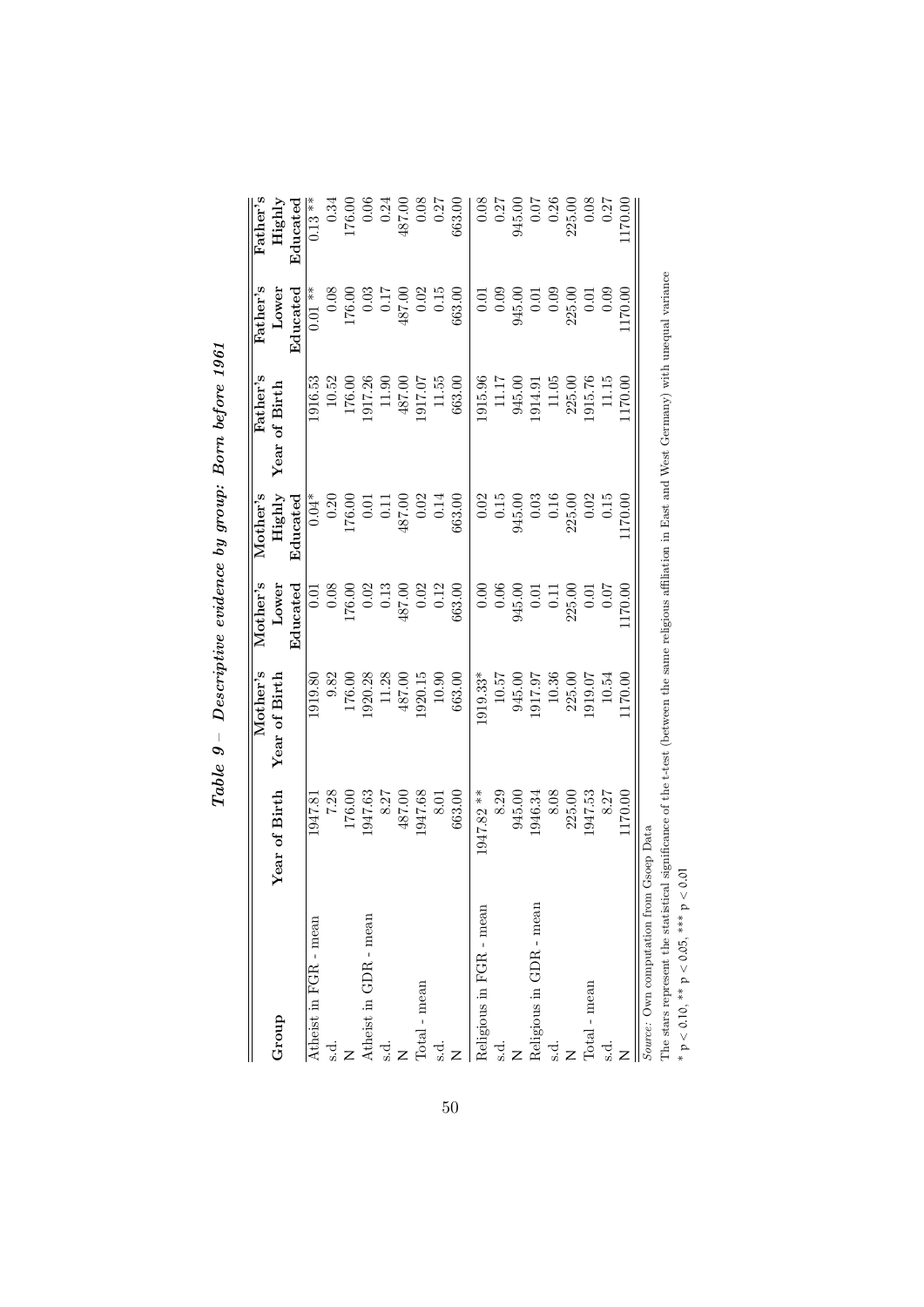***Table 9** – Descriptive evidence by group: Born before 1961*

| Group | Year of Birth | Mother's Year of Birth | Mother's Lower Educated | Mother's Highly Educated | Father's Year of Birth | Father's Lower Educated | Father's Highly Educated |
|---|---|---|---|---|---|---|---|
| Atheist in FGR - mean | 1947.81 | 1919.80 | 0.01 | 0.04* | 1916.53 | 0.01 ** | 0.13 ** |
| s.d. | 7.28 | 9.82 | 0.08 | 0.20 | 10.52 | 0.08 | 0.34 |
| N | 176.00 | 176.00 | 176.00 | 176.00 | 176.00 | 176.00 | 176.00 |
| Atheist in GDR - mean | 1947.63 | 1920.28 | 0.02 | 0.01 | 1917.26 | 0.03 | 0.06 |
| s.d. | 8.27 | 11.28 | 0.13 | 0.11 | 11.90 | 0.17 | 0.24 |
| N | 487.00 | 487.00 | 487.00 | 487.00 | 487.00 | 487.00 | 487.00 |
| Total - mean | 1947.68 | 1920.15 | 0.02 | 0.02 | 1917.07 | 0.02 | 0.08 |
| s.d. | 8.01 | 10.90 | 0.12 | 0.14 | 11.55 | 0.15 | 0.27 |
| N | 663.00 | 663.00 | 663.00 | 663.00 | 663.00 | 663.00 | 663.00 |
| Religious in FGR - mean | 1947.82 ** | 1919.33* | 0.00 | 0.02 | 1915.96 | 0.01 | 0.08 |
| s.d. | 8.29 | 10.57 | 0.06 | 0.15 | 11.17 | 0.09 | 0.27 |
| N | 945.00 | 945.00 | 945.00 | 945.00 | 945.00 | 945.00 | 945.00 |
| Religious in GDR - mean | 1946.34 | 1917.97 | 0.01 | 0.03 | 1914.91 | 0.01 | 0.07 |
| s.d. | 8.08 | 10.36 | 0.11 | 0.16 | 11.05 | 0.09 | 0.26 |
| N | 225.00 | 225.00 | 225.00 | 225.00 | 225.00 | 225.00 | 225.00 |
| Total - mean | 1947.53 | 1919.07 | 0.01 | 0.02 | 1915.76 | 0.01 | 0.08 |
| s.d. | 8.27 | 10.54 | 0.07 | 0.15 | 11.15 | 0.09 | 0.27 |
| N | 1170.00 | 1170.00 | 1170.00 | 1170.00 | 1170.00 | 1170.00 | 1170.00 |

*Source:* Own computation from Gsoep Data

The stars represent the statistical significance of the t-test (between the same religious affiliation in East and West Germany) with unequal variance

* $p < 0.10$, ** $p < 0.05$, *** $p < 0.01$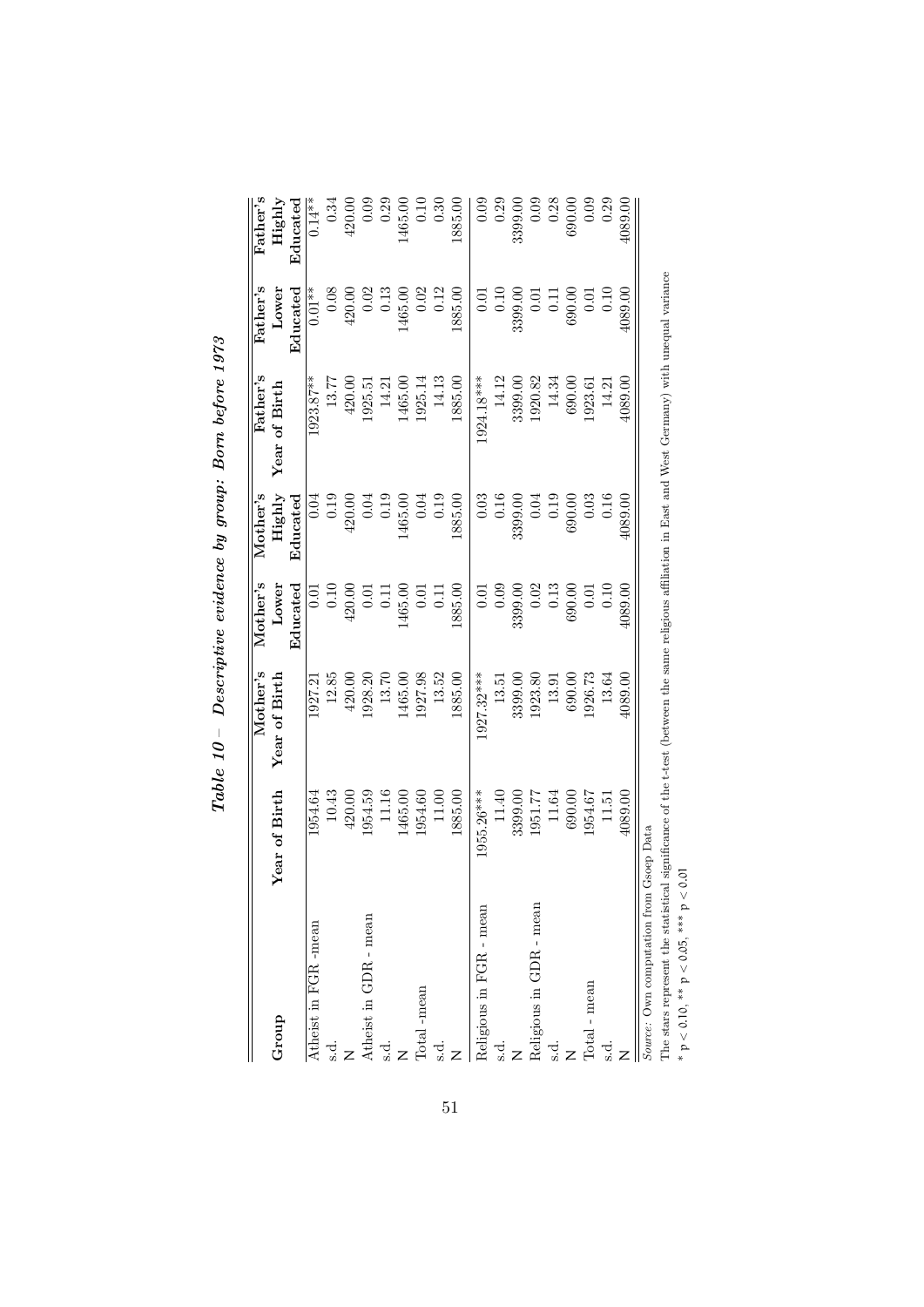***Table 10** – Descriptive evidence by group: Born before 1973*

| Group | Year of Birth | Mother's Year of Birth | Mother's Lower Educated | Mother's Highly Educated | Father's Year of Birth | Father's Lower Educated | Father's Highly Educated |
|---|---|---|---|---|---|---|---|
| Atheist in FGR -mean | 1954.64 | 1927.21 | 0.01 | 0.04 | 1923.87** | 0.01** | 0.14** |
| s.d. | 10.43 | 12.85 | 0.10 | 0.19 | 13.77 | 0.08 | 0.34 |
| N | 420.00 | 420.00 | 420.00 | 420.00 | 420.00 | 420.00 | 420.00 |
| Atheist in GDR - mean | 1954.59 | 1928.20 | 0.01 | 0.04 | 1925.51 | 0.02 | 0.09 |
| s.d. | 11.16 | 13.70 | 0.11 | 0.19 | 14.21 | 0.13 | 0.29 |
| N | 1465.00 | 1465.00 | 1465.00 | 1465.00 | 1465.00 | 1465.00 | 1465.00 |
| Total -mean | 1954.60 | 1927.98 | 0.01 | 0.04 | 1925.14 | 0.02 | 0.10 |
| s.d. | 11.00 | 13.52 | 0.11 | 0.19 | 14.13 | 0.12 | 0.30 |
| N | 1885.00 | 1885.00 | 1885.00 | 1885.00 | 1885.00 | 1885.00 | 1885.00 |
| Religious in FGR - mean | 1955.26*** | 1927.32*** | 0.01 | 0.03 | 1924.18*** | 0.01 | 0.09 |
| s.d. | 11.40 | 13.51 | 0.09 | 0.16 | 14.12 | 0.10 | 0.29 |
| N | 3399.00 | 3399.00 | 3399.00 | 3399.00 | 3399.00 | 3399.00 | 3399.00 |
| Religious in GDR - mean | 1951.77 | 1923.80 | 0.02 | 0.04 | 1920.82 | 0.01 | 0.09 |
| s.d. | 11.64 | 13.91 | 0.13 | 0.19 | 14.34 | 0.11 | 0.28 |
| N | 690.00 | 690.00 | 690.00 | 690.00 | 690.00 | 690.00 | 690.00 |
| Total - mean | 1954.67 | 1926.73 | 0.01 | 0.03 | 1923.61 | 0.01 | 0.09 |
| s.d. | 11.51 | 13.64 | 0.10 | 0.16 | 14.21 | 0.10 | 0.29 |
| N | 4089.00 | 4089.00 | 4089.00 | 4089.00 | 4089.00 | 4089.00 | 4089.00 |

*Source:* Own computation from Gsoep Data

The stars represent the statistical significance of the t-test (between the same religious affiliation in East and West Germany) with unequal variance

* $p < 0.10$, ** $p < 0.05$, *** $p < 0.01$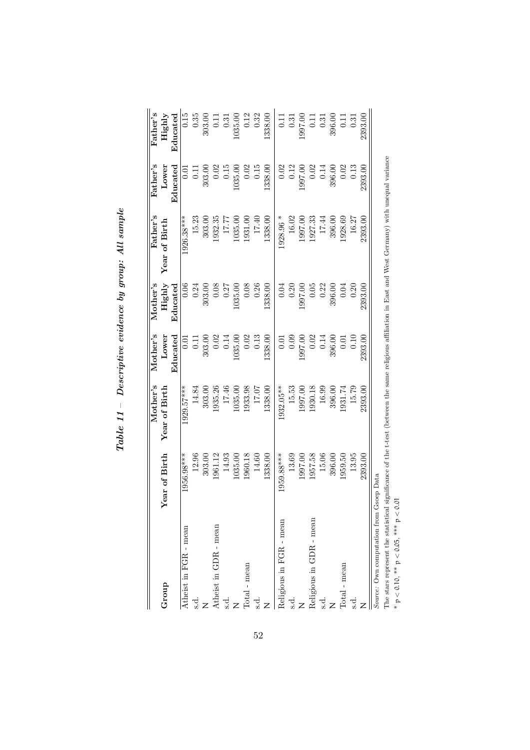*Table 11 – Descriptive evidence by group: All sample*

| Group | Year of Birth | Mother's Year of Birth | Mother's Lower Educated | Mother's Highly Educated | Father's Year of Birth | Father's Lower Educated | Father's Highly Educated |
|---|---|---|---|---|---|---|---|
| Atheist in FGR - mean | 1956.98*** | 1929.57*** | 0.01 | 0.06 | 1926.38*** | 0.01 | 0.15 |
| s.d. | 12.96 | 14.84 | 0.11 | 0.24 | 15.23 | 0.11 | 0.35 |
| N | 303.00 | 303.00 | 303.00 | 303.00 | 303.00 | 303.00 | 303.00 |
| Atheist in GDR - mean | 1961.12 | 1935.26 | 0.02 | 0.08 | 1932.35 | 0.02 | 0.11 |
| s.d. | 14.93 | 17.46 | 0.14 | 0.27 | 17.77 | 0.15 | 0.31 |
| N | 1035.00 | 1035.00 | 1035.00 | 1035.00 | 1035.00 | 1035.00 | 1035.00 |
| Total - mean | 1960.18 | 1933.98 | 0.02 | 0.08 | 1931.00 | 0.02 | 0.12 |
| s.d. | 14.60 | 17.07 | 0.13 | 0.26 | 17.40 | 0.15 | 0.32 |
| N | 1338.00 | 1338.00 | 1338.00 | 1338.00 | 1338.00 | 1338.00 | 1338.00 |
| Religious in FGR - mean | 1959.88*** | 1932.05** | 0.01 | 0.04 | 1928.96 * | 0.02 | 0.11 |
| s.d. | 13.69 | 15.53 | 0.09 | 0.20 | 16.02 | 0.12 | 0.31 |
| N | 1997.00 | 1997.00 | 1997.00 | 1997.00 | 1997.00 | 1997.00 | 1997.00 |
| Religious in GDR - mean | 1957.58 | 1930.18 | 0.02 | 0.05 | 1927.33 | 0.02 | 0.11 |
| s.d. | 15.06 | 16.99 | 0.14 | 0.22 | 17.44 | 0.14 | 0.31 |
| N | 396.00 | 396.00 | 396.00 | 396.00 | 396.00 | 396.00 | 396.00 |
| Total - mean | 1959.50 | 1931.74 | 0.01 | 0.04 | 1928.69 | 0.02 | 0.11 |
| s.d. | 13.95 | 15.79 | 0.10 | 0.20 | 16.27 | 0.13 | 0.31 |
| N | 2393.00 | 2393.00 | 2393.00 | 2393.00 | 2393.00 | 2393.00 | 2393.00 |

*Source*: Own computation from Gsoep Data

The stars represent the statistical significance of the t-test (between the same religious affiliation in East and West Germany) with unequal variance

* $p < 0.10$, ** $p < 0.05$, *** $p < 0.01$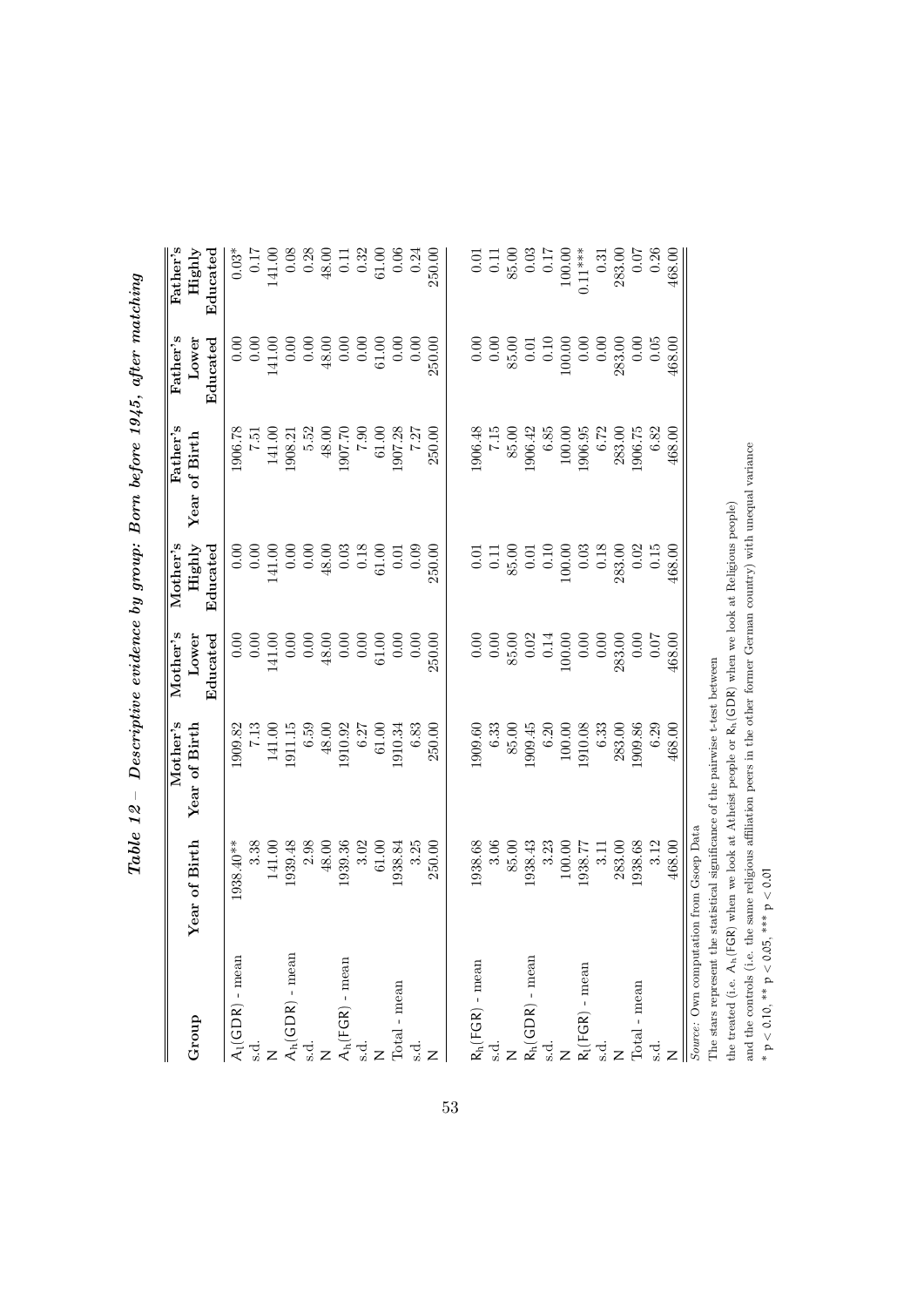# Table 12 – Descriptive evidence by group: Born before 1945, after matching

| Group | Year of Birth | Mother's Year of Birth | Mother's Lower Educated | Mother's Highly Educated | Father's Year of Birth | Father's Lower Educated | Father's Highly Educated |
|---|---|---|---|---|---|---|---|
| $A_l$(GDR) - mean | 1938.40** | 1909.82 | 0.00 | 0.00 | 1906.78 | 0.00 | 0.03* |
| s.d. | 3.38 | 7.13 | 0.00 | 0.00 | 7.51 | 0.00 | 0.17 |
| N | 141.00 | 141.00 | 141.00 | 141.00 | 141.00 | 141.00 | 141.00 |
| $A_h$(GDR) - mean | 1939.48 | 1911.15 | 0.00 | 0.00 | 1908.21 | 0.00 | 0.08 |
| s.d. | 2.98 | 6.59 | 0.00 | 0.00 | 5.52 | 0.00 | 0.28 |
| N | 48.00 | 48.00 | 48.00 | 48.00 | 48.00 | 48.00 | 48.00 |
| $A_h$(FGR) - mean | 1939.36 | 1910.92 | 0.00 | 0.03 | 1907.70 | 0.00 | 0.11 |
| s.d. | 3.02 | 6.27 | 0.00 | 0.18 | 7.90 | 0.00 | 0.32 |
| N | 61.00 | 61.00 | 61.00 | 61.00 | 61.00 | 61.00 | 61.00 |
| Total - mean | 1938.84 | 1910.34 | 0.00 | 0.01 | 1907.28 | 0.00 | 0.06 |
| s.d. | 3.25 | 6.83 | 0.00 | 0.09 | 7.27 | 0.00 | 0.24 |
| N | 250.00 | 250.00 | 250.00 | 250.00 | 250.00 | 250.00 | 250.00 |
| | | | | | | | |
| $R_h$(FGR) - mean | 1938.68 | 1909.60 | 0.00 | 0.01 | 1906.48 | 0.00 | 0.01 |
| s.d. | 3.06 | 6.33 | 0.00 | 0.11 | 7.15 | 0.00 | 0.11 |
| N | 85.00 | 85.00 | 85.00 | 85.00 | 85.00 | 85.00 | 85.00 |
| $R_h$(GDR) - mean | 1938.43 | 1909.45 | 0.02 | 0.01 | 1906.42 | 0.01 | 0.03 |
| s.d. | 3.23 | 6.20 | 0.14 | 0.10 | 6.85 | 0.10 | 0.17 |
| N | 100.00 | 100.00 | 100.00 | 100.00 | 100.00 | 100.00 | 100.00 |
| $R_l$(FGR) - mean | 1938.77 | 1910.08 | 0.00 | 0.03 | 1906.95 | 0.00 | 0.11*** |
| s.d. | 3.11 | 6.33 | 0.00 | 0.18 | 6.72 | 0.00 | 0.31 |
| N | 283.00 | 283.00 | 283.00 | 283.00 | 283.00 | 283.00 | 283.00 |
| Total - mean | 1938.68 | 1909.86 | 0.00 | 0.02 | 1906.75 | 0.00 | 0.07 |
| s.d. | 3.12 | 6.29 | 0.07 | 0.15 | 6.82 | 0.05 | 0.26 |
| N | 468.00 | 468.00 | 468.00 | 468.00 | 468.00 | 468.00 | 468.00 |

*Source:* Own computation from Gsoep Data

The stars represent the statistical significance of the pairwise t-test between

the treated (i.e. $A_h$(FGR) when we look at Atheist people or $R_h$(GDR) when we look at Religious people)

and the controls (i.e. the same religious affiliation peers in the other former German country) with unequal variance

* $p < 0.10$, ** $p < 0.05$, *** $p < 0.01$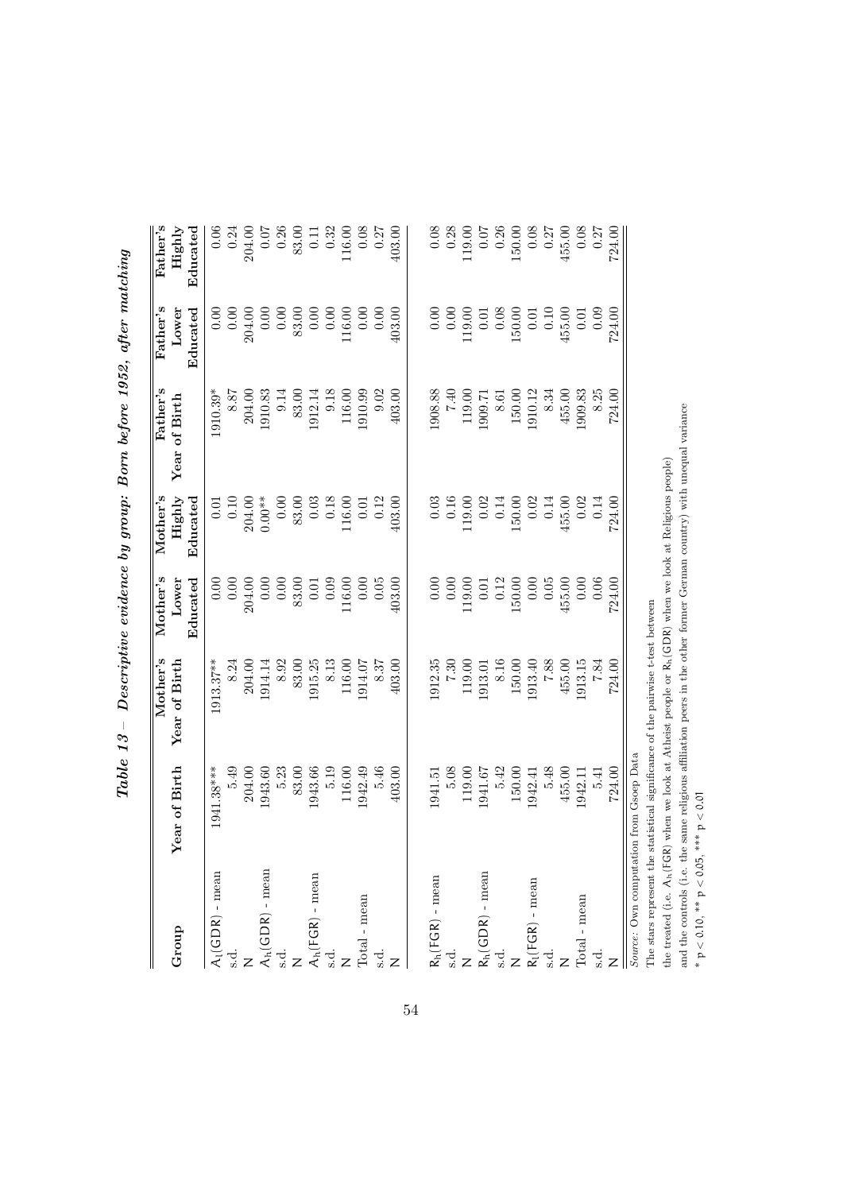***Table 13 – Descriptive evidence by group: Born before 1952, after matching***

| Group | Year of Birth | Mother's Year of Birth | Mother's Lower Educated | Mother's Highly Educated | Father's Year of Birth | Father's Lower Educated | Father's Highly Educated |
|---|---|---|---|---|---|---|---|
| $A_l$(GDR) - mean | 1941.38*** | 1913.37** | 0.00 | 0.01 | 1910.39* | 0.00 | 0.06 |
| s.d. | 5.49 | 8.24 | 0.00 | 0.10 | 8.87 | 0.00 | 0.24 |
| N | 204.00 | 204.00 | 204.00 | 204.00 | 204.00 | 204.00 | 204.00 |
| $A_h$(GDR) - mean | 1943.60 | 1914.14 | 0.00 | 0.00** | 1910.83 | 0.00 | 0.07 |
| s.d. | 5.23 | 8.92 | 0.00 | 0.00 | 9.14 | 0.00 | 0.26 |
| N | 83.00 | 83.00 | 83.00 | 83.00 | 83.00 | 83.00 | 83.00 |
| $A_h$(FGR) - mean | 1943.66 | 1915.25 | 0.01 | 0.03 | 1912.14 | 0.00 | 0.11 |
| s.d. | 5.19 | 8.13 | 0.09 | 0.18 | 9.18 | 0.00 | 0.32 |
| N | 116.00 | 116.00 | 116.00 | 116.00 | 116.00 | 116.00 | 116.00 |
| Total - mean | 1942.49 | 1914.07 | 0.00 | 0.01 | 1910.99 | 0.00 | 0.08 |
| s.d. | 5.46 | 8.37 | 0.05 | 0.12 | 9.02 | 0.00 | 0.27 |
| N | 403.00 | 403.00 | 403.00 | 403.00 | 403.00 | 403.00 | 403.00 |
| | | | | | | | |
| $R_h$(FGR) - mean | 1941.51 | 1912.35 | 0.00 | 0.03 | 1908.88 | 0.00 | 0.08 |
| s.d. | 5.08 | 7.30 | 0.00 | 0.16 | 7.40 | 0.00 | 0.28 |
| N | 119.00 | 119.00 | 119.00 | 119.00 | 119.00 | 119.00 | 119.00 |
| $R_h$(GDR) - mean | 1941.67 | 1913.01 | 0.01 | 0.02 | 1909.71 | 0.01 | 0.07 |
| s.d. | 5.42 | 8.16 | 0.12 | 0.14 | 8.61 | 0.08 | 0.26 |
| N | 150.00 | 150.00 | 150.00 | 150.00 | 150.00 | 150.00 | 150.00 |
| $R_l$(FGR) - mean | 1942.41 | 1913.40 | 0.00 | 0.02 | 1910.12 | 0.01 | 0.08 |
| s.d. | 5.48 | 7.88 | 0.05 | 0.14 | 8.34 | 0.10 | 0.27 |
| N | 455.00 | 455.00 | 455.00 | 455.00 | 455.00 | 455.00 | 455.00 |
| Total - mean | 1942.11 | 1913.15 | 0.00 | 0.02 | 1909.83 | 0.01 | 0.08 |
| s.d. | 5.41 | 7.84 | 0.06 | 0.14 | 8.25 | 0.09 | 0.27 |
| N | 724.00 | 724.00 | 724.00 | 724.00 | 724.00 | 724.00 | 724.00 |

*Source:* Own computation from Gsoep Data

The stars represent the statistical significance of the pairwise t-test between

the treated (i.e. $A_h$(FGR) when we look at Atheist people or $R_h$(GDR) when we look at Religious people)

and the controls (i.e. the same religious affiliation peers in the other former German country) with unequal variance

* $p < 0.10$, ** $p < 0.05$, *** $p < 0.01$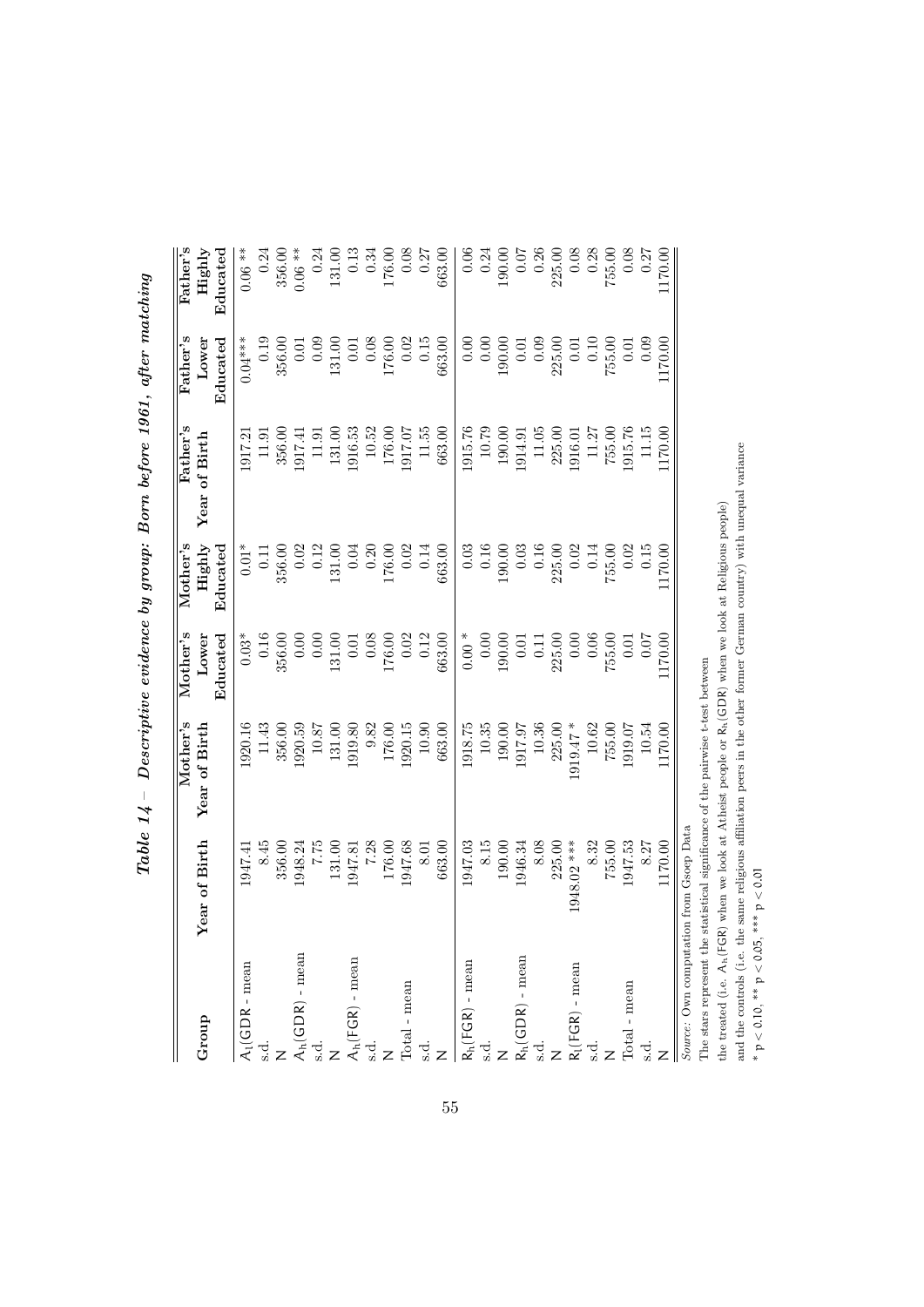## *Table 14 – Descriptive evidence by group: Born before 1961, after matching*

| Group | Year of Birth | Mother's Year of Birth | Mother's Lower Educated | Mother's Highly Educated | Father's Year of Birth | Father's Lower Educated | Father's Highly Educated |
|---|---|---|---|---|---|---|---|
| $A_l$(GDR - mean | 1947.41 | 1920.16 | 0.03* | 0.01* | 1917.21 | 0.04*** | 0.06 ** |
| s.d. | 8.45 | 11.43 | 0.16 | 0.11 | 11.91 | 0.19 | 0.24 |
| N | 356.00 | 356.00 | 356.00 | 356.00 | 356.00 | 356.00 | 356.00 |
| $A_h$(GDR) - mean | 1948.24 | 1920.59 | 0.00 | 0.02 | 1917.41 | 0.01 | 0.06 ** |
| s.d. | 7.75 | 10.87 | 0.00 | 0.12 | 11.91 | 0.09 | 0.24 |
| N | 131.00 | 131.00 | 131.00 | 131.00 | 131.00 | 131.00 | 131.00 |
| $A_h$(FGR) - mean | 1947.81 | 1919.80 | 0.01 | 0.04 | 1916.53 | 0.01 | 0.13 |
| s.d. | 7.28 | 9.82 | 0.08 | 0.20 | 10.52 | 0.08 | 0.34 |
| N | 176.00 | 176.00 | 176.00 | 176.00 | 176.00 | 176.00 | 176.00 |
| Total - mean | 1947.68 | 1920.15 | 0.02 | 0.02 | 1917.07 | 0.02 | 0.08 |
| s.d. | 8.01 | 10.90 | 0.12 | 0.14 | 11.55 | 0.15 | 0.27 |
| N | 663.00 | 663.00 | 663.00 | 663.00 | 663.00 | 663.00 | 663.00 |
| $R_h$(FGR) - mean | 1947.03 | 1918.75 | 0.00 * | 0.03 | 1915.76 | 0.00 | 0.06 |
| s.d. | 8.15 | 10.35 | 0.00 | 0.16 | 10.79 | 0.00 | 0.24 |
| N | 190.00 | 190.00 | 190.00 | 190.00 | 190.00 | 190.00 | 190.00 |
| $R_h$(GDR) - mean | 1946.34 | 1917.97 | 0.01 | 0.03 | 1914.91 | 0.01 | 0.07 |
| s.d. | 8.08 | 10.36 | 0.11 | 0.16 | 11.05 | 0.09 | 0.26 |
| N | 225.00 | 225.00 | 225.00 | 225.00 | 225.00 | 225.00 | 225.00 |
| $R_l$(FGR) - mean | 1948.02 *** | 1919.47 * | 0.00 | 0.02 | 1916.01 | 0.01 | 0.08 |
| s.d. | 8.32 | 10.62 | 0.06 | 0.14 | 11.27 | 0.10 | 0.28 |
| N | 755.00 | 755.00 | 755.00 | 755.00 | 755.00 | 755.00 | 755.00 |
| Total - mean | 1947.53 | 1919.07 | 0.01 | 0.02 | 1915.76 | 0.01 | 0.08 |
| s.d. | 8.27 | 10.54 | 0.07 | 0.15 | 11.15 | 0.09 | 0.27 |
| N | 1170.00 | 1170.00 | 1170.00 | 1170.00 | 1170.00 | 1170.00 | 1170.00 |

*Source:* Own computation from Gsoep Data

The stars represent the statistical significance of the pairwise t-test between

the treated (i.e. $A_h$(FGR) when we look at Atheist people or $R_h$(GDR) when we look at Religious people)

and the controls (i.e. the same religious affiliation peers in the other former German country) with unequal variance

* $p < 0.10$, ** $p < 0.05$, *** $p < 0.01$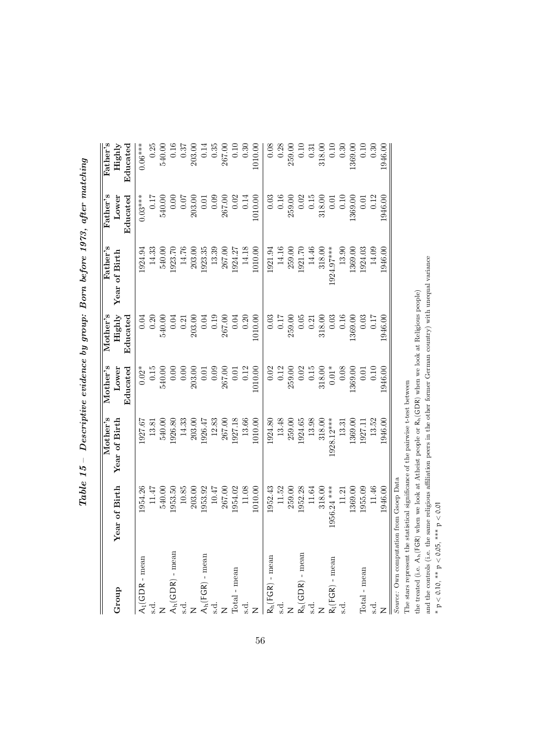**Table 15 – Descriptive evidence by group: Born before 1973, after matching**

| Group | Year of Birth | Mother's Year of Birth | Mother's Lower Educated | Mother's Highly Educated | Father's Year of Birth | Father's Lower Educated | Father's Highly Educated |
|---|---|---|---|---|---|---|---|
| $A_l$(GDR) - mean | 1954.26 | 1927.67 | 0.02* | 0.04 | 1924.94 | 0.03*** | 0.06*** |
| s.d. | 11.47 | 13.81 | 0.15 | 0.20 | 14.33 | 0.17 | 0.25 |
| N | 540.00 | 540.00 | 540.00 | 540.00 | 540.00 | 540.00 | 540.00 |
| $A_h$(GDR) - mean | 1953.50 | 1926.80 | 0.00 | 0.04 | 1923.70 | 0.00 | 0.16 |
| s.d. | 10.85 | 14.33 | 0.00 | 0.21 | 14.76 | 0.07 | 0.37 |
| N | 203.00 | 203.00 | 203.00 | 203.00 | 203.00 | 203.00 | 203.00 |
| $A_h$(FGR) - mean | 1953.92 | 1926.47 | 0.01 | 0.04 | 1923.35 | 0.01 | 0.14 |
| s.d. | 10.47 | 12.83 | 0.09 | 0.19 | 13.39 | 0.09 | 0.35 |
| N | 267.00 | 267.00 | 267.00 | 267.00 | 267.00 | 267.00 | 267.00 |
| Total - mean | 1954.02 | 1927.18 | 0.01 | 0.04 | 1924.27 | 0.02 | 0.10 |
| s.d. | 11.08 | 13.66 | 0.12 | 0.20 | 14.18 | 0.14 | 0.30 |
| N | 1010.00 | 1010.00 | 1010.00 | 1010.00 | 1010.00 | 1010.00 | 1010.00 |
| $R_h$(FGR) - mean | 1952.43 | 1924.80 | 0.02 | 0.03 | 1921.94 | 0.03 | 0.08 |
| s.d. | 11.52 | 13.48 | 0.12 | 0.17 | 14.16 | 0.16 | 0.28 |
| N | 259.00 | 259.00 | 259.00 | 259.00 | 259.00 | 259.00 | 259.00 |
| $R_h$(GDR) - mean | 1952.28 | 1924.65 | 0.02 | 0.05 | 1921.70 | 0.02 | 0.10 |
| s.d. | 11.64 | 13.98 | 0.15 | 0.21 | 14.46 | 0.15 | 0.31 |
| N | 318.00 | 318.00 | 318.00 | 318.00 | 318.00 | 318.00 | 318.00 |
| $R_l$(FGR) - mean | 1956.24 *** | 1928.12*** | 0.01* | 0.03 | 1924.97*** | 0.01 | 0.10 |
| s.d. | 11.21 | 13.31 | 0.08 | 0.16 | 13.90 | 0.10 | 0.30 |
| | 1369.00 | 1369.00 | 1369.00 | 1369.00 | 1369.00 | 1369.00 | 1369.00 |
| Total - mean | 1955.09 | 1927.11 | 0.01 | 0.03 | 1924.03 | 0.01 | 0.10 |
| s.d. | 11.46 | 13.52 | 0.10 | 0.17 | 14.09 | 0.12 | 0.30 |
| N | 1946.00 | 1946.00 | 1946.00 | 1946.00 | 1946.00 | 1946.00 | 1946.00 |

*Source:* Own computation from Gsoep Data

The stars represent the statistical significance of the pairwise t-test between

the treated (i.e. $A_h$(FGR) when we look at Atheist people or $R_h$(GDR) when we look at Religious people)

and the controls (i.e. the same religious affiliation peers in the other former German country) with unequal variance

* $p < 0.10$, ** $p < 0.05$, *** $p < 0.01$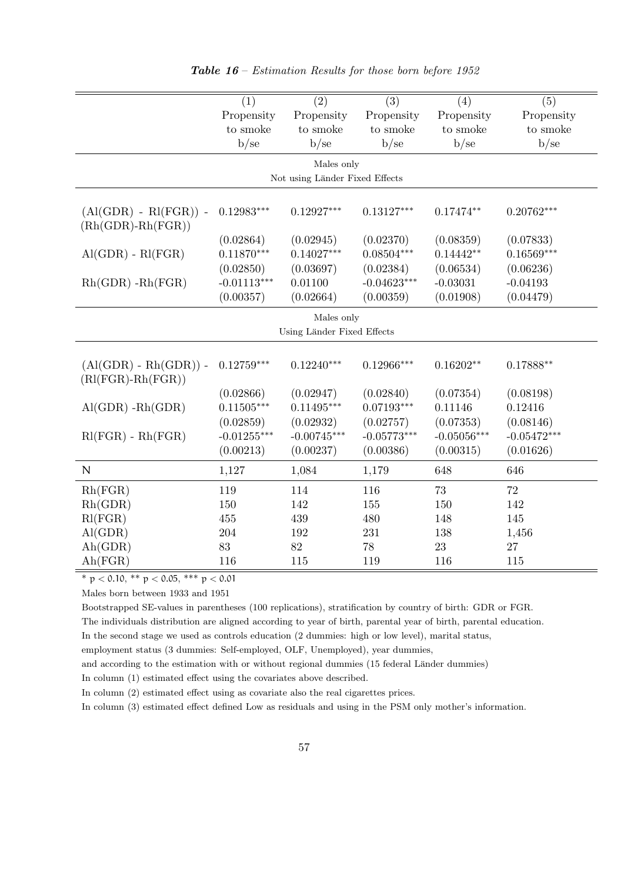***Table 16** – Estimation Results for those born before 1952*

| | (1) Propensity to smoke b/se | (2) Propensity to smoke b/se | (3) Propensity to smoke b/se | (4) Propensity to smoke b/se | (5) Propensity to smoke b/se |
|---|---|---|---|---|---|
| | | Males only Not using Länder Fixed Effects | | | |
| (Al(GDR) - Rl(FGR)) - (Rh(GDR)-Rh(FGR)) | 0.12983*** | 0.12927*** | 0.13127*** | 0.17474** | 0.20762*** |
| | (0.02864) | (0.02945) | (0.02370) | (0.08359) | (0.07833) |
| Al(GDR) - Rl(FGR) | 0.11870*** | 0.14027*** | 0.08504*** | 0.14442** | 0.16569*** |
| | (0.02850) | (0.03697) | (0.02384) | (0.06534) | (0.06236) |
| Rh(GDR) -Rh(FGR) | -0.01113*** | 0.01100 | -0.04623*** | -0.03031 | -0.04193 |
| | (0.00357) | (0.02664) | (0.00359) | (0.01908) | (0.04479) |
| | | Males only Using Länder Fixed Effects | | | |
| (Al(GDR) - Rh(GDR)) - (Rl(FGR)-Rh(FGR)) | 0.12759*** | 0.12240*** | 0.12966*** | 0.16202** | 0.17888** |
| | (0.02866) | (0.02947) | (0.02840) | (0.07354) | (0.08198) |
| Al(GDR) -Rh(GDR) | 0.11505*** | 0.11495*** | 0.07193*** | 0.11146 | 0.12416 |
| | (0.02859) | (0.02932) | (0.02757) | (0.07353) | (0.08146) |
| Rl(FGR) - Rh(FGR) | -0.01255*** | -0.00745*** | -0.05773*** | -0.05056*** | -0.05472*** |
| | (0.00213) | (0.00237) | (0.00386) | (0.00315) | (0.01626) |
| N | 1,127 | 1,084 | 1,179 | 648 | 646 |
| Rh(FGR) | 119 | 114 | 116 | 73 | 72 |
| Rh(GDR) | 150 | 142 | 155 | 150 | 142 |
| Rl(FGR) | 455 | 439 | 480 | 148 | 145 |
| Al(GDR) | 204 | 192 | 231 | 138 | 1,456 |
| Ah(GDR) | 83 | 82 | 78 | 23 | 27 |
| Ah(FGR) | 116 | 115 | 119 | 116 | 115 |

* $p < 0.10$, ** $p < 0.05$, *** $p < 0.01$

Males born between 1933 and 1951

Bootstrapped SE-values in parentheses (100 replications), stratification by country of birth: GDR or FGR.

The individuals distribution are aligned according to year of birth, parental year of birth, parental education.

In the second stage we used as controls education (2 dummies: high or low level), marital status,

employment status (3 dummies: Self-employed, OLF, Unemployed), year dummies,

and according to the estimation with or without regional dummies (15 federal Länder dummies)

In column (1) estimated effect using the covariates above described.

In column (2) estimated effect using as covariate also the real cigarettes prices.

In column (3) estimated effect defined Low as residuals and using in the PSM only mother's information.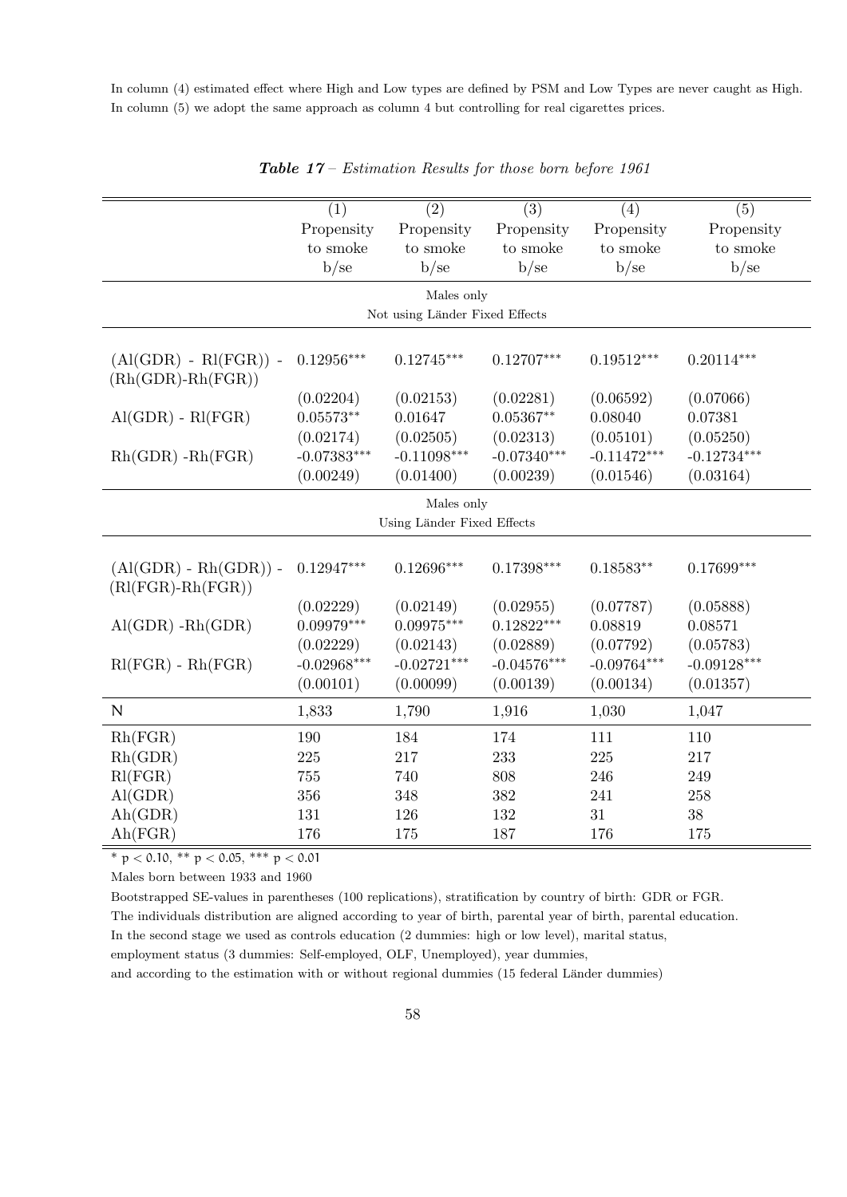In column (4) estimated effect where High and Low types are defined by PSM and Low Types are never caught as High. In column (5) we adopt the same approach as column 4 but controlling for real cigarettes prices.

***Table 17*** *– Estimation Results for those born before 1961*

| | (1) | (2) | (3) | (4) | (5) |
|---|---|---|---|---|---|
| | Propensity to smoke | Propensity to smoke | Propensity to smoke | Propensity to smoke | Propensity to smoke |
| | b/se | b/se | b/se | b/se | b/se |
| **Males only — Not using Länder Fixed Effects** | | | | | |
| (Al(GDR) - Rl(FGR)) - (Rh(GDR)-Rh(FGR)) | 0.12956*** | 0.12745*** | 0.12707*** | 0.19512*** | 0.20114*** |
| | (0.02204) | (0.02153) | (0.02281) | (0.06592) | (0.07066) |
| Al(GDR) - Rl(FGR) | 0.05573** | 0.01647 | 0.05367** | 0.08040 | 0.07381 |
| | (0.02174) | (0.02505) | (0.02313) | (0.05101) | (0.05250) |
| Rh(GDR) -Rh(FGR) | -0.07383*** | -0.11098*** | -0.07340*** | -0.11472*** | -0.12734*** |
| | (0.00249) | (0.01400) | (0.00239) | (0.01546) | (0.03164) |
| **Males only — Using Länder Fixed Effects** | | | | | |
| (Al(GDR) - Rh(GDR)) - (Rl(FGR)-Rh(FGR)) | 0.12947*** | 0.12696*** | 0.17398*** | 0.18583** | 0.17699*** |
| | (0.02229) | (0.02149) | (0.02955) | (0.07787) | (0.05888) |
| Al(GDR) -Rh(GDR) | 0.09979*** | 0.09975*** | 0.12822*** | 0.08819 | 0.08571 |
| | (0.02229) | (0.02143) | (0.02889) | (0.07792) | (0.05783) |
| Rl(FGR) - Rh(FGR) | -0.02968*** | -0.02721*** | -0.04576*** | -0.09764*** | -0.09128*** |
| | (0.00101) | (0.00099) | (0.00139) | (0.00134) | (0.01357) |
| N | 1,833 | 1,790 | 1,916 | 1,030 | 1,047 |
| Rh(FGR) | 190 | 184 | 174 | 111 | 110 |
| Rh(GDR) | 225 | 217 | 233 | 225 | 217 |
| Rl(FGR) | 755 | 740 | 808 | 246 | 249 |
| Al(GDR) | 356 | 348 | 382 | 241 | 258 |
| Ah(GDR) | 131 | 126 | 132 | 31 | 38 |
| Ah(FGR) | 176 | 175 | 187 | 176 | 175 |

* $p < 0.10$, ** $p < 0.05$, *** $p < 0.01$

Males born between 1933 and 1960

Bootstrapped SE-values in parentheses (100 replications), stratification by country of birth: GDR or FGR.

The individuals distribution are aligned according to year of birth, parental year of birth, parental education.

In the second stage we used as controls education (2 dummies: high or low level), marital status,

employment status (3 dummies: Self-employed, OLF, Unemployed), year dummies,

and according to the estimation with or without regional dummies (15 federal Länder dummies)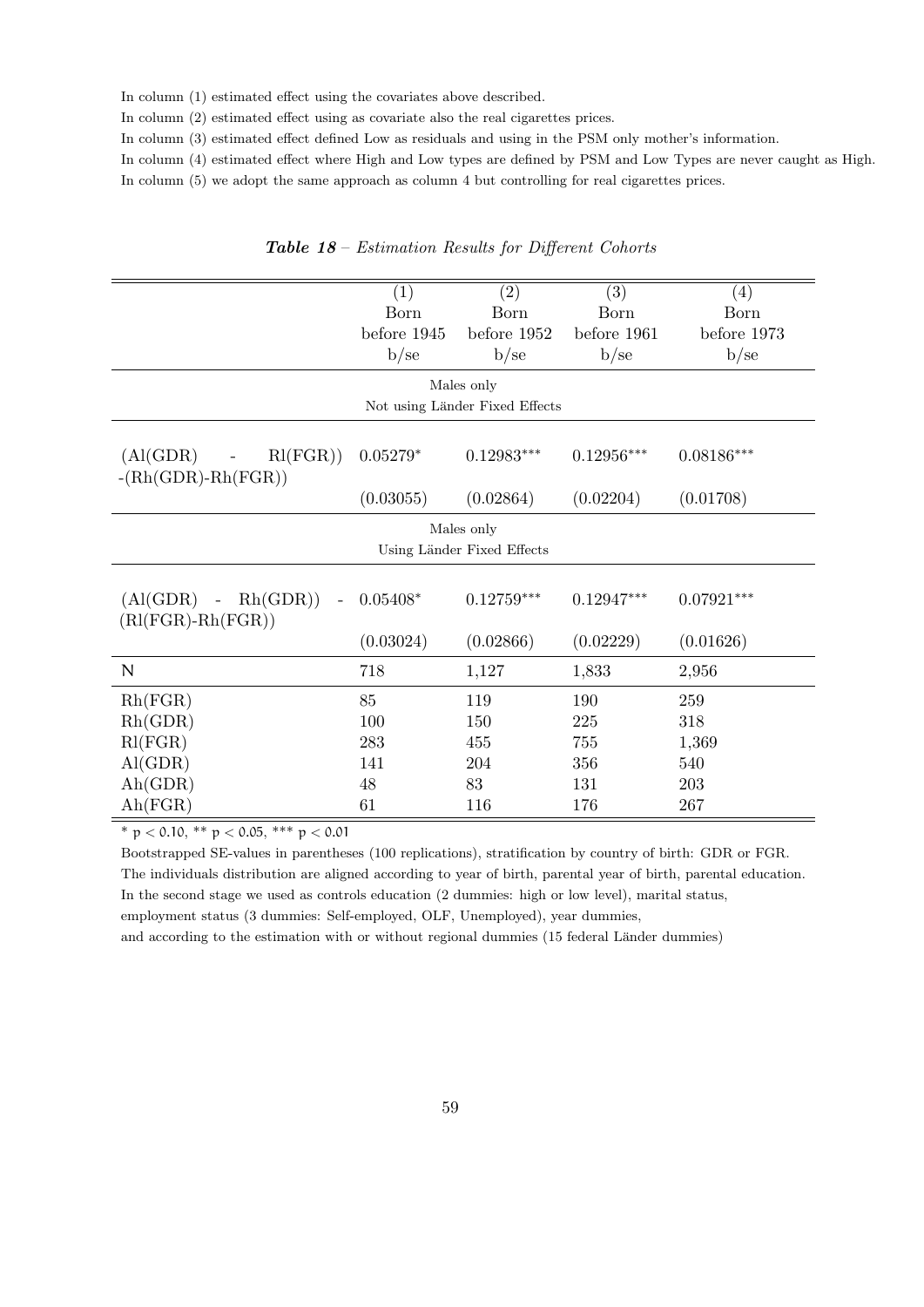In column (1) estimated effect using the covariates above described.

In column (2) estimated effect using as covariate also the real cigarettes prices.

In column (3) estimated effect defined Low as residuals and using in the PSM only mother's information.

In column (4) estimated effect where High and Low types are defined by PSM and Low Types are never caught as High.

In column (5) we adopt the same approach as column 4 but controlling for real cigarettes prices.

***Table 18*** *– Estimation Results for Different Cohorts*

| | (1) Born before 1945 b/se | (2) Born before 1952 b/se | (3) Born before 1961 b/se | (4) Born before 1973 b/se |
|---|---|---|---|---|
| | Males only Not using Länder Fixed Effects | | | |
| (Al(GDR) - Rl(FGR)) -(Rh(GDR)-Rh(FGR)) | 0.05279* | 0.12983*** | 0.12956*** | 0.08186*** |
| | (0.03055) | (0.02864) | (0.02204) | (0.01708) |
| | Males only Using Länder Fixed Effects | | | |
| (Al(GDR) - Rh(GDR)) - (Rl(FGR)-Rh(FGR)) | 0.05408* | 0.12759*** | 0.12947*** | 0.07921*** |
| | (0.03024) | (0.02866) | (0.02229) | (0.01626) |
| N | 718 | 1,127 | 1,833 | 2,956 |
| Rh(FGR) | 85 | 119 | 190 | 259 |
| Rh(GDR) | 100 | 150 | 225 | 318 |
| Rl(FGR) | 283 | 455 | 755 | 1,369 |
| Al(GDR) | 141 | 204 | 356 | 540 |
| Ah(GDR) | 48 | 83 | 131 | 203 |
| Ah(FGR) | 61 | 116 | 176 | 267 |

\* $p < 0.10$, \*\* $p < 0.05$, \*\*\* $p < 0.01$

Bootstrapped SE-values in parentheses (100 replications), stratification by country of birth: GDR or FGR.
The individuals distribution are aligned according to year of birth, parental year of birth, parental education.
In the second stage we used as controls education (2 dummies: high or low level), marital status,
employment status (3 dummies: Self-employed, OLF, Unemployed), year dummies,
and according to the estimation with or without regional dummies (15 federal Länder dummies)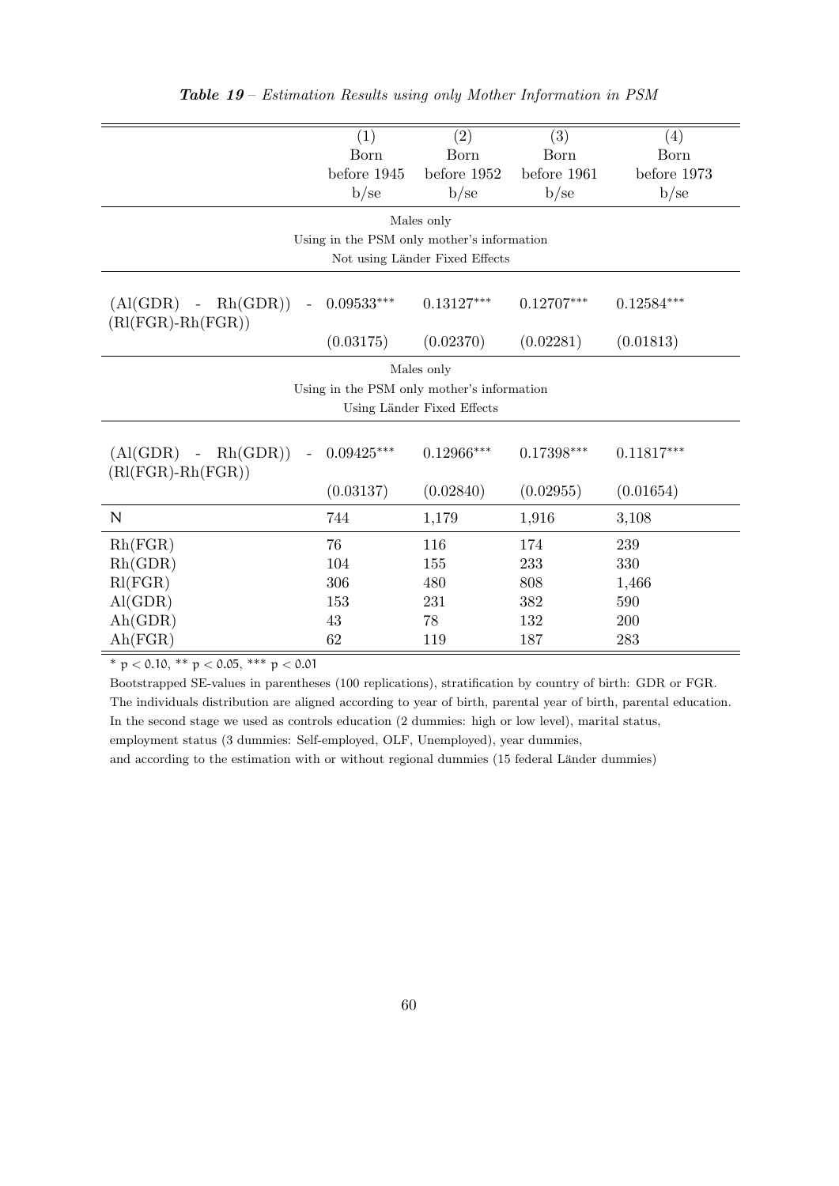***Table 19*** *– Estimation Results using only Mother Information in PSM*

| | (1) Born before 1945 b/se | (2) Born before 1952 b/se | (3) Born before 1961 b/se | (4) Born before 1973 b/se |
|---|---|---|---|---|
| | Males only<br>Using in the PSM only mother's information<br>Not using Länder Fixed Effects | | | |
| (Al(GDR) - Rh(GDR)) - (Rl(FGR)-Rh(FGR)) | 0.09533*** | 0.13127*** | 0.12707*** | 0.12584*** |
| | (0.03175) | (0.02370) | (0.02281) | (0.01813) |
| | Males only<br>Using in the PSM only mother's information<br>Using Länder Fixed Effects | | | |
| (Al(GDR) - Rh(GDR)) - (Rl(FGR)-Rh(FGR)) | 0.09425*** | 0.12966*** | 0.17398*** | 0.11817*** |
| | (0.03137) | (0.02840) | (0.02955) | (0.01654) |
| N | 744 | 1,179 | 1,916 | 3,108 |
| Rh(FGR) | 76 | 116 | 174 | 239 |
| Rh(GDR) | 104 | 155 | 233 | 330 |
| Rl(FGR) | 306 | 480 | 808 | 1,466 |
| Al(GDR) | 153 | 231 | 382 | 590 |
| Ah(GDR) | 43 | 78 | 132 | 200 |
| Ah(FGR) | 62 | 119 | 187 | 283 |

\* $p < 0.10$, ** $p < 0.05$, *** $p < 0.01$

Bootstrapped SE-values in parentheses (100 replications), stratification by country of birth: GDR or FGR.
The individuals distribution are aligned according to year of birth, parental year of birth, parental education.
In the second stage we used as controls education (2 dummies: high or low level), marital status,
employment status (3 dummies: Self-employed, OLF, Unemployed), year dummies,
and according to the estimation with or without regional dummies (15 federal Länder dummies)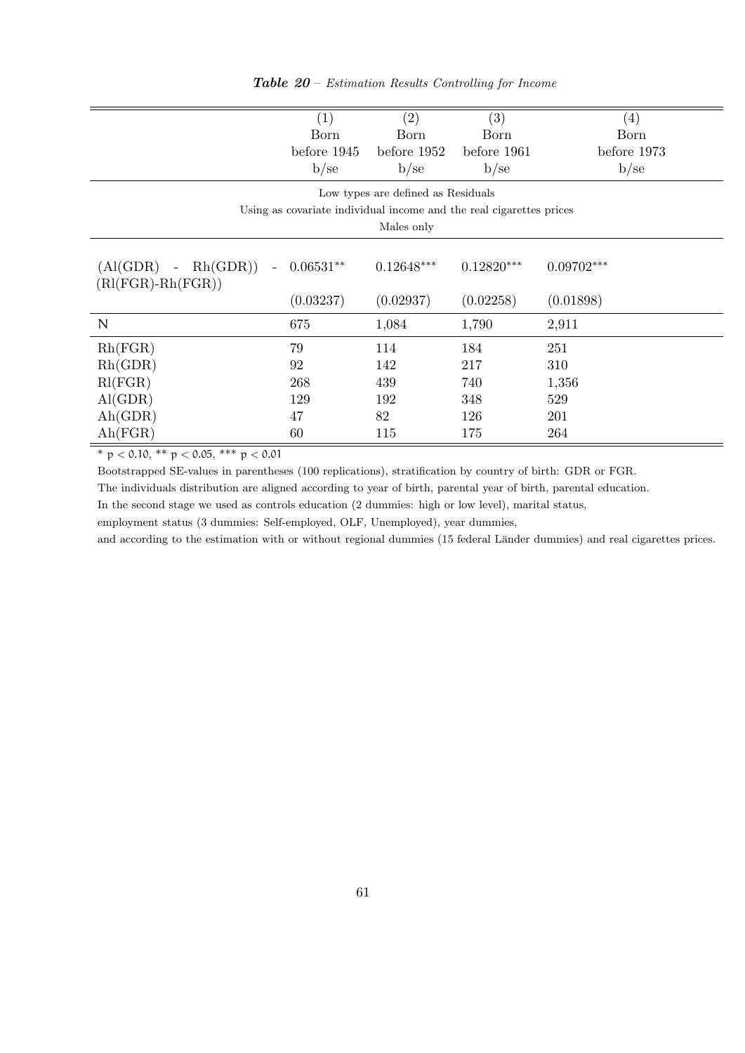***Table 20*** – *Estimation Results Controlling for Income*

| | (1) | (2) | (3) | (4) |
|---|---|---|---|---|
| | Born before 1945 | Born before 1952 | Born before 1961 | Born before 1973 |
| | b/se | b/se | b/se | b/se |
| Low types are defined as Residuals | | | | |
| Using as covariate individual income and the real cigarettes prices | | | | |
| Males only | | | | |
| (Al(GDR) - Rh(GDR)) - (Rl(FGR)-Rh(FGR)) | 0.06531** | 0.12648*** | 0.12820*** | 0.09702*** |
| | (0.03237) | (0.02937) | (0.02258) | (0.01898) |
| N | 675 | 1,084 | 1,790 | 2,911 |
| Rh(FGR) | 79 | 114 | 184 | 251 |
| Rh(GDR) | 92 | 142 | 217 | 310 |
| Rl(FGR) | 268 | 439 | 740 | 1,356 |
| Al(GDR) | 129 | 192 | 348 | 529 |
| Ah(GDR) | 47 | 82 | 126 | 201 |
| Ah(FGR) | 60 | 115 | 175 | 264 |

\* $p < 0.10$, \*\* $p < 0.05$, \*\*\* $p < 0.01$

Bootstrapped SE-values in parentheses (100 replications), stratification by country of birth: GDR or FGR.

The individuals distribution are aligned according to year of birth, parental year of birth, parental education.

In the second stage we used as controls education (2 dummies: high or low level), marital status,

employment status (3 dummies: Self-employed, OLF, Unemployed), year dummies,

and according to the estimation with or without regional dummies (15 federal Länder dummies) and real cigarettes prices.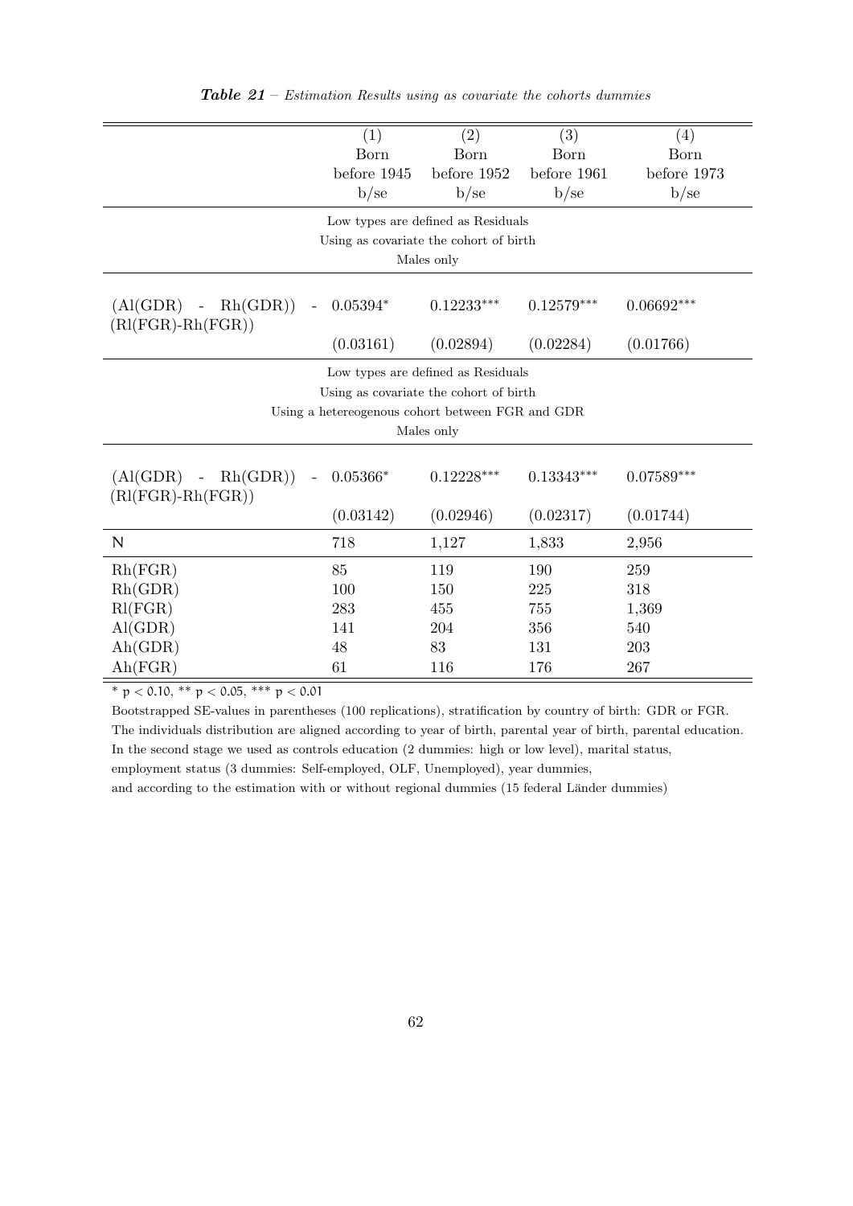***Table 21*** *– Estimation Results using as covariate the cohorts dummies*

| | (1) | (2) | (3) | (4) |
|---|---|---|---|---|
| | Born before 1945 | Born before 1952 | Born before 1961 | Born before 1973 |
| | b/se | b/se | b/se | b/se |
| Low types are defined as Residuals; Using as covariate the cohort of birth; Males only | | | | |
| (Al(GDR) - Rh(GDR)) - (Rl(FGR)-Rh(FGR)) | 0.05394* | 0.12233*** | 0.12579*** | 0.06692*** |
| | (0.03161) | (0.02894) | (0.02284) | (0.01766) |
| Low types are defined as Residuals; Using as covariate the cohort of birth; Using a hetereogenous cohort between FGR and GDR; Males only | | | | |
| (Al(GDR) - Rh(GDR)) - (Rl(FGR)-Rh(FGR)) | 0.05366* | 0.12228*** | 0.13343*** | 0.07589*** |
| | (0.03142) | (0.02946) | (0.02317) | (0.01744) |
| N | 718 | 1,127 | 1,833 | 2,956 |
| Rh(FGR) | 85 | 119 | 190 | 259 |
| Rh(GDR) | 100 | 150 | 225 | 318 |
| Rl(FGR) | 283 | 455 | 755 | 1,369 |
| Al(GDR) | 141 | 204 | 356 | 540 |
| Ah(GDR) | 48 | 83 | 131 | 203 |
| Ah(FGR) | 61 | 116 | 176 | 267 |

\* $p < 0.10$, ** $p < 0.05$, *** $p < 0.01$

Bootstrapped SE-values in parentheses (100 replications), stratification by country of birth: GDR or FGR.
The individuals distribution are aligned according to year of birth, parental year of birth, parental education.
In the second stage we used as controls education (2 dummies: high or low level), marital status,
employment status (3 dummies: Self-employed, OLF, Unemployed), year dummies,
and according to the estimation with or without regional dummies (15 federal Länder dummies)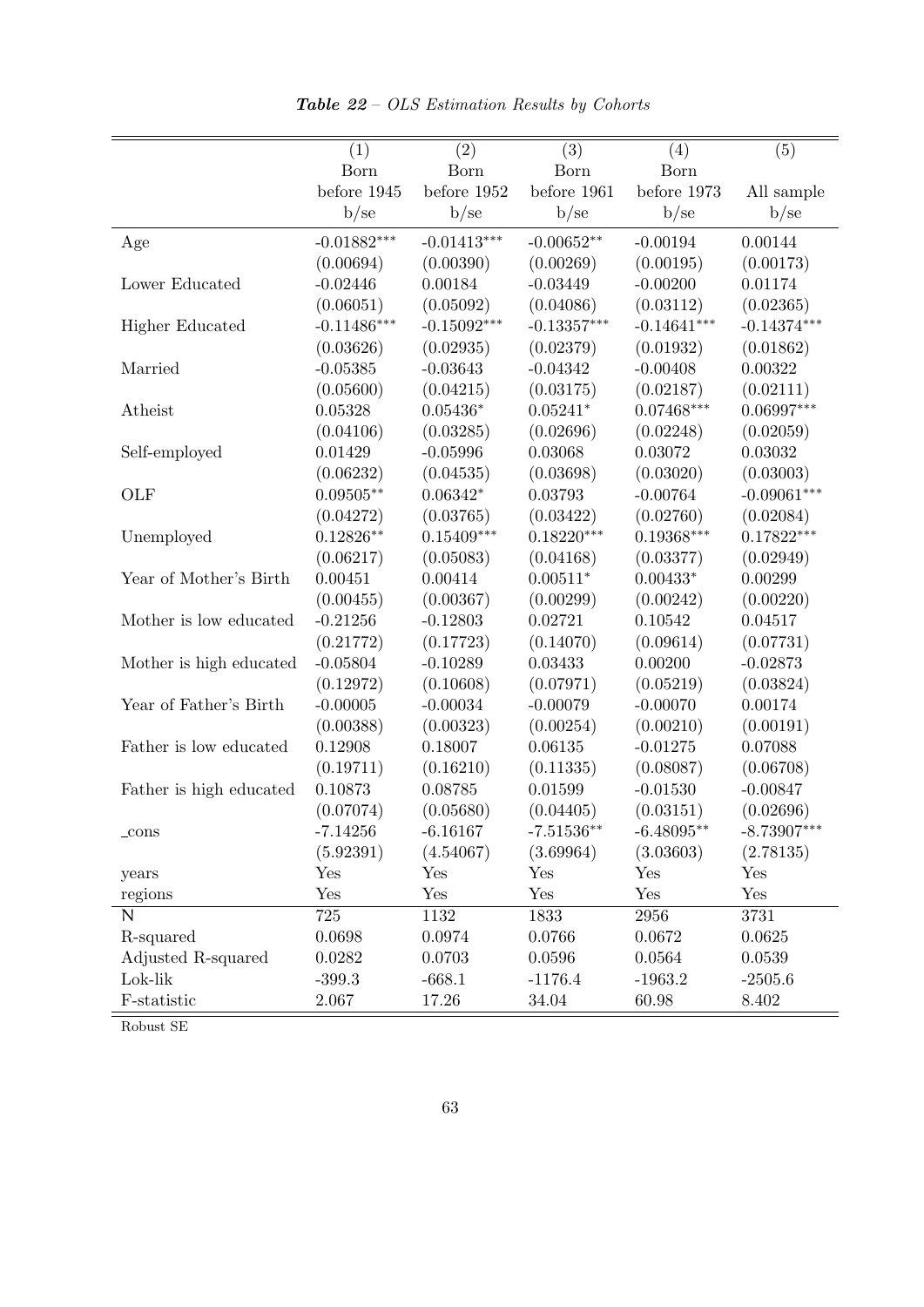***Table 22*** *– OLS Estimation Results by Cohorts*

| | (1) | (2) | (3) | (4) | (5) |
|---|---|---|---|---|---|
| | Born before 1945 | Born before 1952 | Born before 1961 | Born before 1973 | All sample |
| | b/se | b/se | b/se | b/se | b/se |
| Age | -0.01882*** | -0.01413*** | -0.00652** | -0.00194 | 0.00144 |
| | (0.00694) | (0.00390) | (0.00269) | (0.00195) | (0.00173) |
| Lower Educated | -0.02446 | 0.00184 | -0.03449 | -0.00200 | 0.01174 |
| | (0.06051) | (0.05092) | (0.04086) | (0.03112) | (0.02365) |
| Higher Educated | -0.11486*** | -0.15092*** | -0.13357*** | -0.14641*** | -0.14374*** |
| | (0.03626) | (0.02935) | (0.02379) | (0.01932) | (0.01862) |
| Married | -0.05385 | -0.03643 | -0.04342 | -0.00408 | 0.00322 |
| | (0.05600) | (0.04215) | (0.03175) | (0.02187) | (0.02111) |
| Atheist | 0.05328 | 0.05436* | 0.05241* | 0.07468*** | 0.06997*** |
| | (0.04106) | (0.03285) | (0.02696) | (0.02248) | (0.02059) |
| Self-employed | 0.01429 | -0.05996 | 0.03068 | 0.03072 | 0.03032 |
| | (0.06232) | (0.04535) | (0.03698) | (0.03020) | (0.03003) |
| OLF | 0.09505** | 0.06342* | 0.03793 | -0.00764 | -0.09061*** |
| | (0.04272) | (0.03765) | (0.03422) | (0.02760) | (0.02084) |
| Unemployed | 0.12826** | 0.15409*** | 0.18220*** | 0.19368*** | 0.17822*** |
| | (0.06217) | (0.05083) | (0.04168) | (0.03377) | (0.02949) |
| Year of Mother's Birth | 0.00451 | 0.00414 | 0.00511* | 0.00433* | 0.00299 |
| | (0.00455) | (0.00367) | (0.00299) | (0.00242) | (0.00220) |
| Mother is low educated | -0.21256 | -0.12803 | 0.02721 | 0.10542 | 0.04517 |
| | (0.21772) | (0.17723) | (0.14070) | (0.09614) | (0.07731) |
| Mother is high educated | -0.05804 | -0.10289 | 0.03433 | 0.00200 | -0.02873 |
| | (0.12972) | (0.10608) | (0.07971) | (0.05219) | (0.03824) |
| Year of Father's Birth | -0.00005 | -0.00034 | -0.00079 | -0.00070 | 0.00174 |
| | (0.00388) | (0.00323) | (0.00254) | (0.00210) | (0.00191) |
| Father is low educated | 0.12908 | 0.18007 | 0.06135 | -0.01275 | 0.07088 |
| | (0.19711) | (0.16210) | (0.11335) | (0.08087) | (0.06708) |
| Father is high educated | 0.10873 | 0.08785 | 0.01599 | -0.01530 | -0.00847 |
| | (0.07074) | (0.05680) | (0.04405) | (0.03151) | (0.02696) |
| _cons | -7.14256 | -6.16167 | -7.51536** | -6.48095** | -8.73907*** |
| | (5.92391) | (4.54067) | (3.69964) | (3.03603) | (2.78135) |
| years | Yes | Yes | Yes | Yes | Yes |
| regions | Yes | Yes | Yes | Yes | Yes |
| N | 725 | 1132 | 1833 | 2956 | 3731 |
| R-squared | 0.0698 | 0.0974 | 0.0766 | 0.0672 | 0.0625 |
| Adjusted R-squared | 0.0282 | 0.0703 | 0.0596 | 0.0564 | 0.0539 |
| Lok-lik | -399.3 | -668.1 | -1176.4 | -1963.2 | -2505.6 |
| F-statistic | 2.067 | 17.26 | 34.04 | 60.98 | 8.402 |

Robust SE